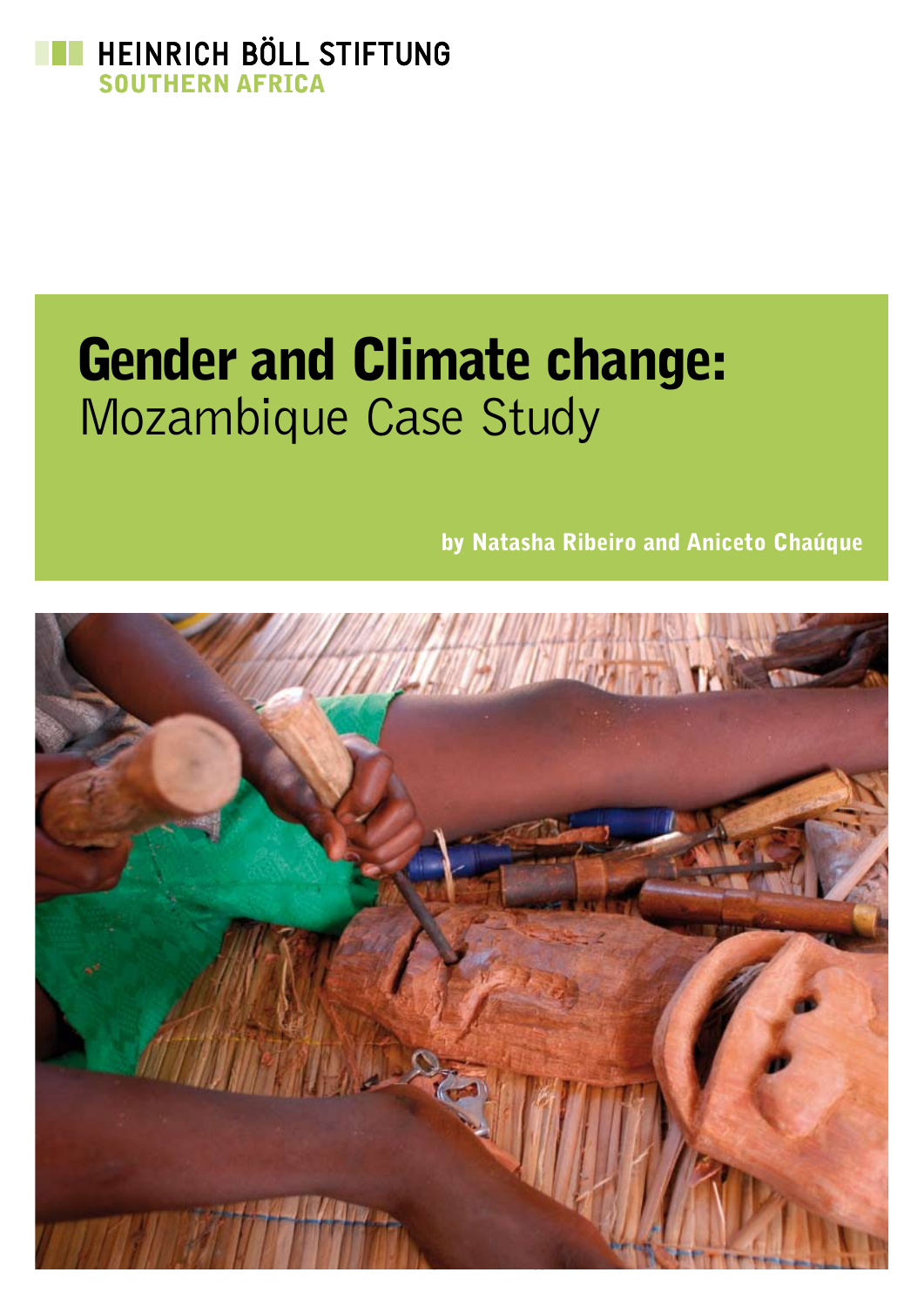HEINRICH BÖLL STIFTUNG
SOUTHERN AFRICA

# Gender and Climate change:
## Mozambique Case Study

**by Natasha Ribeiro and Aniceto Chaúque**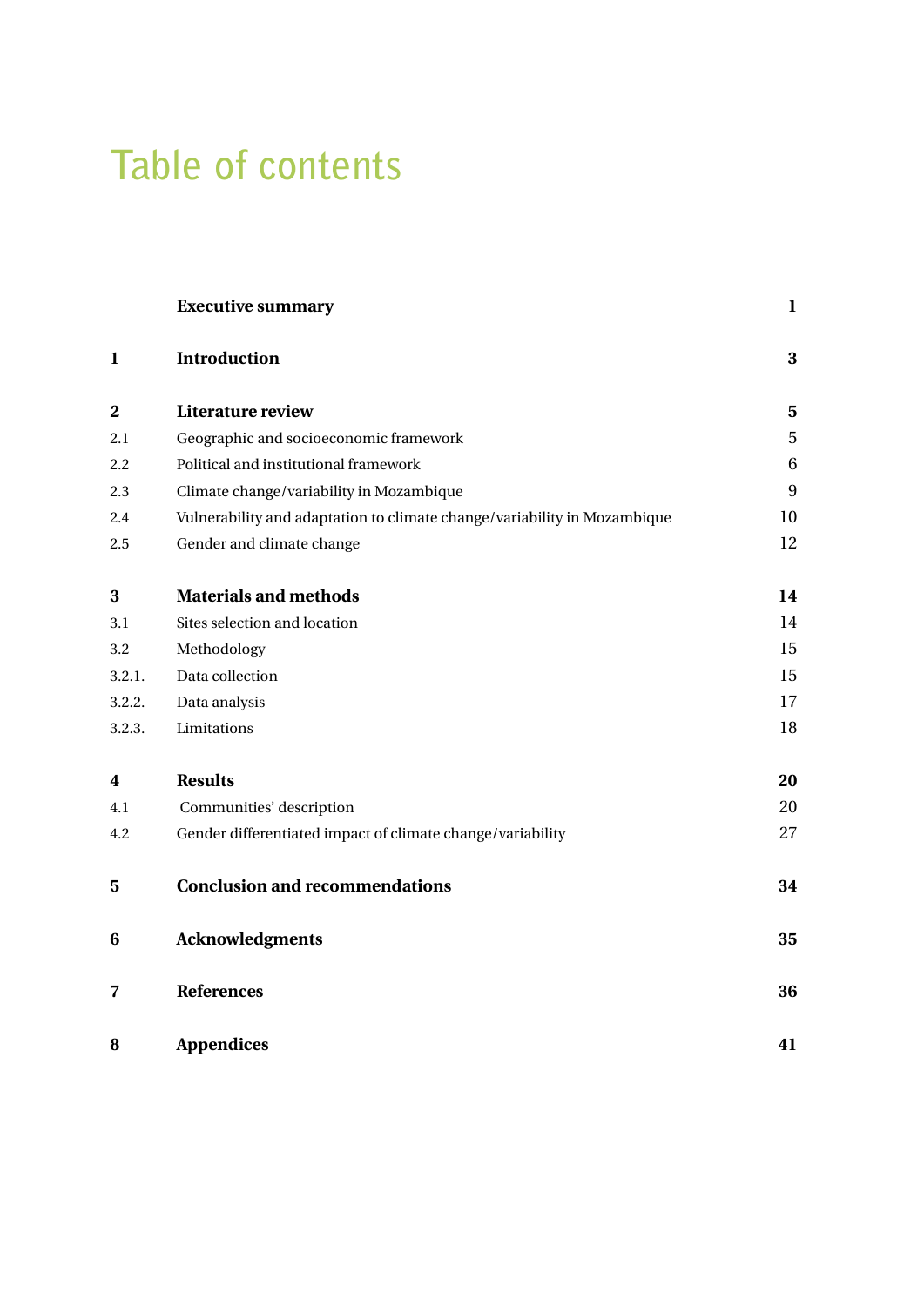# Table of contents

| | | |
|---|---|---|
| | **Executive summary** | **1** |
| **1** | **Introduction** | **3** |
| **2** | **Literature review** | **5** |
| 2.1 | Geographic and socioeconomic framework | 5 |
| 2.2 | Political and institutional framework | 6 |
| 2.3 | Climate change/variability in Mozambique | 9 |
| 2.4 | Vulnerability and adaptation to climate change/variability in Mozambique | 10 |
| 2.5 | Gender and climate change | 12 |
| **3** | **Materials and methods** | **14** |
| 3.1 | Sites selection and location | 14 |
| 3.2 | Methodology | 15 |
| 3.2.1. | Data collection | 15 |
| 3.2.2. | Data analysis | 17 |
| 3.2.3. | Limitations | 18 |
| **4** | **Results** | **20** |
| 4.1 | Communities' description | 20 |
| 4.2 | Gender differentiated impact of climate change/variability | 27 |
| **5** | **Conclusion and recommendations** | **34** |
| **6** | **Acknowledgments** | **35** |
| **7** | **References** | **36** |
| **8** | **Appendices** | **41** |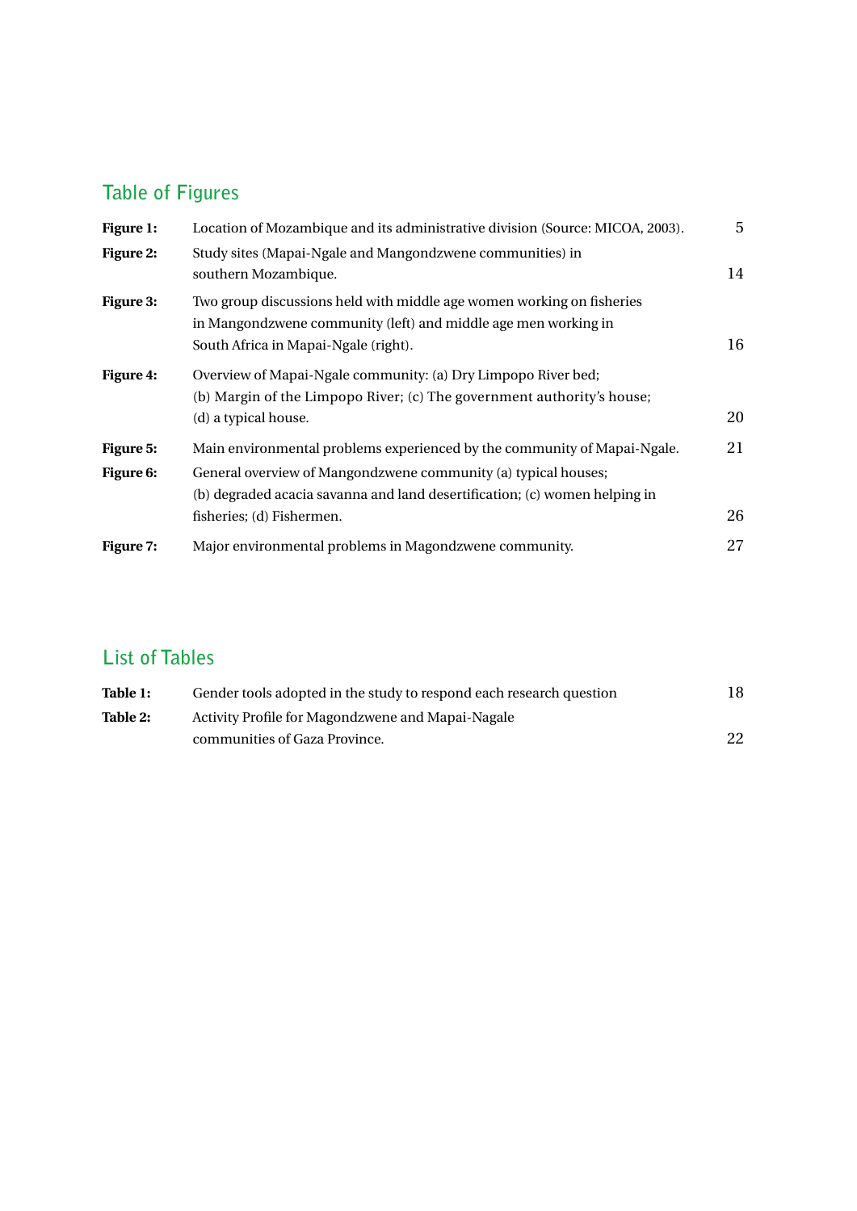## Table of Figures

| | | |
|---|---|---|
| **Figure 1:** | Location of Mozambique and its administrative division (Source: MICOA, 2003). | 5 |
| **Figure 2:** | Study sites (Mapai-Ngale and Mangondzwene communities) in southern Mozambique. | 14 |
| **Figure 3:** | Two group discussions held with middle age women working on fisheries in Mangondzwene community (left) and middle age men working in South Africa in Mapai-Ngale (right). | 16 |
| **Figure 4:** | Overview of Mapai-Ngale community: (a) Dry Limpopo River bed; (b) Margin of the Limpopo River; (c) The government authority's house; (d) a typical house. | 20 |
| **Figure 5:** | Main environmental problems experienced by the community of Mapai-Ngale. | 21 |
| **Figure 6:** | General overview of Mangondzwene community (a) typical houses; (b) degraded acacia savanna and land desertification; (c) women helping in fisheries; (d) Fishermen. | 26 |
| **Figure 7:** | Major environmental problems in Magondzwene community. | 27 |

## List of Tables

| | | |
|---|---|---|
| **Table 1:** | Gender tools adopted in the study to respond each research question | 18 |
| **Table 2:** | Activity Profile for Magondzwene and Mapai-Nagale communities of Gaza Province. | 22 |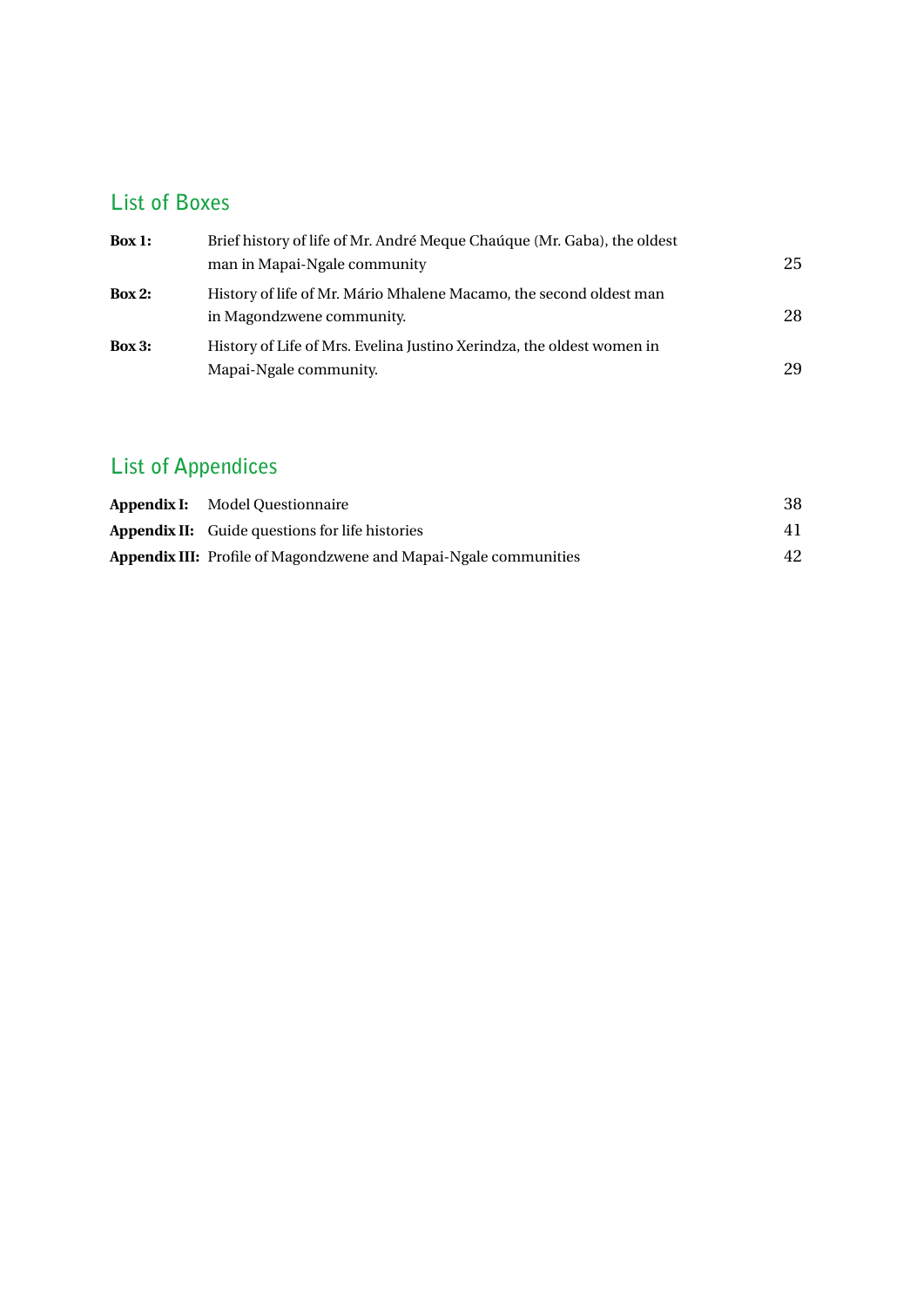## List of Boxes

| | | |
|---|---|---|
| **Box 1:** | Brief history of life of Mr. André Meque Chaúque (Mr. Gaba), the oldest man in Mapai-Ngale community | 25 |
| **Box 2:** | History of life of Mr. Mário Mhalene Macamo, the second oldest man in Magondzwene community. | 28 |
| **Box 3:** | History of Life of Mrs. Evelina Justino Xerindza, the oldest women in Mapai-Ngale community. | 29 |

## List of Appendices

| | | |
|---|---|---|
| **Appendix I:** | Model Questionnaire | 38 |
| **Appendix II:** | Guide questions for life histories | 41 |
| **Appendix III:** | Profile of Magondzwene and Mapai-Ngale communities | 42 |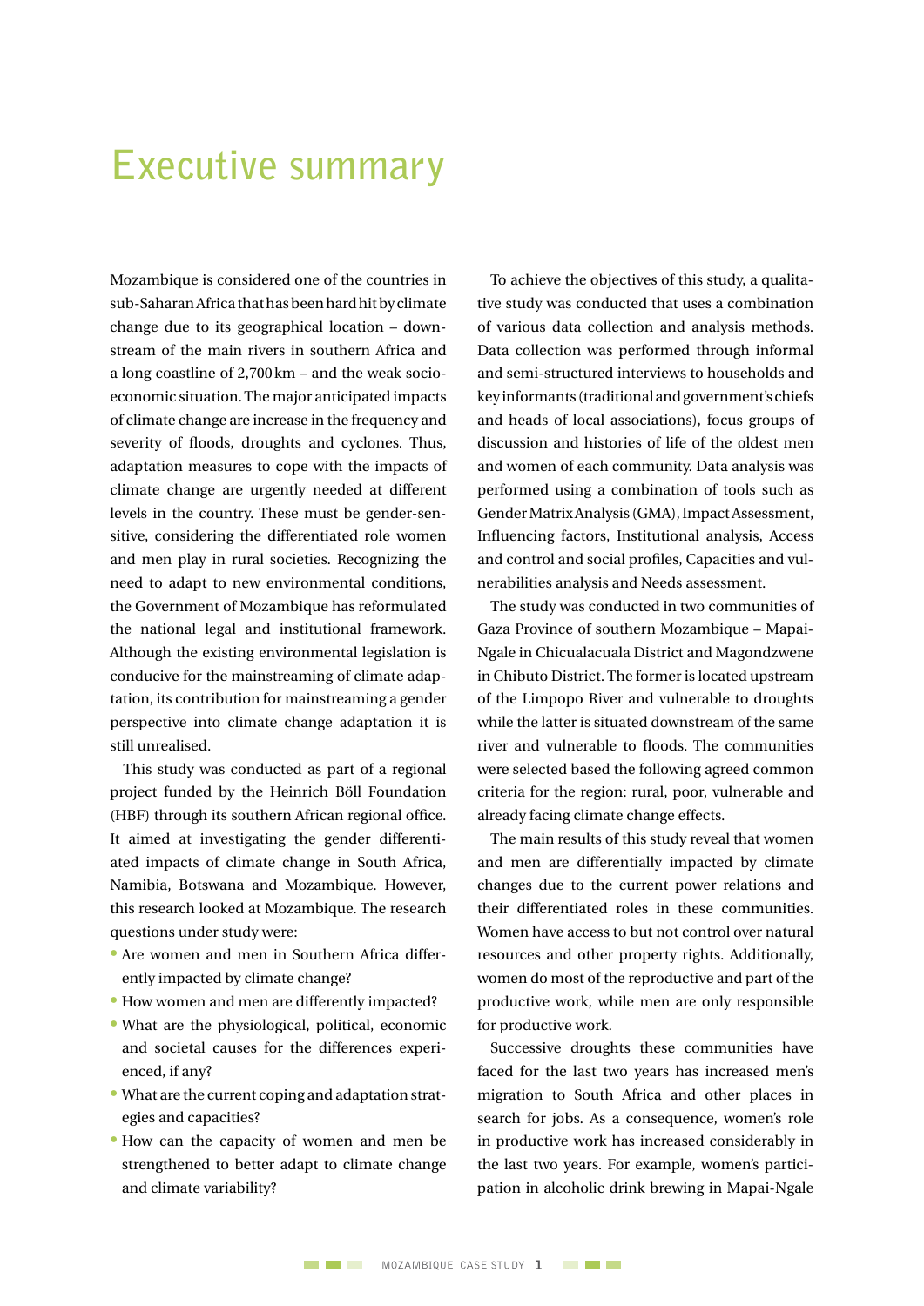# Executive summary

Mozambique is considered one of the countries in sub-Saharan Africa that has been hard hit by climate change due to its geographical location – downstream of the main rivers in southern Africa and a long coastline of 2,700 km – and the weak socio-economic situation. The major anticipated impacts of climate change are increase in the frequency and severity of floods, droughts and cyclones. Thus, adaptation measures to cope with the impacts of climate change are urgently needed at different levels in the country. These must be gender-sensitive, considering the differentiated role women and men play in rural societies. Recognizing the need to adapt to new environmental conditions, the Government of Mozambique has reformulated the national legal and institutional framework. Although the existing environmental legislation is conducive for the mainstreaming of climate adaptation, its contribution for mainstreaming a gender perspective into climate change adaptation it is still unrealised.

This study was conducted as part of a regional project funded by the Heinrich Böll Foundation (HBF) through its southern African regional office. It aimed at investigating the gender differentiated impacts of climate change in South Africa, Namibia, Botswana and Mozambique. However, this research looked at Mozambique. The research questions under study were:

- Are women and men in Southern Africa differently impacted by climate change?
- How women and men are differently impacted?
- What are the physiological, political, economic and societal causes for the differences experienced, if any?
- What are the current coping and adaptation strategies and capacities?
- How can the capacity of women and men be strengthened to better adapt to climate change and climate variability?

To achieve the objectives of this study, a qualitative study was conducted that uses a combination of various data collection and analysis methods. Data collection was performed through informal and semi-structured interviews to households and key informants (traditional and government's chiefs and heads of local associations), focus groups of discussion and histories of life of the oldest men and women of each community. Data analysis was performed using a combination of tools such as Gender Matrix Analysis (GMA), Impact Assessment, Influencing factors, Institutional analysis, Access and control and social profiles, Capacities and vulnerabilities analysis and Needs assessment.

The study was conducted in two communities of Gaza Province of southern Mozambique – Mapai-Ngale in Chicualacuala District and Magondzwene in Chibuto District. The former is located upstream of the Limpopo River and vulnerable to droughts while the latter is situated downstream of the same river and vulnerable to floods. The communities were selected based the following agreed common criteria for the region: rural, poor, vulnerable and already facing climate change effects.

The main results of this study reveal that women and men are differentially impacted by climate changes due to the current power relations and their differentiated roles in these communities. Women have access to but not control over natural resources and other property rights. Additionally, women do most of the reproductive and part of the productive work, while men are only responsible for productive work.

Successive droughts these communities have faced for the last two years has increased men's migration to South Africa and other places in search for jobs. As a consequence, women's role in productive work has increased considerably in the last two years. For example, women's participation in alcoholic drink brewing in Mapai-Ngale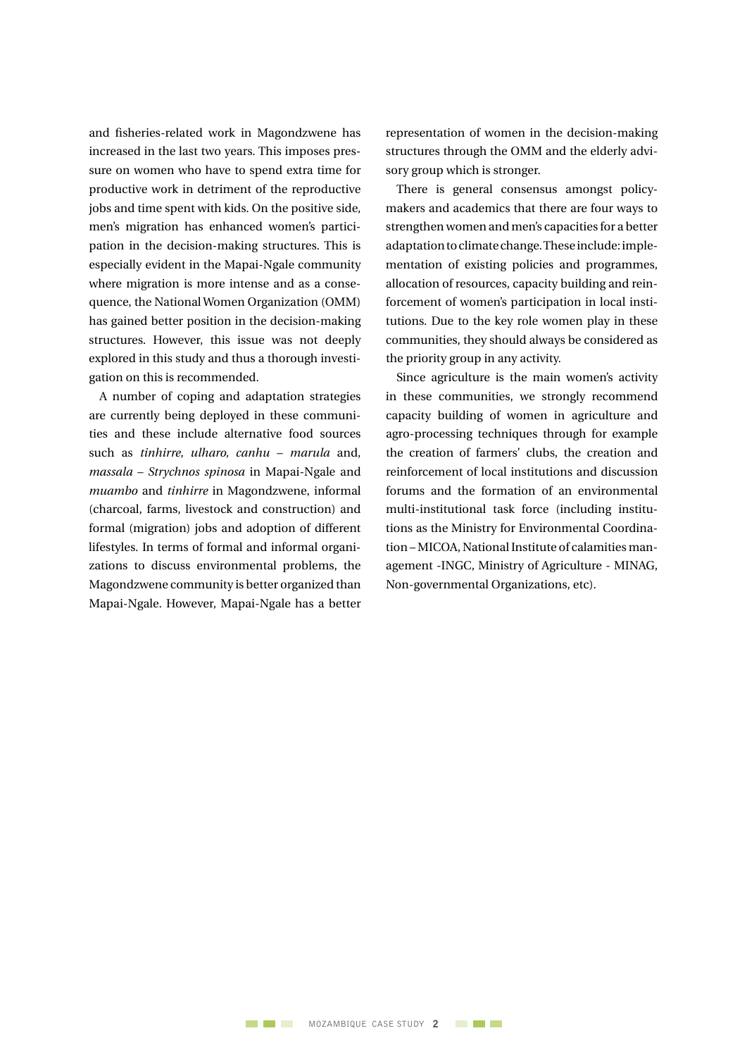and fisheries-related work in Magondzwene has increased in the last two years. This imposes pressure on women who have to spend extra time for productive work in detriment of the reproductive jobs and time spent with kids. On the positive side, men's migration has enhanced women's participation in the decision-making structures. This is especially evident in the Mapai-Ngale community where migration is more intense and as a consequence, the National Women Organization (OMM) has gained better position in the decision-making structures. However, this issue was not deeply explored in this study and thus a thorough investigation on this is recommended.

A number of coping and adaptation strategies are currently being deployed in these communities and these include alternative food sources such as *tinhirre, ulharo, canhu – marula* and, *massala – Strychnos spinosa* in Mapai-Ngale and *muambo* and *tinhirre* in Magondzwene, informal (charcoal, farms, livestock and construction) and formal (migration) jobs and adoption of different lifestyles. In terms of formal and informal organizations to discuss environmental problems, the Magondzwene community is better organized than Mapai-Ngale. However, Mapai-Ngale has a better representation of women in the decision-making structures through the OMM and the elderly advisory group which is stronger.

There is general consensus amongst policy-makers and academics that there are four ways to strengthen women and men's capacities for a better adaptation to climate change. These include: implementation of existing policies and programmes, allocation of resources, capacity building and reinforcement of women's participation in local institutions. Due to the key role women play in these communities, they should always be considered as the priority group in any activity.

Since agriculture is the main women's activity in these communities, we strongly recommend capacity building of women in agriculture and agro-processing techniques through for example the creation of farmers' clubs, the creation and reinforcement of local institutions and discussion forums and the formation of an environmental multi-institutional task force (including institutions as the Ministry for Environmental Coordination – MICOA, National Institute of calamities management -INGC, Ministry of Agriculture - MINAG, Non-governmental Organizations, etc).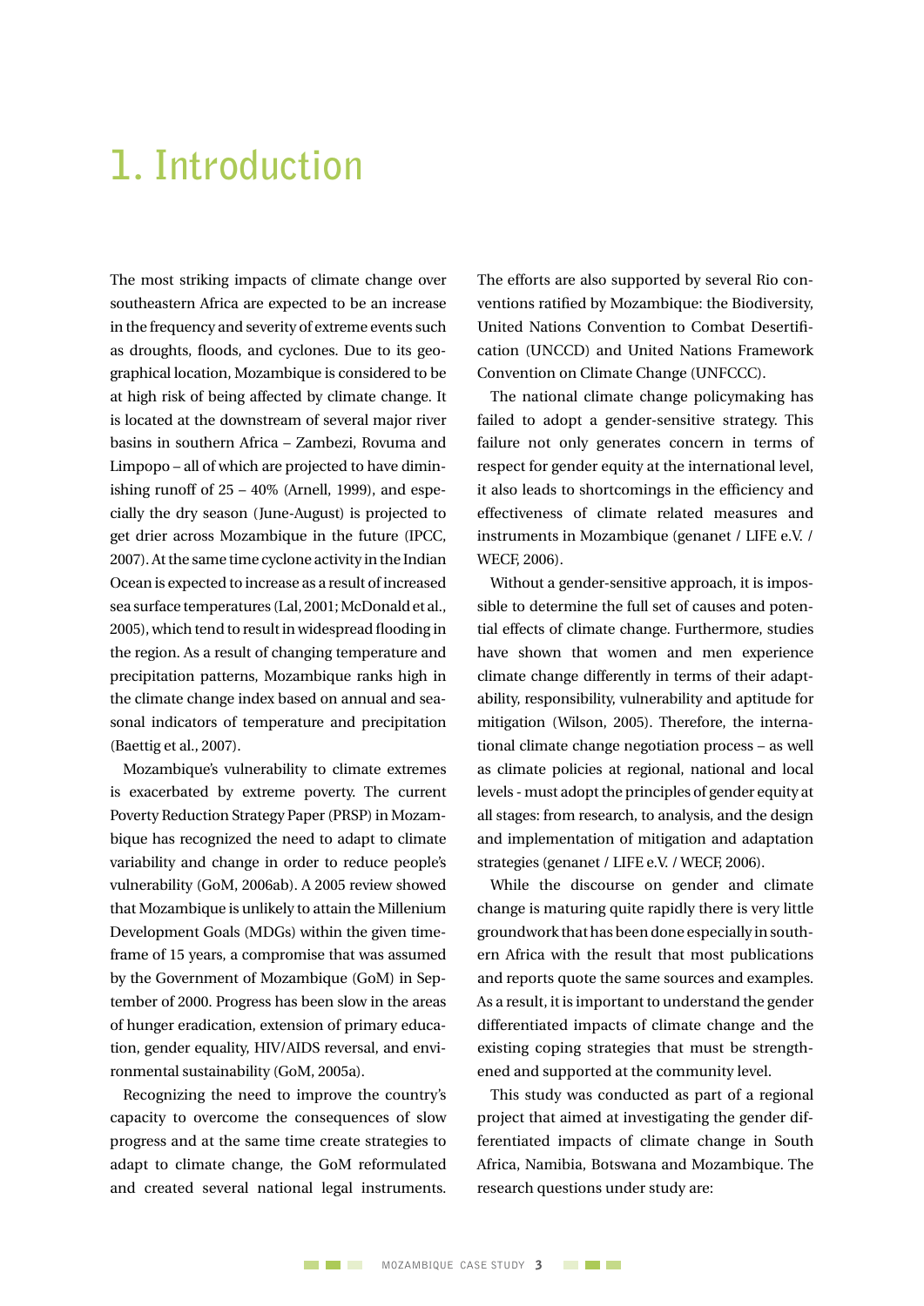# 1. Introduction

The most striking impacts of climate change over southeastern Africa are expected to be an increase in the frequency and severity of extreme events such as droughts, floods, and cyclones. Due to its geographical location, Mozambique is considered to be at high risk of being affected by climate change. It is located at the downstream of several major river basins in southern Africa – Zambezi, Rovuma and Limpopo – all of which are projected to have diminishing runoff of 25 – 40% (Arnell, 1999), and especially the dry season (June-August) is projected to get drier across Mozambique in the future (IPCC, 2007). At the same time cyclone activity in the Indian Ocean is expected to increase as a result of increased sea surface temperatures (Lal, 2001; McDonald et al., 2005), which tend to result in widespread flooding in the region. As a result of changing temperature and precipitation patterns, Mozambique ranks high in the climate change index based on annual and seasonal indicators of temperature and precipitation (Baettig et al., 2007).

Mozambique's vulnerability to climate extremes is exacerbated by extreme poverty. The current Poverty Reduction Strategy Paper (PRSP) in Mozambique has recognized the need to adapt to climate variability and change in order to reduce people's vulnerability (GoM, 2006ab). A 2005 review showed that Mozambique is unlikely to attain the Millenium Development Goals (MDGs) within the given timeframe of 15 years, a compromise that was assumed by the Government of Mozambique (GoM) in September of 2000. Progress has been slow in the areas of hunger eradication, extension of primary education, gender equality, HIV/AIDS reversal, and environmental sustainability (GoM, 2005a).

Recognizing the need to improve the country's capacity to overcome the consequences of slow progress and at the same time create strategies to adapt to climate change, the GoM reformulated and created several national legal instruments. The efforts are also supported by several Rio conventions ratified by Mozambique: the Biodiversity, United Nations Convention to Combat Desertification (UNCCD) and United Nations Framework Convention on Climate Change (UNFCCC).

The national climate change policymaking has failed to adopt a gender-sensitive strategy. This failure not only generates concern in terms of respect for gender equity at the international level, it also leads to shortcomings in the efficiency and effectiveness of climate related measures and instruments in Mozambique (genanet / LIFE e.V. / WECF, 2006).

Without a gender-sensitive approach, it is impossible to determine the full set of causes and potential effects of climate change. Furthermore, studies have shown that women and men experience climate change differently in terms of their adaptability, responsibility, vulnerability and aptitude for mitigation (Wilson, 2005). Therefore, the international climate change negotiation process – as well as climate policies at regional, national and local levels - must adopt the principles of gender equity at all stages: from research, to analysis, and the design and implementation of mitigation and adaptation strategies (genanet / LIFE e.V. / WECF, 2006).

While the discourse on gender and climate change is maturing quite rapidly there is very little groundwork that has been done especially in southern Africa with the result that most publications and reports quote the same sources and examples. As a result, it is important to understand the gender differentiated impacts of climate change and the existing coping strategies that must be strengthened and supported at the community level.

This study was conducted as part of a regional project that aimed at investigating the gender differentiated impacts of climate change in South Africa, Namibia, Botswana and Mozambique. The research questions under study are: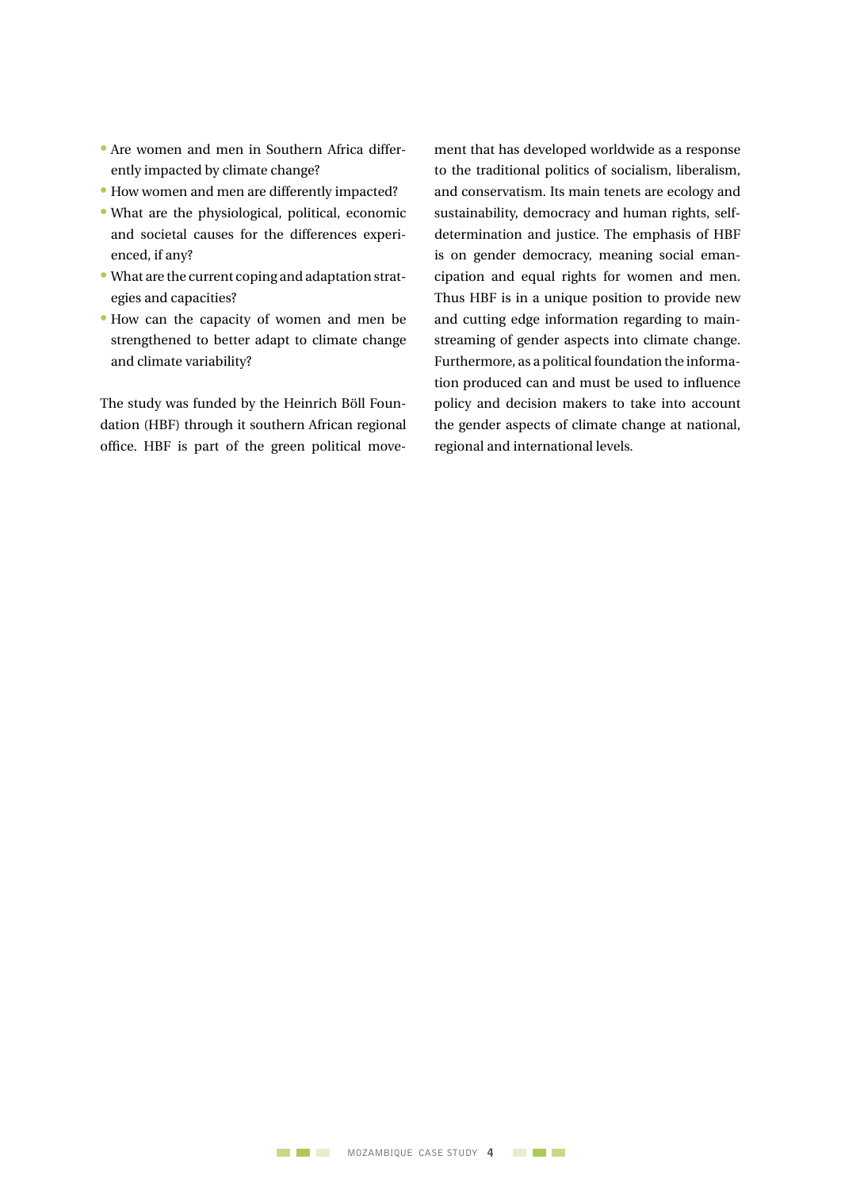- Are women and men in Southern Africa differently impacted by climate change?
- How women and men are differently impacted?
- What are the physiological, political, economic and societal causes for the differences experienced, if any?
- What are the current coping and adaptation strategies and capacities?
- How can the capacity of women and men be strengthened to better adapt to climate change and climate variability?

The study was funded by the Heinrich Böll Foundation (HBF) through it southern African regional office. HBF is part of the green political movement that has developed worldwide as a response to the traditional politics of socialism, liberalism, and conservatism. Its main tenets are ecology and sustainability, democracy and human rights, self-determination and justice. The emphasis of HBF is on gender democracy, meaning social emancipation and equal rights for women and men. Thus HBF is in a unique position to provide new and cutting edge information regarding to mainstreaming of gender aspects into climate change. Furthermore, as a political foundation the information produced can and must be used to influence policy and decision makers to take into account the gender aspects of climate change at national, regional and international levels.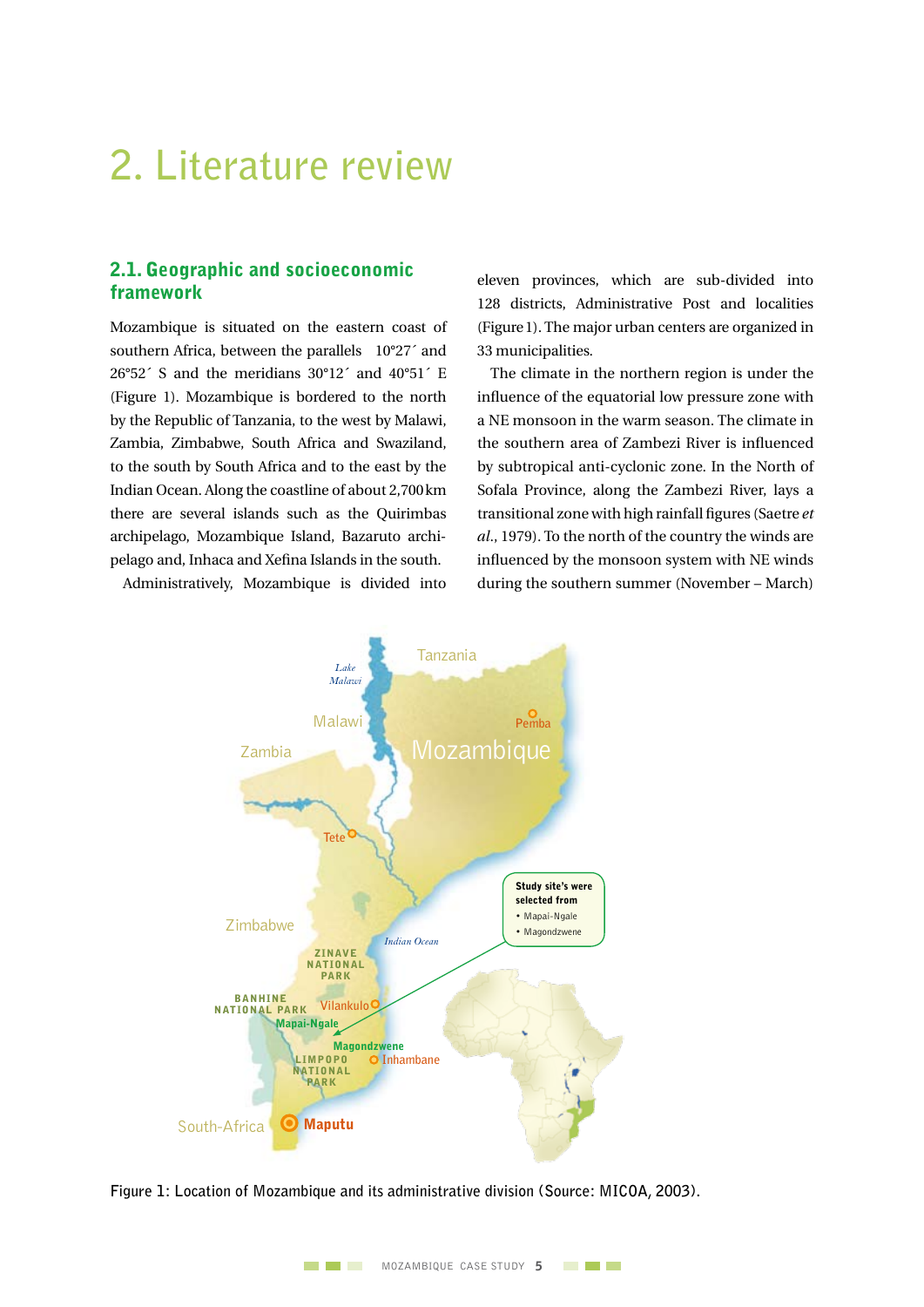# 2. Literature review

## 2.1. Geographic and socioeconomic framework

Mozambique is situated on the eastern coast of southern Africa, between the parallels 10°27´ and 26°52´ S and the meridians 30°12´ and 40°51´ E (Figure 1). Mozambique is bordered to the north by the Republic of Tanzania, to the west by Malawi, Zambia, Zimbabwe, South Africa and Swaziland, to the south by South Africa and to the east by the Indian Ocean. Along the coastline of about 2,700 km there are several islands such as the Quirimbas archipelago, Mozambique Island, Bazaruto archipelago and, Inhaca and Xefina Islands in the south.

Administratively, Mozambique is divided into eleven provinces, which are sub-divided into 128 districts, Administrative Post and localities (Figure 1). The major urban centers are organized in 33 municipalities.

The climate in the northern region is under the influence of the equatorial low pressure zone with a NE monsoon in the warm season. The climate in the southern area of Zambezi River is influenced by subtropical anti-cyclonic zone. In the North of Sofala Province, along the Zambezi River, lays a transitional zone with high rainfall figures (Saetre *et al.*, 1979). To the north of the country the winds are influenced by the monsoon system with NE winds during the southern summer (November – March)

Figure 1: Location of Mozambique and its administrative division (Source: MICOA, 2003).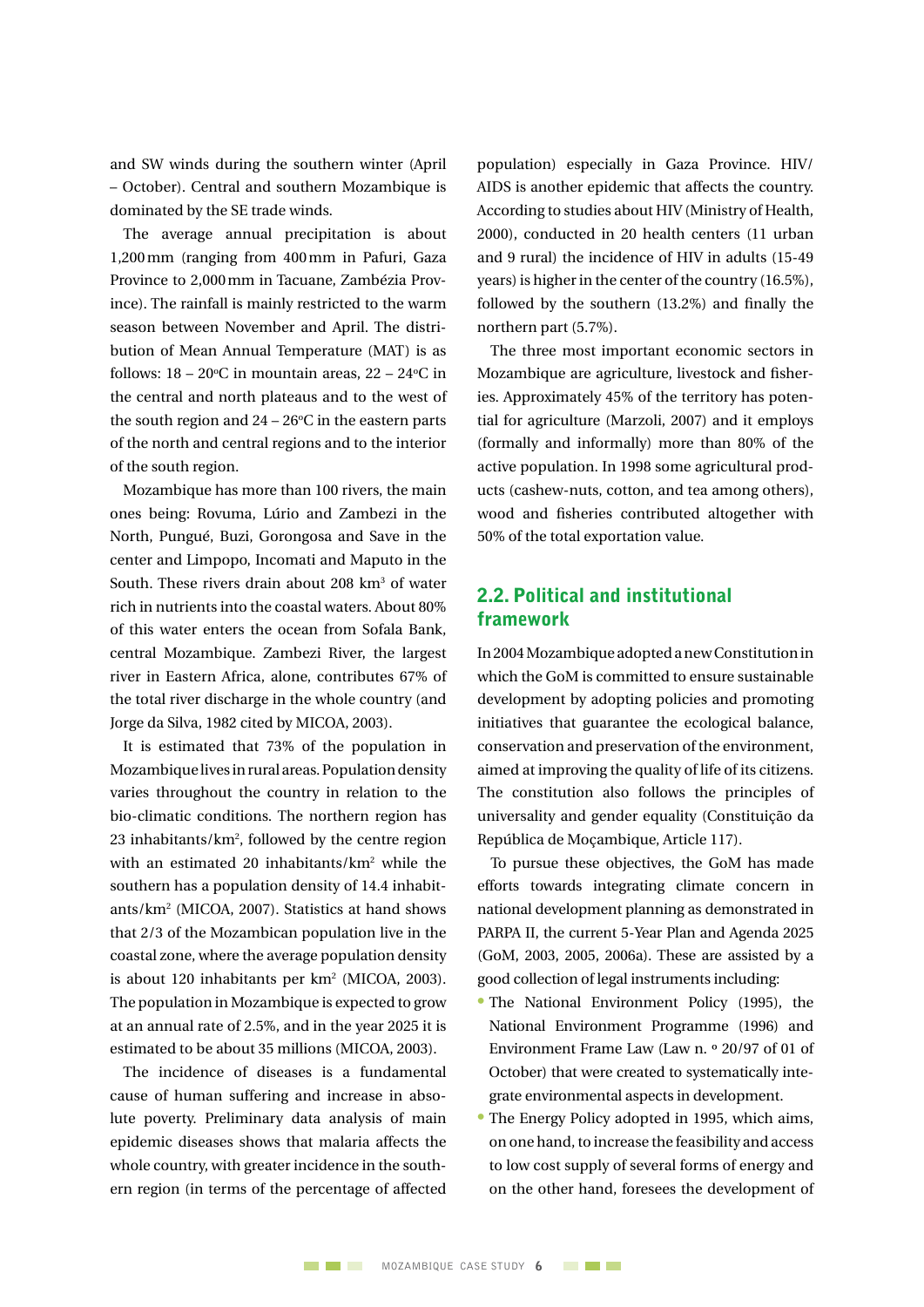and SW winds during the southern winter (April – October). Central and southern Mozambique is dominated by the SE trade winds.

The average annual precipitation is about 1,200 mm (ranging from 400 mm in Pafuri, Gaza Province to 2,000 mm in Tacuane, Zambézia Province). The rainfall is mainly restricted to the warm season between November and April. The distribution of Mean Annual Temperature (MAT) is as follows: 18 – 20ºC in mountain areas, 22 – 24ºC in the central and north plateaus and to the west of the south region and 24 – 26ºC in the eastern parts of the north and central regions and to the interior of the south region.

Mozambique has more than 100 rivers, the main ones being: Rovuma, Lúrio and Zambezi in the North, Pungué, Buzi, Gorongosa and Save in the center and Limpopo, Incomati and Maputo in the South. These rivers drain about 208 km$^3$ of water rich in nutrients into the coastal waters. About 80% of this water enters the ocean from Sofala Bank, central Mozambique. Zambezi River, the largest river in Eastern Africa, alone, contributes 67% of the total river discharge in the whole country (and Jorge da Silva, 1982 cited by MICOA, 2003).

It is estimated that 73% of the population in Mozambique lives in rural areas. Population density varies throughout the country in relation to the bio-climatic conditions. The northern region has 23 inhabitants/km$^2$, followed by the centre region with an estimated 20 inhabitants/km$^2$ while the southern has a population density of 14.4 inhabitants/km$^2$ (MICOA, 2007). Statistics at hand shows that 2/3 of the Mozambican population live in the coastal zone, where the average population density is about 120 inhabitants per km$^2$ (MICOA, 2003). The population in Mozambique is expected to grow at an annual rate of 2.5%, and in the year 2025 it is estimated to be about 35 millions (MICOA, 2003).

The incidence of diseases is a fundamental cause of human suffering and increase in absolute poverty. Preliminary data analysis of main epidemic diseases shows that malaria affects the whole country, with greater incidence in the southern region (in terms of the percentage of affected population) especially in Gaza Province. HIV/AIDS is another epidemic that affects the country. According to studies about HIV (Ministry of Health, 2000), conducted in 20 health centers (11 urban and 9 rural) the incidence of HIV in adults (15-49 years) is higher in the center of the country (16.5%), followed by the southern (13.2%) and finally the northern part (5.7%).

The three most important economic sectors in Mozambique are agriculture, livestock and fisheries. Approximately 45% of the territory has potential for agriculture (Marzoli, 2007) and it employs (formally and informally) more than 80% of the active population. In 1998 some agricultural products (cashew-nuts, cotton, and tea among others), wood and fisheries contributed altogether with 50% of the total exportation value.

## 2.2. Political and institutional framework

In 2004 Mozambique adopted a new Constitution in which the GoM is committed to ensure sustainable development by adopting policies and promoting initiatives that guarantee the ecological balance, conservation and preservation of the environment, aimed at improving the quality of life of its citizens. The constitution also follows the principles of universality and gender equality (Constituição da República de Moçambique, Article 117).

To pursue these objectives, the GoM has made efforts towards integrating climate concern in national development planning as demonstrated in PARPA II, the current 5-Year Plan and Agenda 2025 (GoM, 2003, 2005, 2006a). These are assisted by a good collection of legal instruments including:

- The National Environment Policy (1995), the National Environment Programme (1996) and Environment Frame Law (Law n. º 20/97 of 01 of October) that were created to systematically integrate environmental aspects in development.
- The Energy Policy adopted in 1995, which aims, on one hand, to increase the feasibility and access to low cost supply of several forms of energy and on the other hand, foresees the development of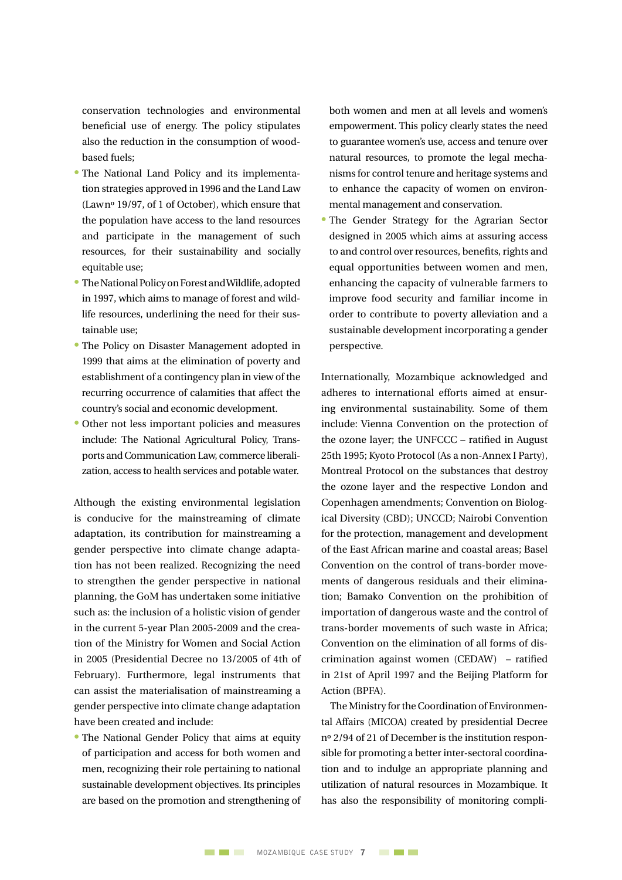conservation technologies and environmental beneficial use of energy. The policy stipulates also the reduction in the consumption of wood-based fuels;

- The National Land Policy and its implementation strategies approved in 1996 and the Land Law (Law nº 19/97, of 1 of October), which ensure that the population have access to the land resources and participate in the management of such resources, for their sustainability and socially equitable use;
- The National Policy on Forest and Wildlife, adopted in 1997, which aims to manage of forest and wildlife resources, underlining the need for their sustainable use;
- The Policy on Disaster Management adopted in 1999 that aims at the elimination of poverty and establishment of a contingency plan in view of the recurring occurrence of calamities that affect the country's social and economic development.
- Other not less important policies and measures include: The National Agricultural Policy, Transports and Communication Law, commerce liberalization, access to health services and potable water.

Although the existing environmental legislation is conducive for the mainstreaming of climate adaptation, its contribution for mainstreaming a gender perspective into climate change adaptation has not been realized. Recognizing the need to strengthen the gender perspective in national planning, the GoM has undertaken some initiative such as: the inclusion of a holistic vision of gender in the current 5-year Plan 2005-2009 and the creation of the Ministry for Women and Social Action in 2005 (Presidential Decree no 13/2005 of 4th of February). Furthermore, legal instruments that can assist the materialisation of mainstreaming a gender perspective into climate change adaptation have been created and include:

- The National Gender Policy that aims at equity of participation and access for both women and men, recognizing their role pertaining to national sustainable development objectives. Its principles are based on the promotion and strengthening of both women and men at all levels and women's empowerment. This policy clearly states the need to guarantee women's use, access and tenure over natural resources, to promote the legal mechanisms for control tenure and heritage systems and to enhance the capacity of women on environmental management and conservation.
- The Gender Strategy for the Agrarian Sector designed in 2005 which aims at assuring access to and control over resources, benefits, rights and equal opportunities between women and men, enhancing the capacity of vulnerable farmers to improve food security and familiar income in order to contribute to poverty alleviation and a sustainable development incorporating a gender perspective.

Internationally, Mozambique acknowledged and adheres to international efforts aimed at ensuring environmental sustainability. Some of them include: Vienna Convention on the protection of the ozone layer; the UNFCCC – ratified in August 25th 1995; Kyoto Protocol (As a non-Annex I Party), Montreal Protocol on the substances that destroy the ozone layer and the respective London and Copenhagen amendments; Convention on Biological Diversity (CBD); UNCCD; Nairobi Convention for the protection, management and development of the East African marine and coastal areas; Basel Convention on the control of trans-border movements of dangerous residuals and their elimination; Bamako Convention on the prohibition of importation of dangerous waste and the control of trans-border movements of such waste in Africa; Convention on the elimination of all forms of discrimination against women (CEDAW) – ratified in 21st of April 1997 and the Beijing Platform for Action (BPFA).

The Ministry for the Coordination of Environmental Affairs (MICOA) created by presidential Decree nº 2/94 of 21 of December is the institution responsible for promoting a better inter-sectoral coordination and to indulge an appropriate planning and utilization of natural resources in Mozambique. It has also the responsibility of monitoring compli-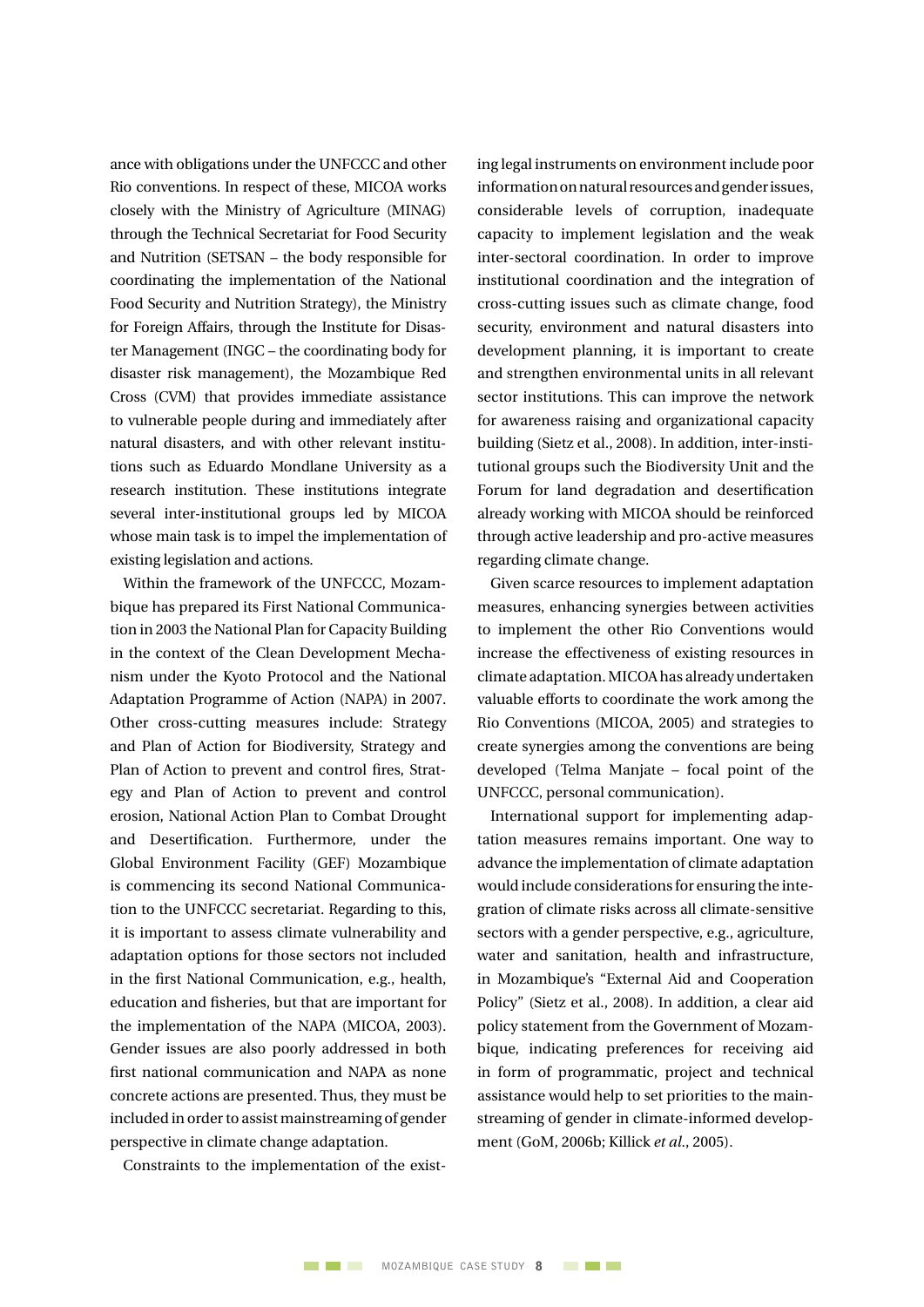ance with obligations under the UNFCCC and other Rio conventions. In respect of these, MICOA works closely with the Ministry of Agriculture (MINAG) through the Technical Secretariat for Food Security and Nutrition (SETSAN – the body responsible for coordinating the implementation of the National Food Security and Nutrition Strategy), the Ministry for Foreign Affairs, through the Institute for Disaster Management (INGC – the coordinating body for disaster risk management), the Mozambique Red Cross (CVM) that provides immediate assistance to vulnerable people during and immediately after natural disasters, and with other relevant institutions such as Eduardo Mondlane University as a research institution. These institutions integrate several inter-institutional groups led by MICOA whose main task is to impel the implementation of existing legislation and actions.

Within the framework of the UNFCCC, Mozambique has prepared its First National Communication in 2003 the National Plan for Capacity Building in the context of the Clean Development Mechanism under the Kyoto Protocol and the National Adaptation Programme of Action (NAPA) in 2007. Other cross-cutting measures include: Strategy and Plan of Action for Biodiversity, Strategy and Plan of Action to prevent and control fires, Strategy and Plan of Action to prevent and control erosion, National Action Plan to Combat Drought and Desertification. Furthermore, under the Global Environment Facility (GEF) Mozambique is commencing its second National Communication to the UNFCCC secretariat. Regarding to this, it is important to assess climate vulnerability and adaptation options for those sectors not included in the first National Communication, e.g., health, education and fisheries, but that are important for the implementation of the NAPA (MICOA, 2003). Gender issues are also poorly addressed in both first national communication and NAPA as none concrete actions are presented. Thus, they must be included in order to assist mainstreaming of gender perspective in climate change adaptation.

Constraints to the implementation of the existing legal instruments on environment include poor information on natural resources and gender issues, considerable levels of corruption, inadequate capacity to implement legislation and the weak inter-sectoral coordination. In order to improve institutional coordination and the integration of cross-cutting issues such as climate change, food security, environment and natural disasters into development planning, it is important to create and strengthen environmental units in all relevant sector institutions. This can improve the network for awareness raising and organizational capacity building (Sietz et al., 2008). In addition, inter-institutional groups such the Biodiversity Unit and the Forum for land degradation and desertification already working with MICOA should be reinforced through active leadership and pro-active measures regarding climate change.

Given scarce resources to implement adaptation measures, enhancing synergies between activities to implement the other Rio Conventions would increase the effectiveness of existing resources in climate adaptation. MICOA has already undertaken valuable efforts to coordinate the work among the Rio Conventions (MICOA, 2005) and strategies to create synergies among the conventions are being developed (Telma Manjate – focal point of the UNFCCC, personal communication).

International support for implementing adaptation measures remains important. One way to advance the implementation of climate adaptation would include considerations for ensuring the integration of climate risks across all climate-sensitive sectors with a gender perspective, e.g., agriculture, water and sanitation, health and infrastructure, in Mozambique's "External Aid and Cooperation Policy" (Sietz et al., 2008). In addition, a clear aid policy statement from the Government of Mozambique, indicating preferences for receiving aid in form of programmatic, project and technical assistance would help to set priorities to the mainstreaming of gender in climate-informed development (GoM, 2006b; Killick *et al.*, 2005).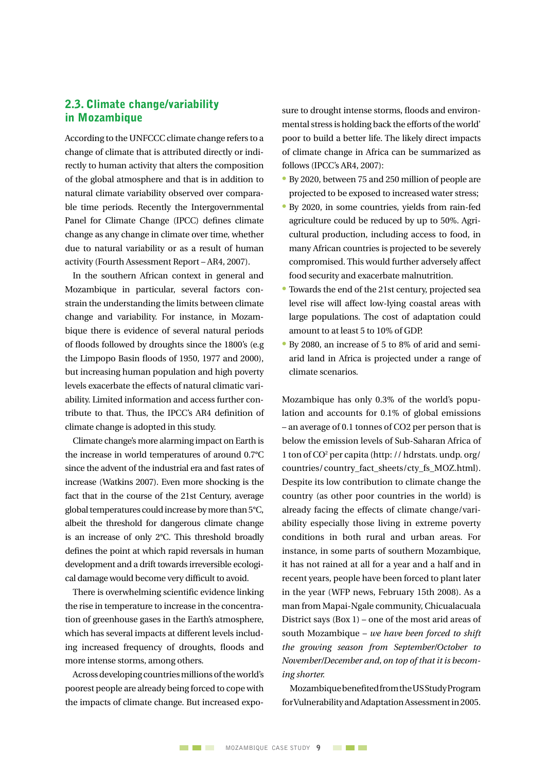## 2.3. Climate change/variability in Mozambique

According to the UNFCCC climate change refers to a change of climate that is attributed directly or indirectly to human activity that alters the composition of the global atmosphere and that is in addition to natural climate variability observed over comparable time periods. Recently the Intergovernmental Panel for Climate Change (IPCC) defines climate change as any change in climate over time, whether due to natural variability or as a result of human activity (Fourth Assessment Report – AR4, 2007).

In the southern African context in general and Mozambique in particular, several factors constrain the understanding the limits between climate change and variability. For instance, in Mozambique there is evidence of several natural periods of floods followed by droughts since the 1800's (e.g the Limpopo Basin floods of 1950, 1977 and 2000), but increasing human population and high poverty levels exacerbate the effects of natural climatic variability. Limited information and access further contribute to that. Thus, the IPCC's AR4 definition of climate change is adopted in this study.

Climate change's more alarming impact on Earth is the increase in world temperatures of around 0.7°C since the advent of the industrial era and fast rates of increase (Watkins 2007). Even more shocking is the fact that in the course of the 21st Century, average global temperatures could increase by more than 5°C, albeit the threshold for dangerous climate change is an increase of only 2°C. This threshold broadly defines the point at which rapid reversals in human development and a drift towards irreversible ecological damage would become very difficult to avoid.

There is overwhelming scientific evidence linking the rise in temperature to increase in the concentration of greenhouse gases in the Earth's atmosphere, which has several impacts at different levels including increased frequency of droughts, floods and more intense storms, among others.

Across developing countries millions of the world's poorest people are already being forced to cope with the impacts of climate change. But increased exposure to drought intense storms, floods and environmental stress is holding back the efforts of the world' poor to build a better life. The likely direct impacts of climate change in Africa can be summarized as follows (IPCC's AR4, 2007):

- By 2020, between 75 and 250 million of people are projected to be exposed to increased water stress;
- By 2020, in some countries, yields from rain-fed agriculture could be reduced by up to 50%. Agricultural production, including access to food, in many African countries is projected to be severely compromised. This would further adversely affect food security and exacerbate malnutrition.
- Towards the end of the 21st century, projected sea level rise will affect low-lying coastal areas with large populations. The cost of adaptation could amount to at least 5 to 10% of GDP.
- By 2080, an increase of 5 to 8% of arid and semi-arid land in Africa is projected under a range of climate scenarios.

Mozambique has only 0.3% of the world's population and accounts for 0.1% of global emissions – an average of 0.1 tonnes of CO2 per person that is below the emission levels of Sub-Saharan Africa of 1 ton of $CO^2$ per capita (http: // hdrstats. undp. org/ countries/ country_fact_sheets/ cty_fs_MOZ.html). Despite its low contribution to climate change the country (as other poor countries in the world) is already facing the effects of climate change/variability especially those living in extreme poverty conditions in both rural and urban areas. For instance, in some parts of southern Mozambique, it has not rained at all for a year and a half and in recent years, people have been forced to plant later in the year (WFP news, February 15th 2008). As a man from Mapai-Ngale community, Chicualacuala District says (Box 1) – one of the most arid areas of south Mozambique – *we have been forced to shift the growing season from September/October to November/December and, on top of that it is becoming shorter.*

Mozambique benefited from the US Study Program for Vulnerability and Adaptation Assessment in 2005.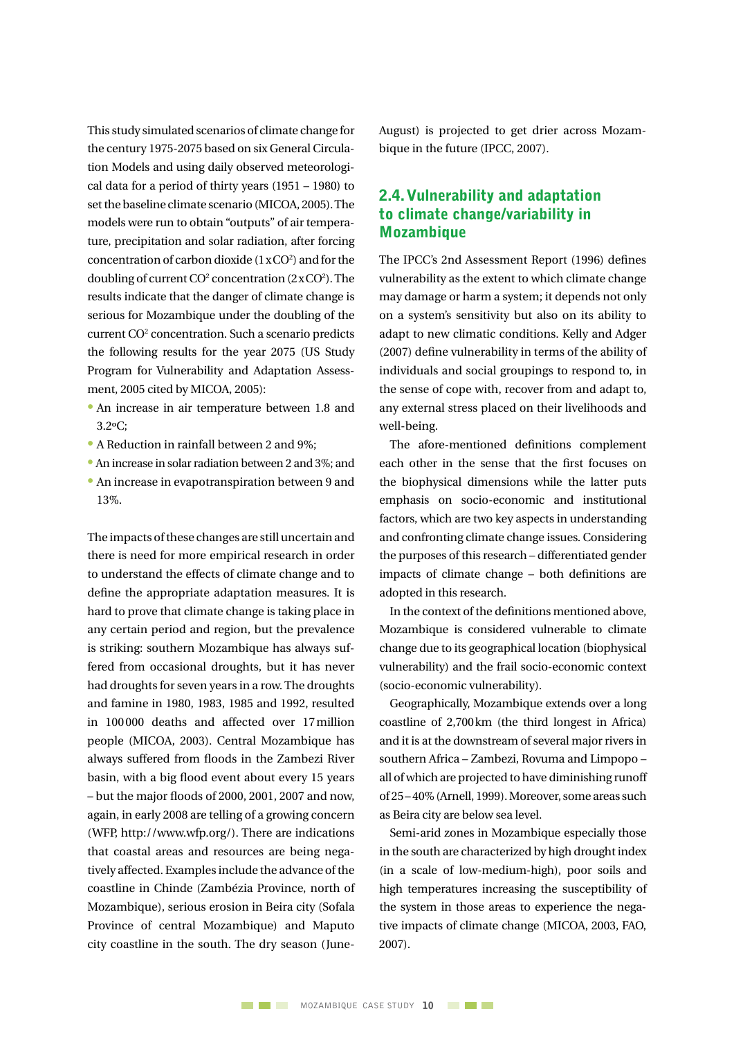This study simulated scenarios of climate change for the century 1975-2075 based on six General Circulation Models and using daily observed meteorological data for a period of thirty years (1951 – 1980) to set the baseline climate scenario (MICOA, 2005). The models were run to obtain "outputs" of air temperature, precipitation and solar radiation, after forcing concentration of carbon dioxide ($1 \times CO^2$) and for the doubling of current $CO^2$ concentration ($2 \times CO^2$). The results indicate that the danger of climate change is serious for Mozambique under the doubling of the current $CO^2$ concentration. Such a scenario predicts the following results for the year 2075 (US Study Program for Vulnerability and Adaptation Assessment, 2005 cited by MICOA, 2005):

- An increase in air temperature between 1.8 and 3.2ºC;
- A Reduction in rainfall between 2 and 9%;
- An increase in solar radiation between 2 and 3%; and
- An increase in evapotranspiration between 9 and 13%.

The impacts of these changes are still uncertain and there is need for more empirical research in order to understand the effects of climate change and to define the appropriate adaptation measures. It is hard to prove that climate change is taking place in any certain period and region, but the prevalence is striking: southern Mozambique has always suffered from occasional droughts, but it has never had droughts for seven years in a row. The droughts and famine in 1980, 1983, 1985 and 1992, resulted in 100 000 deaths and affected over 17 million people (MICOA, 2003). Central Mozambique has always suffered from floods in the Zambezi River basin, with a big flood event about every 15 years – but the major floods of 2000, 2001, 2007 and now, again, in early 2008 are telling of a growing concern (WFP, http://www.wfp.org/). There are indications that coastal areas and resources are being negatively affected. Examples include the advance of the coastline in Chinde (Zambézia Province, north of Mozambique), serious erosion in Beira city (Sofala Province of central Mozambique) and Maputo city coastline in the south. The dry season (June-August) is projected to get drier across Mozambique in the future (IPCC, 2007).

## 2.4. Vulnerability and adaptation to climate change/variability in Mozambique

The IPCC's 2nd Assessment Report (1996) defines vulnerability as the extent to which climate change may damage or harm a system; it depends not only on a system's sensitivity but also on its ability to adapt to new climatic conditions. Kelly and Adger (2007) define vulnerability in terms of the ability of individuals and social groupings to respond to, in the sense of cope with, recover from and adapt to, any external stress placed on their livelihoods and well-being.

The afore-mentioned definitions complement each other in the sense that the first focuses on the biophysical dimensions while the latter puts emphasis on socio-economic and institutional factors, which are two key aspects in understanding and confronting climate change issues. Considering the purposes of this research – differentiated gender impacts of climate change – both definitions are adopted in this research.

In the context of the definitions mentioned above, Mozambique is considered vulnerable to climate change due to its geographical location (biophysical vulnerability) and the frail socio-economic context (socio-economic vulnerability).

Geographically, Mozambique extends over a long coastline of 2,700 km (the third longest in Africa) and it is at the downstream of several major rivers in southern Africa – Zambezi, Rovuma and Limpopo – all of which are projected to have diminishing runoff of 25 – 40% (Arnell, 1999). Moreover, some areas such as Beira city are below sea level.

Semi-arid zones in Mozambique especially those in the south are characterized by high drought index (in a scale of low-medium-high), poor soils and high temperatures increasing the susceptibility of the system in those areas to experience the negative impacts of climate change (MICOA, 2003, FAO, 2007).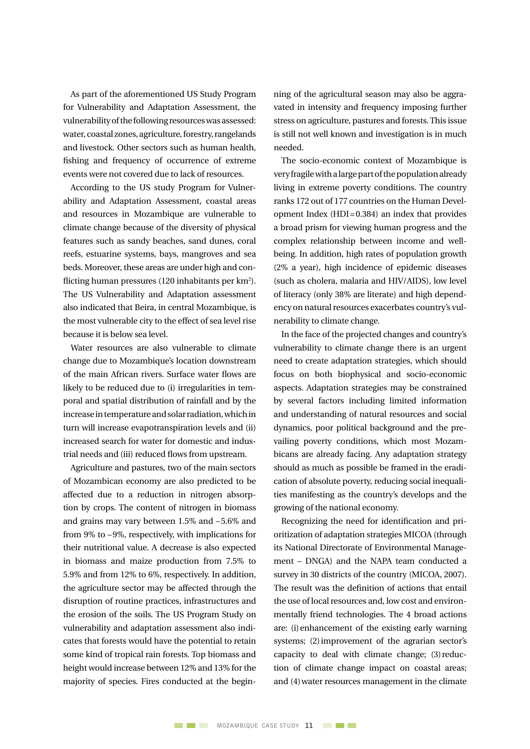As part of the aforementioned US Study Program for Vulnerability and Adaptation Assessment, the vulnerability of the following resources was assessed: water, coastal zones, agriculture, forestry, rangelands and livestock. Other sectors such as human health, fishing and frequency of occurrence of extreme events were not covered due to lack of resources.

According to the US study Program for Vulnerability and Adaptation Assessment, coastal areas and resources in Mozambique are vulnerable to climate change because of the diversity of physical features such as sandy beaches, sand dunes, coral reefs, estuarine systems, bays, mangroves and sea beds. Moreover, these areas are under high and conflicting human pressures (120 inhabitants per km$^2$). The US Vulnerability and Adaptation assessment also indicated that Beira, in central Mozambique, is the most vulnerable city to the effect of sea level rise because it is below sea level.

Water resources are also vulnerable to climate change due to Mozambique's location downstream of the main African rivers. Surface water flows are likely to be reduced due to (i) irregularities in temporal and spatial distribution of rainfall and by the increase in temperature and solar radiation, which in turn will increase evapotranspiration levels and (ii) increased search for water for domestic and industrial needs and (iii) reduced flows from upstream.

Agriculture and pastures, two of the main sectors of Mozambican economy are also predicted to be affected due to a reduction in nitrogen absorption by crops. The content of nitrogen in biomass and grains may vary between 1.5% and –5.6% and from 9% to –9%, respectively, with implications for their nutritional value. A decrease is also expected in biomass and maize production from 7.5% to 5.9% and from 12% to 6%, respectively. In addition, the agriculture sector may be affected through the disruption of routine practices, infrastructures and the erosion of the soils. The US Program Study on vulnerability and adaptation assessment also indicates that forests would have the potential to retain some kind of tropical rain forests. Top biomass and height would increase between 12% and 13% for the majority of species. Fires conducted at the beginning of the agricultural season may also be aggravated in intensity and frequency imposing further stress on agriculture, pastures and forests. This issue is still not well known and investigation is in much needed.

The socio-economic context of Mozambique is very fragile with a large part of the population already living in extreme poverty conditions. The country ranks 172 out of 177 countries on the Human Development Index (HDI = 0.384) an index that provides a broad prism for viewing human progress and the complex relationship between income and well-being. In addition, high rates of population growth (2% a year), high incidence of epidemic diseases (such as cholera, malaria and HIV/AIDS), low level of literacy (only 38% are literate) and high dependency on natural resources exacerbates country's vulnerability to climate change.

In the face of the projected changes and country's vulnerability to climate change there is an urgent need to create adaptation strategies, which should focus on both biophysical and socio-economic aspects. Adaptation strategies may be constrained by several factors including limited information and understanding of natural resources and social dynamics, poor political background and the prevailing poverty conditions, which most Mozambicans are already facing. Any adaptation strategy should as much as possible be framed in the eradication of absolute poverty, reducing social inequalities manifesting as the country's develops and the growing of the national economy.

Recognizing the need for identification and prioritization of adaptation strategies MICOA (through its National Directorate of Environmental Management – DNGA) and the NAPA team conducted a survey in 30 districts of the country (MICOA, 2007). The result was the definition of actions that entail the use of local resources and, low cost and environmentally friend technologies. The 4 broad actions are: (i) enhancement of the existing early warning systems; (2) improvement of the agrarian sector's capacity to deal with climate change; (3) reduction of climate change impact on coastal areas; and (4) water resources management in the climate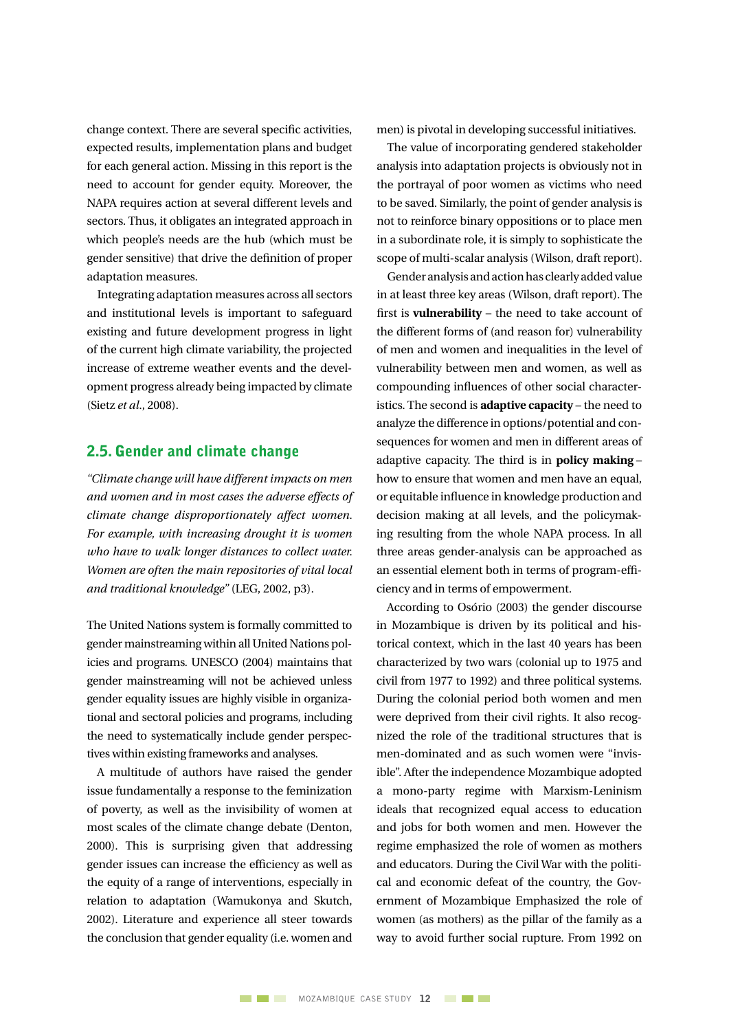change context. There are several specific activities, expected results, implementation plans and budget for each general action. Missing in this report is the need to account for gender equity. Moreover, the NAPA requires action at several different levels and sectors. Thus, it obligates an integrated approach in which people's needs are the hub (which must be gender sensitive) that drive the definition of proper adaptation measures.

Integrating adaptation measures across all sectors and institutional levels is important to safeguard existing and future development progress in light of the current high climate variability, the projected increase of extreme weather events and the development progress already being impacted by climate (Sietz *et al.*, 2008).

## 2.5. Gender and climate change

*"Climate change will have different impacts on men and women and in most cases the adverse effects of climate change disproportionately affect women. For example, with increasing drought it is women who have to walk longer distances to collect water. Women are often the main repositories of vital local and traditional knowledge"* (LEG, 2002, p3).

The United Nations system is formally committed to gender mainstreaming within all United Nations policies and programs. UNESCO (2004) maintains that gender mainstreaming will not be achieved unless gender equality issues are highly visible in organizational and sectoral policies and programs, including the need to systematically include gender perspectives within existing frameworks and analyses.

A multitude of authors have raised the gender issue fundamentally a response to the feminization of poverty, as well as the invisibility of women at most scales of the climate change debate (Denton, 2000). This is surprising given that addressing gender issues can increase the efficiency as well as the equity of a range of interventions, especially in relation to adaptation (Wamukonya and Skutch, 2002). Literature and experience all steer towards the conclusion that gender equality (i.e. women and men) is pivotal in developing successful initiatives.

The value of incorporating gendered stakeholder analysis into adaptation projects is obviously not in the portrayal of poor women as victims who need to be saved. Similarly, the point of gender analysis is not to reinforce binary oppositions or to place men in a subordinate role, it is simply to sophisticate the scope of multi-scalar analysis (Wilson, draft report).

Gender analysis and action has clearly added value in at least three key areas (Wilson, draft report). The first is **vulnerability** – the need to take account of the different forms of (and reason for) vulnerability of men and women and inequalities in the level of vulnerability between men and women, as well as compounding influences of other social characteristics. The second is **adaptive capacity** – the need to analyze the difference in options/potential and consequences for women and men in different areas of adaptive capacity. The third is in **policy making** – how to ensure that women and men have an equal, or equitable influence in knowledge production and decision making at all levels, and the policymaking resulting from the whole NAPA process. In all three areas gender-analysis can be approached as an essential element both in terms of program-efficiency and in terms of empowerment.

According to Osório (2003) the gender discourse in Mozambique is driven by its political and historical context, which in the last 40 years has been characterized by two wars (colonial up to 1975 and civil from 1977 to 1992) and three political systems. During the colonial period both women and men were deprived from their civil rights. It also recognized the role of the traditional structures that is men-dominated and as such women were "invisible". After the independence Mozambique adopted a mono-party regime with Marxism-Leninism ideals that recognized equal access to education and jobs for both women and men. However the regime emphasized the role of women as mothers and educators. During the Civil War with the political and economic defeat of the country, the Government of Mozambique Emphasized the role of women (as mothers) as the pillar of the family as a way to avoid further social rupture. From 1992 on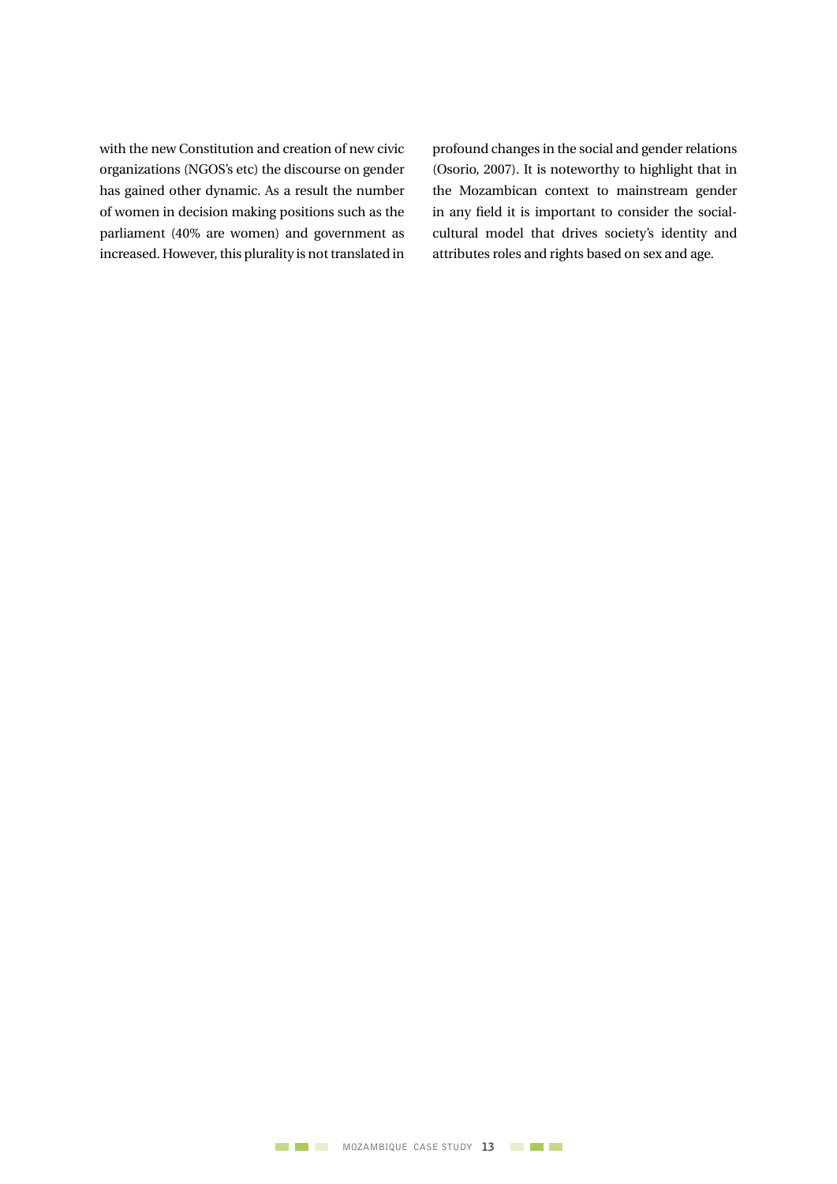with the new Constitution and creation of new civic organizations (NGOS's etc) the discourse on gender has gained other dynamic. As a result the number of women in decision making positions such as the parliament (40% are women) and government as increased. However, this plurality is not translated in profound changes in the social and gender relations (Osorio, 2007). It is noteworthy to highlight that in the Mozambican context to mainstream gender in any field it is important to consider the social-cultural model that drives society's identity and attributes roles and rights based on sex and age.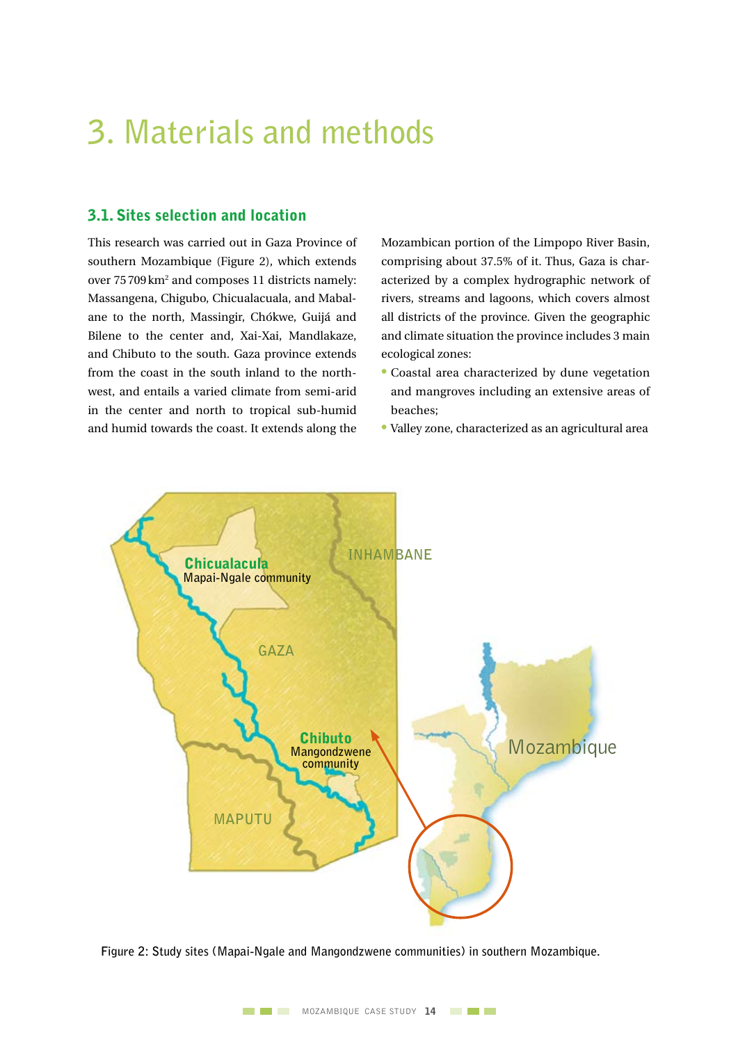# 3. Materials and methods

## 3.1. Sites selection and location

This research was carried out in Gaza Province of southern Mozambique (Figure 2), which extends over 75 709 km$^2$ and composes 11 districts namely: Massangena, Chigubo, Chicualacuala, and Mabalane to the north, Massingir, Chókwe, Guijá and Bilene to the center and, Xai-Xai, Mandlakaze, and Chibuto to the south. Gaza province extends from the coast in the south inland to the northwest, and entails a varied climate from semi-arid in the center and north to tropical sub-humid and humid towards the coast. It extends along the Mozambican portion of the Limpopo River Basin, comprising about 37.5% of it. Thus, Gaza is characterized by a complex hydrographic network of rivers, streams and lagoons, which covers almost all districts of the province. Given the geographic and climate situation the province includes 3 main ecological zones:

- Coastal area characterized by dune vegetation and mangroves including an extensive areas of beaches;
- Valley zone, characterized as an agricultural area

Figure 2: Study sites (Mapai-Ngale and Mangondzwene communities) in southern Mozambique.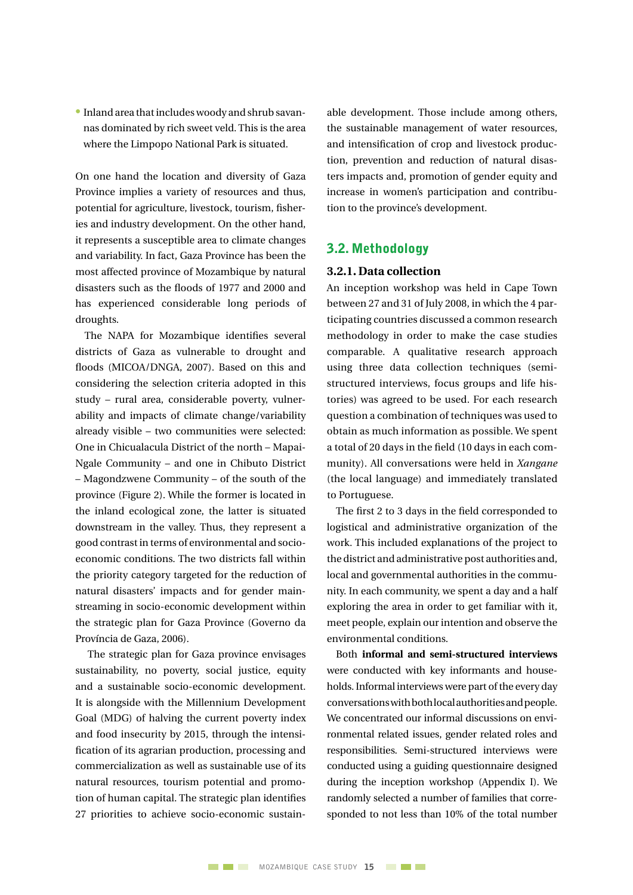- Inland area that includes woody and shrub savannas dominated by rich sweet veld. This is the area where the Limpopo National Park is situated.

On one hand the location and diversity of Gaza Province implies a variety of resources and thus, potential for agriculture, livestock, tourism, fisheries and industry development. On the other hand, it represents a susceptible area to climate changes and variability. In fact, Gaza Province has been the most affected province of Mozambique by natural disasters such as the floods of 1977 and 2000 and has experienced considerable long periods of droughts.

The NAPA for Mozambique identifies several districts of Gaza as vulnerable to drought and floods (MICOA/DNGA, 2007). Based on this and considering the selection criteria adopted in this study – rural area, considerable poverty, vulnerability and impacts of climate change/variability already visible – two communities were selected: One in Chicualacula District of the north – Mapai-Ngale Community – and one in Chibuto District – Magondzwene Community – of the south of the province (Figure 2). While the former is located in the inland ecological zone, the latter is situated downstream in the valley. Thus, they represent a good contrast in terms of environmental and socio-economic conditions. The two districts fall within the priority category targeted for the reduction of natural disasters' impacts and for gender mainstreaming in socio-economic development within the strategic plan for Gaza Province (Governo da Província de Gaza, 2006).

The strategic plan for Gaza province envisages sustainability, no poverty, social justice, equity and a sustainable socio-economic development. It is alongside with the Millennium Development Goal (MDG) of halving the current poverty index and food insecurity by 2015, through the intensification of its agrarian production, processing and commercialization as well as sustainable use of its natural resources, tourism potential and promotion of human capital. The strategic plan identifies 27 priorities to achieve socio-economic sustainable development. Those include among others, the sustainable management of water resources, and intensification of crop and livestock production, prevention and reduction of natural disasters impacts and, promotion of gender equity and increase in women's participation and contribution to the province's development.

## 3.2. Methodology

### 3.2.1. Data collection

An inception workshop was held in Cape Town between 27 and 31 of July 2008, in which the 4 participating countries discussed a common research methodology in order to make the case studies comparable. A qualitative research approach using three data collection techniques (semi-structured interviews, focus groups and life histories) was agreed to be used. For each research question a combination of techniques was used to obtain as much information as possible. We spent a total of 20 days in the field (10 days in each community). All conversations were held in *Xangane* (the local language) and immediately translated to Portuguese.

The first 2 to 3 days in the field corresponded to logistical and administrative organization of the work. This included explanations of the project to the district and administrative post authorities and, local and governmental authorities in the community. In each community, we spent a day and a half exploring the area in order to get familiar with it, meet people, explain our intention and observe the environmental conditions.

Both **informal and semi-structured interviews** were conducted with key informants and households. Informal interviews were part of the every day conversations with both local authorities and people. We concentrated our informal discussions on environmental related issues, gender related roles and responsibilities. Semi-structured interviews were conducted using a guiding questionnaire designed during the inception workshop (Appendix I). We randomly selected a number of families that corresponded to not less than 10% of the total number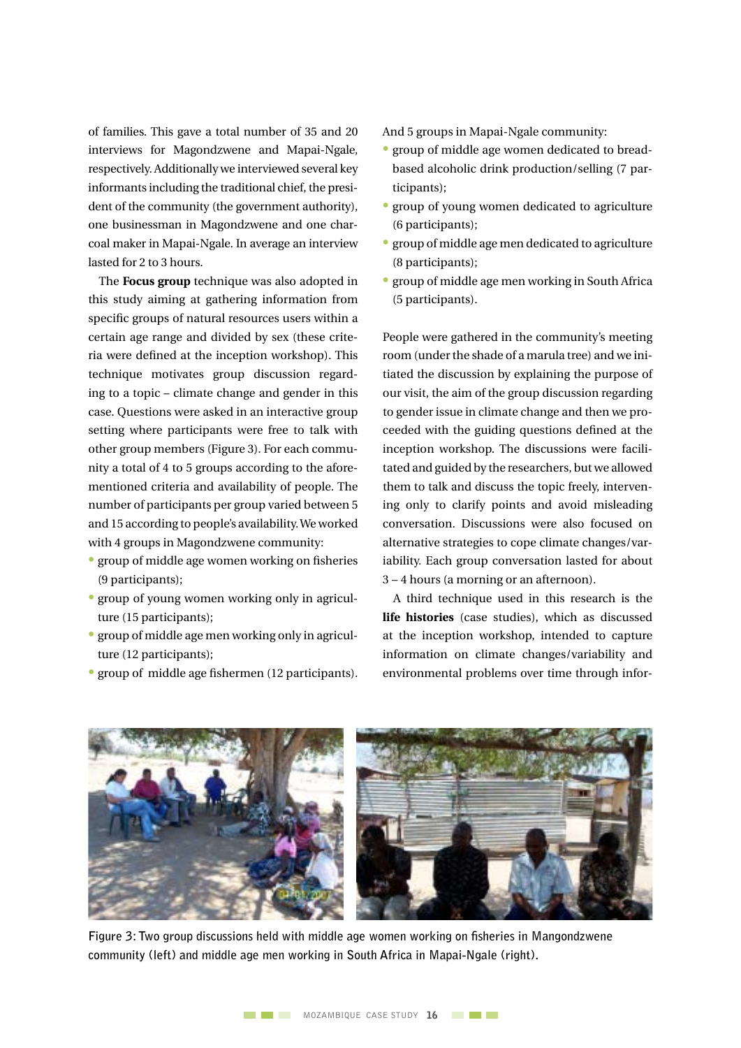of families. This gave a total number of 35 and 20 interviews for Magondzwene and Mapai-Ngale, respectively. Additionally we interviewed several key informants including the traditional chief, the president of the community (the government authority), one businessman in Magondzwene and one charcoal maker in Mapai-Ngale. In average an interview lasted for 2 to 3 hours.

The **Focus group** technique was also adopted in this study aiming at gathering information from specific groups of natural resources users within a certain age range and divided by sex (these criteria were defined at the inception workshop). This technique motivates group discussion regarding to a topic – climate change and gender in this case. Questions were asked in an interactive group setting where participants were free to talk with other group members (Figure 3). For each community a total of 4 to 5 groups according to the aforementioned criteria and availability of people. The number of participants per group varied between 5 and 15 according to people's availability. We worked with 4 groups in Magondzwene community:

- group of middle age women working on fisheries (9 participants);
- group of young women working only in agriculture (15 participants);
- group of middle age men working only in agriculture (12 participants);
- group of middle age fishermen (12 participants).

And 5 groups in Mapai-Ngale community:

- group of middle age women dedicated to bread-based alcoholic drink production/selling (7 participants);
- group of young women dedicated to agriculture (6 participants);
- group of middle age men dedicated to agriculture (8 participants);
- group of middle age men working in South Africa (5 participants).

People were gathered in the community's meeting room (under the shade of a marula tree) and we initiated the discussion by explaining the purpose of our visit, the aim of the group discussion regarding to gender issue in climate change and then we proceeded with the guiding questions defined at the inception workshop. The discussions were facilitated and guided by the researchers, but we allowed them to talk and discuss the topic freely, intervening only to clarify points and avoid misleading conversation. Discussions were also focused on alternative strategies to cope climate changes/variability. Each group conversation lasted for about 3 – 4 hours (a morning or an afternoon).

A third technique used in this research is the **life histories** (case studies), which as discussed at the inception workshop, intended to capture information on climate changes/variability and environmental problems over time through infor-

**Figure 3: Two group discussions held with middle age women working on fisheries in Mangondzwene community (left) and middle age men working in South Africa in Mapai-Ngale (right).**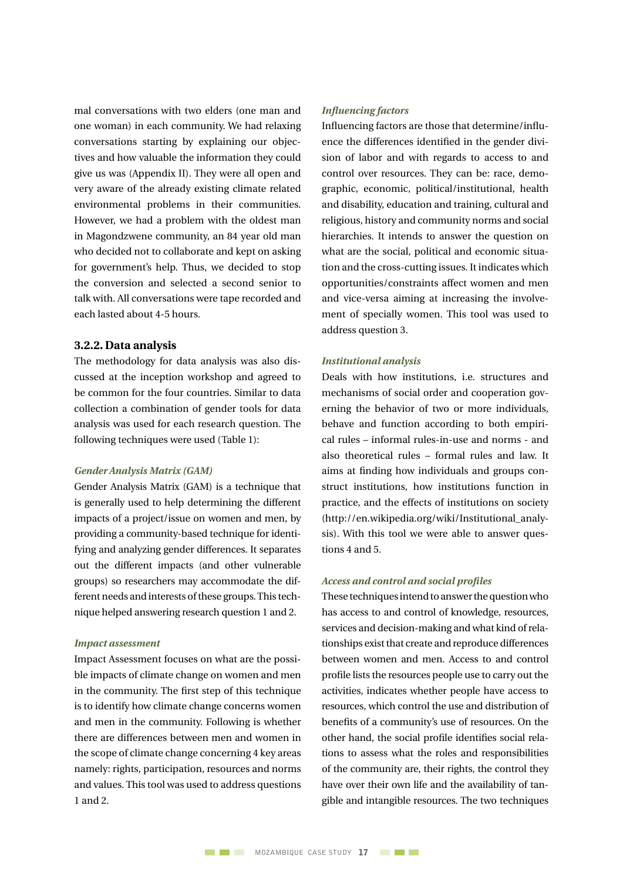mal conversations with two elders (one man and one woman) in each community. We had relaxing conversations starting by explaining our objectives and how valuable the information they could give us was (Appendix II). They were all open and very aware of the already existing climate related environmental problems in their communities. However, we had a problem with the oldest man in Magondzwene community, an 84 year old man who decided not to collaborate and kept on asking for government's help. Thus, we decided to stop the conversion and selected a second senior to talk with. All conversations were tape recorded and each lasted about 4-5 hours.

### 3.2.2. Data analysis

The methodology for data analysis was also discussed at the inception workshop and agreed to be common for the four countries. Similar to data collection a combination of gender tools for data analysis was used for each research question. The following techniques were used (Table 1):

#### *Gender Analysis Matrix (GAM)*

Gender Analysis Matrix (GAM) is a technique that is generally used to help determining the different impacts of a project/issue on women and men, by providing a community-based technique for identifying and analyzing gender differences. It separates out the different impacts (and other vulnerable groups) so researchers may accommodate the different needs and interests of these groups. This technique helped answering research question 1 and 2.

#### *Impact assessment*

Impact Assessment focuses on what are the possible impacts of climate change on women and men in the community. The first step of this technique is to identify how climate change concerns women and men in the community. Following is whether there are differences between men and women in the scope of climate change concerning 4 key areas namely: rights, participation, resources and norms and values. This tool was used to address questions 1 and 2.

#### *Influencing factors*

Influencing factors are those that determine/influence the differences identified in the gender division of labor and with regards to access to and control over resources. They can be: race, demographic, economic, political/institutional, health and disability, education and training, cultural and religious, history and community norms and social hierarchies. It intends to answer the question on what are the social, political and economic situation and the cross-cutting issues. It indicates which opportunities/constraints affect women and men and vice-versa aiming at increasing the involvement of specially women. This tool was used to address question 3.

#### *Institutional analysis*

Deals with how institutions, i.e. structures and mechanisms of social order and cooperation governing the behavior of two or more individuals, behave and function according to both empirical rules – informal rules-in-use and norms - and also theoretical rules – formal rules and law. It aims at finding how individuals and groups construct institutions, how institutions function in practice, and the effects of institutions on society (http://en.wikipedia.org/wiki/Institutional_analysis). With this tool we were able to answer questions 4 and 5.

#### *Access and control and social profiles*

These techniques intend to answer the question who has access to and control of knowledge, resources, services and decision-making and what kind of relationships exist that create and reproduce differences between women and men. Access to and control profile lists the resources people use to carry out the activities, indicates whether people have access to resources, which control the use and distribution of benefits of a community's use of resources. On the other hand, the social profile identifies social relations to assess what the roles and responsibilities of the community are, their rights, the control they have over their own life and the availability of tangible and intangible resources. The two techniques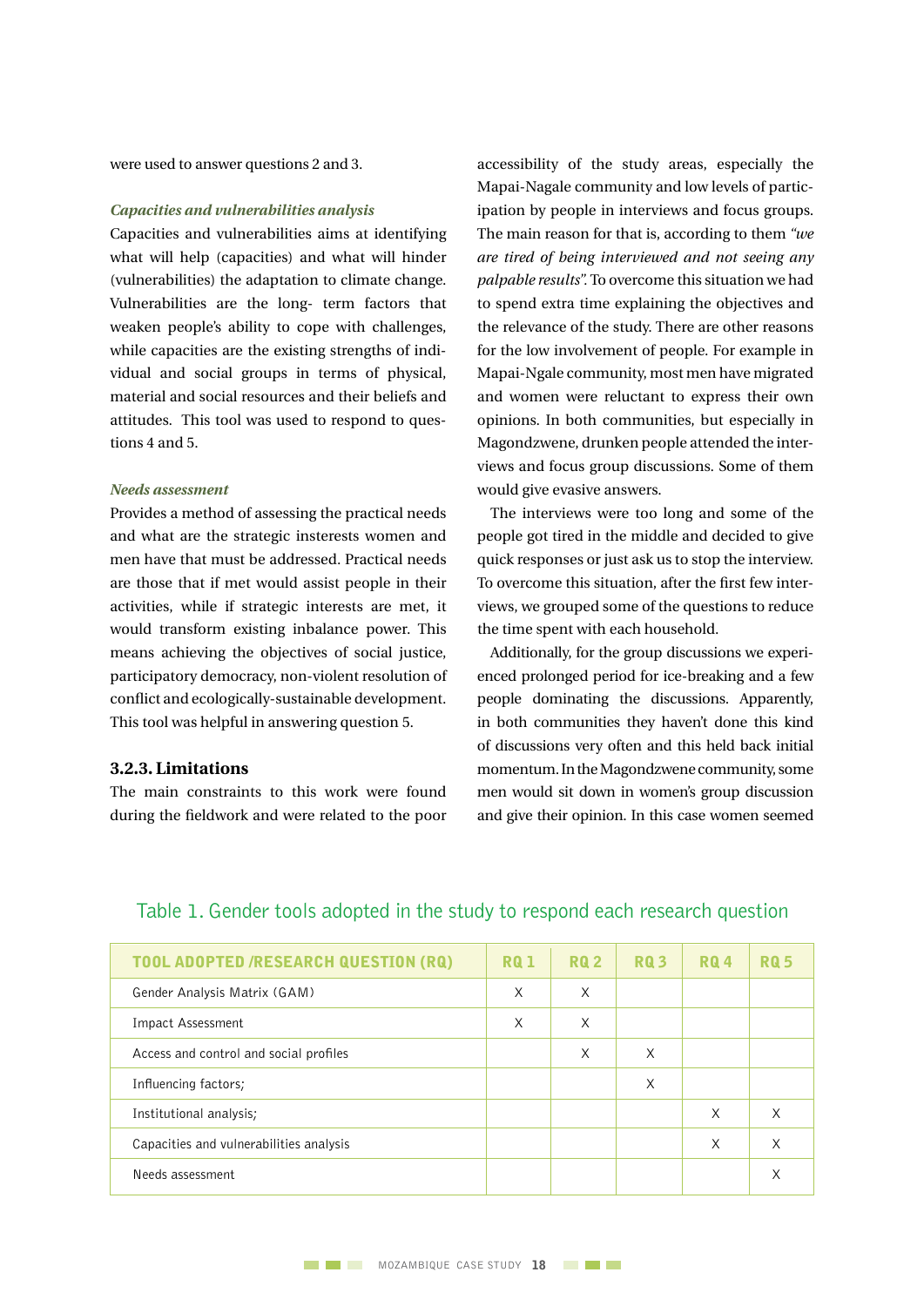were used to answer questions 2 and 3.

*Capacities and vulnerabilities analysis*

Capacities and vulnerabilities aims at identifying what will help (capacities) and what will hinder (vulnerabilities) the adaptation to climate change. Vulnerabilities are the long- term factors that weaken people's ability to cope with challenges, while capacities are the existing strengths of individual and social groups in terms of physical, material and social resources and their beliefs and attitudes. This tool was used to respond to questions 4 and 5.

*Needs assessment*

Provides a method of assessing the practical needs and what are the strategic insterests women and men have that must be addressed. Practical needs are those that if met would assist people in their activities, while if strategic interests are met, it would transform existing inbalance power. This means achieving the objectives of social justice, participatory democracy, non-violent resolution of conflict and ecologically-sustainable development. This tool was helpful in answering question 5.

### 3.2.3. Limitations

The main constraints to this work were found during the fieldwork and were related to the poor accessibility of the study areas, especially the Mapai-Nagale community and low levels of participation by people in interviews and focus groups. The main reason for that is, according to them *"we are tired of being interviewed and not seeing any palpable results"*. To overcome this situation we had to spend extra time explaining the objectives and the relevance of the study. There are other reasons for the low involvement of people. For example in Mapai-Ngale community, most men have migrated and women were reluctant to express their own opinions. In both communities, but especially in Magondzwene, drunken people attended the interviews and focus group discussions. Some of them would give evasive answers.

The interviews were too long and some of the people got tired in the middle and decided to give quick responses or just ask us to stop the interview. To overcome this situation, after the first few interviews, we grouped some of the questions to reduce the time spent with each household.

Additionally, for the group discussions we experienced prolonged period for ice-breaking and a few people dominating the discussions. Apparently, in both communities they haven't done this kind of discussions very often and this held back initial momentum. In the Magondzwene community, some men would sit down in women's group discussion and give their opinion. In this case women seemed

Table 1. Gender tools adopted in the study to respond each research question

| TOOL ADOPTED /RESEARCH QUESTION (RQ) | RQ 1 | RQ 2 | RQ 3 | RQ 4 | RQ 5 |
|---|---|---|---|---|---|
| Gender Analysis Matrix (GAM) | X | X | | | |
| Impact Assessment | X | X | | | |
| Access and control and social profiles | | X | X | | |
| Influencing factors; | | | X | | |
| Institutional analysis; | | | | X | X |
| Capacities and vulnerabilities analysis | | | | X | X |
| Needs assessment | | | | | X |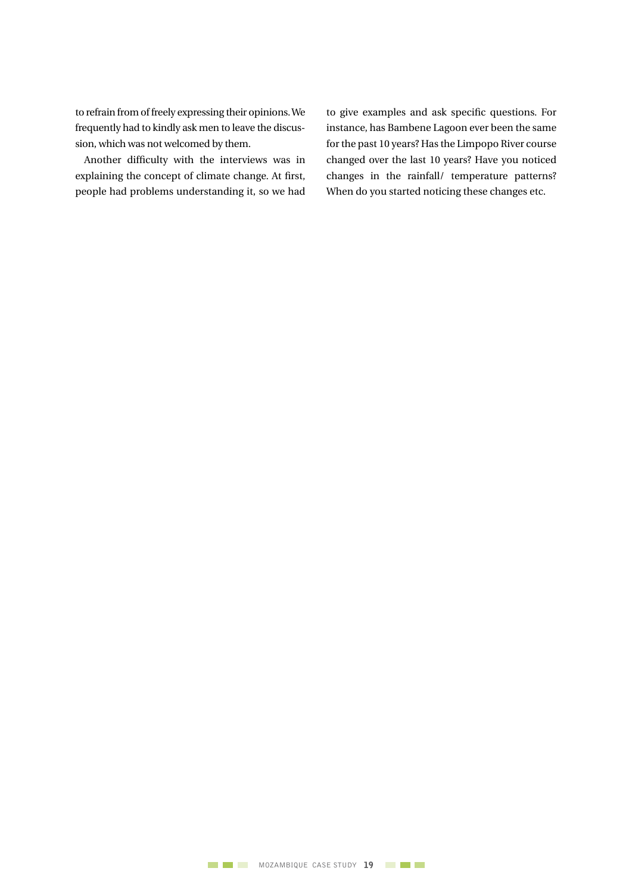to refrain from of freely expressing their opinions. We frequently had to kindly ask men to leave the discussion, which was not welcomed by them.

Another difficulty with the interviews was in explaining the concept of climate change. At first, people had problems understanding it, so we had to give examples and ask specific questions. For instance, has Bambene Lagoon ever been the same for the past 10 years? Has the Limpopo River course changed over the last 10 years? Have you noticed changes in the rainfall/ temperature patterns? When do you started noticing these changes etc.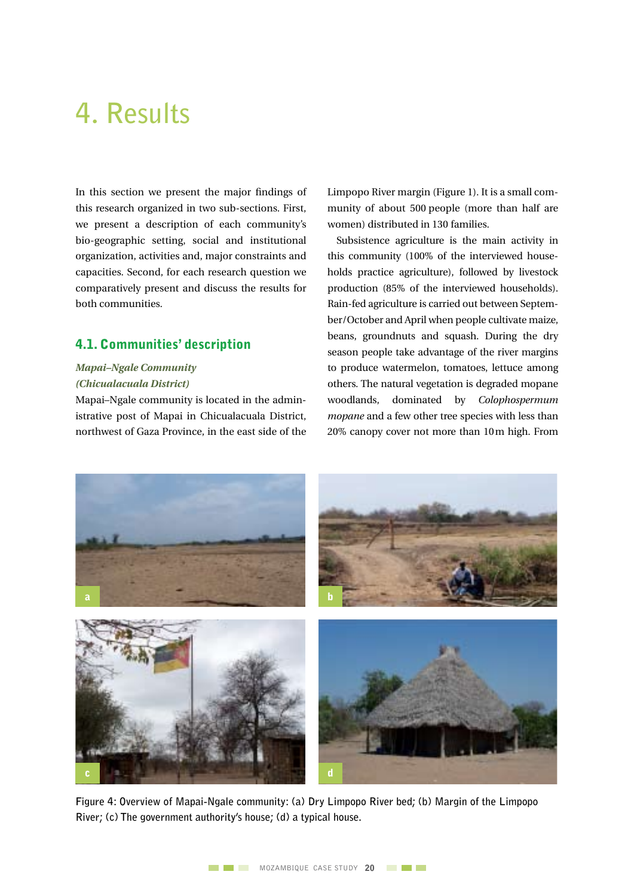# 4. Results

In this section we present the major findings of this research organized in two sub-sections. First, we present a description of each community's bio-geographic setting, social and institutional organization, activities and, major constraints and capacities. Second, for each research question we comparatively present and discuss the results for both communities.

## 4.1. Communities' description

### *Mapai–Ngale Community (Chicualacuala District)*

Mapai–Ngale community is located in the administrative post of Mapai in Chicualacuala District, northwest of Gaza Province, in the east side of the Limpopo River margin (Figure 1). It is a small community of about 500 people (more than half are women) distributed in 130 families.

Subsistence agriculture is the main activity in this community (100% of the interviewed households practice agriculture), followed by livestock production (85% of the interviewed households). Rain-fed agriculture is carried out between September/October and April when people cultivate maize, beans, groundnuts and squash. During the dry season people take advantage of the river margins to produce watermelon, tomatoes, lettuce among others. The natural vegetation is degraded mopane woodlands, dominated by *Colophospermum mopane* and a few other tree species with less than 20% canopy cover not more than 10 m high. From

Figure 4: Overview of Mapai-Ngale community: (a) Dry Limpopo River bed; (b) Margin of the Limpopo River; (c) The government authority's house; (d) a typical house.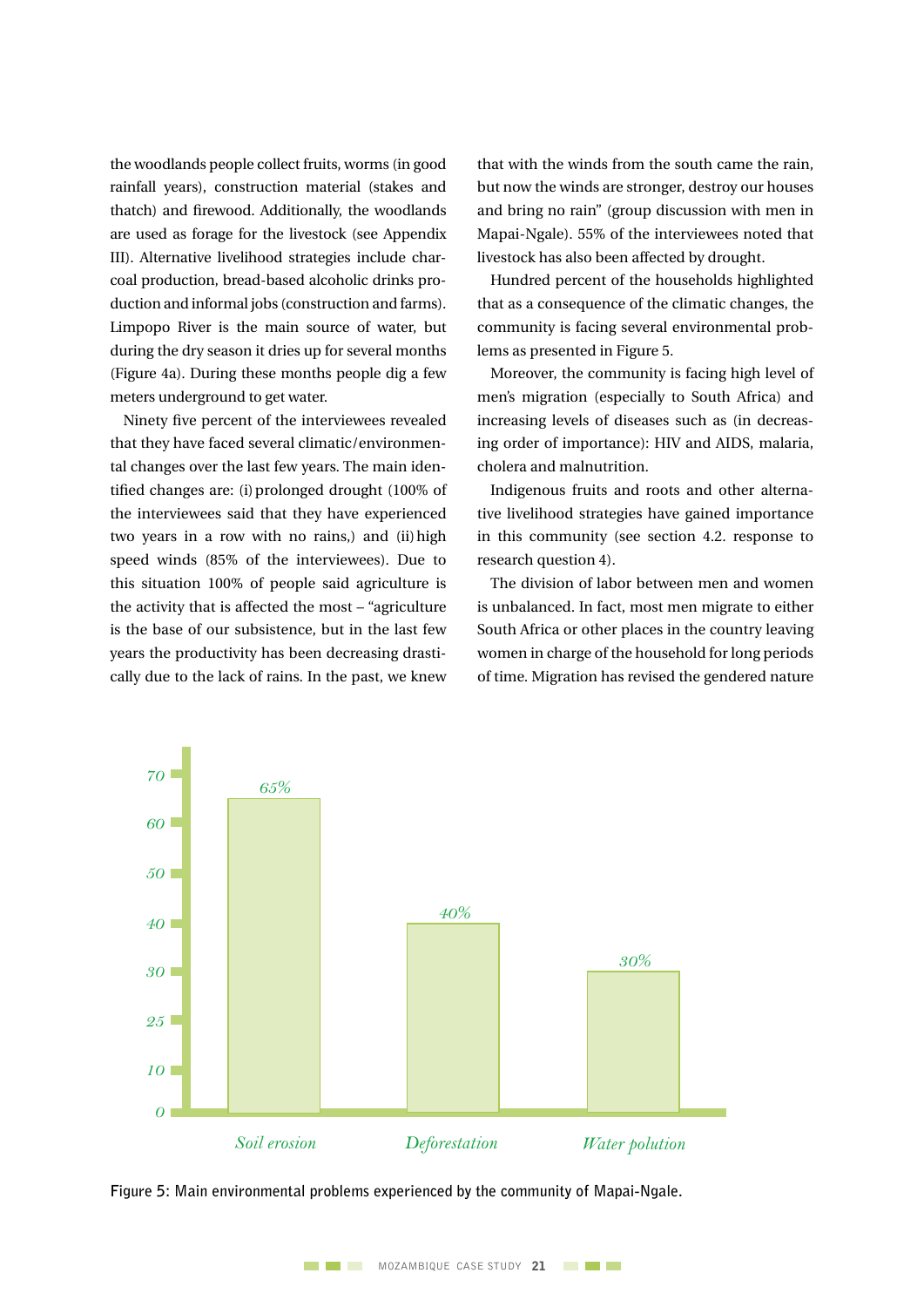the woodlands people collect fruits, worms (in good rainfall years), construction material (stakes and thatch) and firewood. Additionally, the woodlands are used as forage for the livestock (see Appendix III). Alternative livelihood strategies include charcoal production, bread-based alcoholic drinks production and informal jobs (construction and farms). Limpopo River is the main source of water, but during the dry season it dries up for several months (Figure 4a). During these months people dig a few meters underground to get water.

Ninety five percent of the interviewees revealed that they have faced several climatic/environmental changes over the last few years. The main identified changes are: (i) prolonged drought (100% of the interviewees said that they have experienced two years in a row with no rains,) and (ii) high speed winds (85% of the interviewees). Due to this situation 100% of people said agriculture is the activity that is affected the most – "agriculture is the base of our subsistence, but in the last few years the productivity has been decreasing drastically due to the lack of rains. In the past, we knew that with the winds from the south came the rain, but now the winds are stronger, destroy our houses and bring no rain" (group discussion with men in Mapai-Ngale). 55% of the interviewees noted that livestock has also been affected by drought.

Hundred percent of the households highlighted that as a consequence of the climatic changes, the community is facing several environmental problems as presented in Figure 5.

Moreover, the community is facing high level of men's migration (especially to South Africa) and increasing levels of diseases such as (in decreasing order of importance): HIV and AIDS, malaria, cholera and malnutrition.

Indigenous fruits and roots and other alternative livelihood strategies have gained importance in this community (see section 4.2. response to research question 4).

The division of labor between men and women is unbalanced. In fact, most men migrate to either South Africa or other places in the country leaving women in charge of the household for long periods of time. Migration has revised the gendered nature

| Problem | Percentage |
|---|---|
| Soil erosion | 65% |
| Deforestation | 40% |
| Water polution | 30% |

**Figure 5: Main environmental problems experienced by the community of Mapai-Ngale.**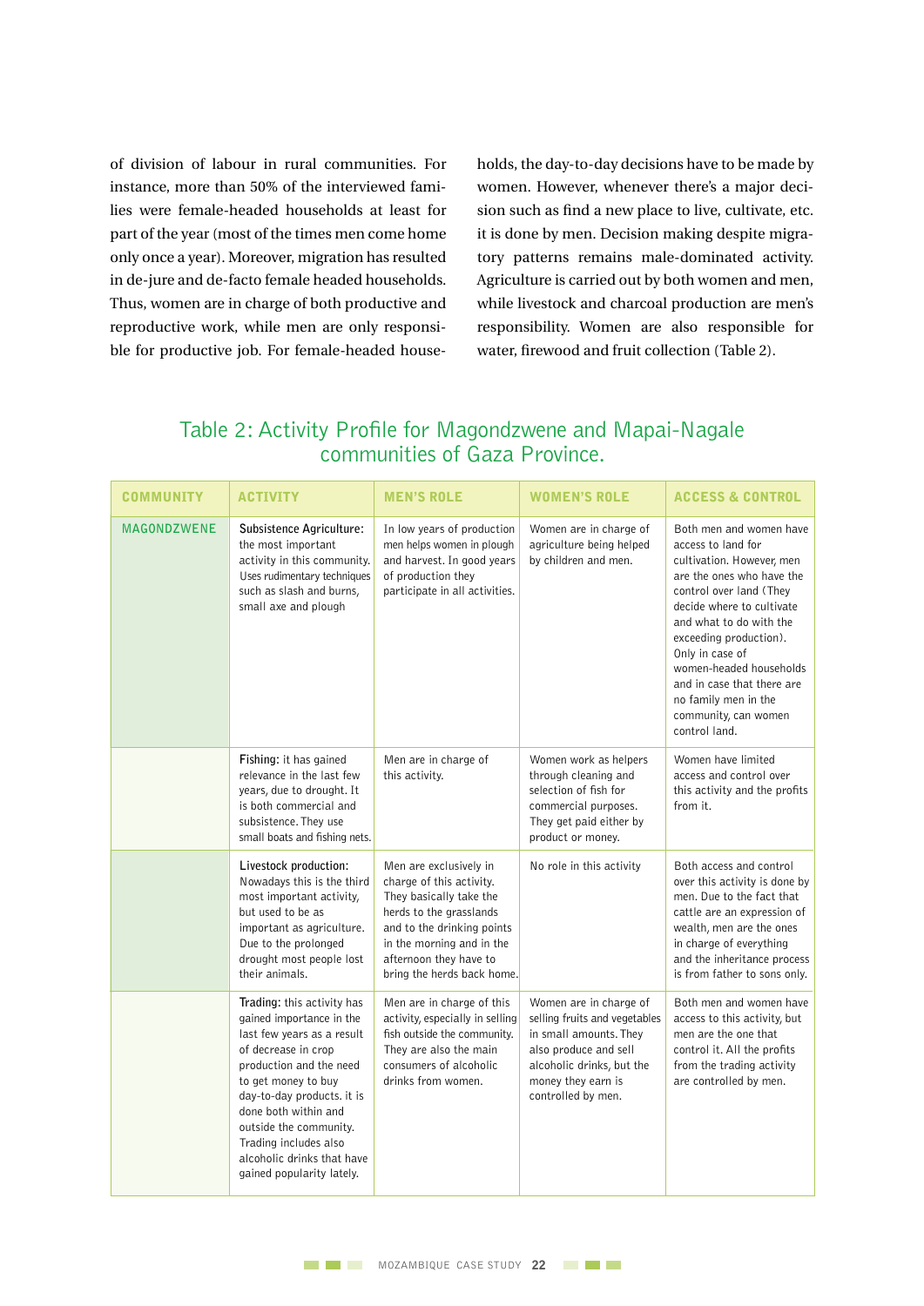of division of labour in rural communities. For instance, more than 50% of the interviewed families were female-headed households at least for part of the year (most of the times men come home only once a year). Moreover, migration has resulted in de-jure and de-facto female headed households. Thus, women are in charge of both productive and reproductive work, while men are only responsible for productive job. For female-headed households, the day-to-day decisions have to be made by women. However, whenever there's a major decision such as find a new place to live, cultivate, etc. it is done by men. Decision making despite migratory patterns remains male-dominated activity. Agriculture is carried out by both women and men, while livestock and charcoal production are men's responsibility. Women are also responsible for water, firewood and fruit collection (Table 2).

## Table 2: Activity Profile for Magondzwene and Mapai-Nagale communities of Gaza Province.

| COMMUNITY | ACTIVITY | MEN'S ROLE | WOMEN'S ROLE | ACCESS & CONTROL |
|---|---|---|---|---|
| MAGONDZWENE | **Subsistence Agriculture:** the most important activity in this community. Uses rudimentary techniques such as slash and burns, small axe and plough | In low years of production men helps women in plough and harvest. In good years of production they participate in all activities. | Women are in charge of agriculture being helped by children and men. | Both men and women have access to land for cultivation. However, men are the ones who have the control over land (They decide where to cultivate and what to do with the exceeding production). Only in case of women-headed households and in case that there are no family men in the community, can women control land. |
| | **Fishing:** it has gained relevance in the last few years, due to drought. It is both commercial and subsistence. They use small boats and fishing nets. | Men are in charge of this activity. | Women work as helpers through cleaning and selection of fish for commercial purposes. They get paid either by product or money. | Women have limited access and control over this activity and the profits from it. |
| | **Livestock production:** Nowadays this is the third most important activity, but used to be as important as agriculture. Due to the prolonged drought most people lost their animals. | Men are exclusively in charge of this activity. They basically take the herds to the grasslands and to the drinking points in the morning and in the afternoon they have to bring the herds back home. | No role in this activity | Both access and control over this activity is done by men. Due to the fact that cattle are an expression of wealth, men are the ones in charge of everything and the inheritance process is from father to sons only. |
| | **Trading:** this activity has gained importance in the last few years as a result of decrease in crop production and the need to get money to buy day-to-day products. it is done both within and outside the community. Trading includes also alcoholic drinks that have gained popularity lately. | Men are in charge of this activity, especially in selling fish outside the community. They are also the main consumers of alcoholic drinks from women. | Women are in charge of selling fruits and vegetables in small amounts. They also produce and sell alcoholic drinks, but the money they earn is controlled by men. | Both men and women have access to this activity, but men are the one that control it. All the profits from the trading activity are controlled by men. |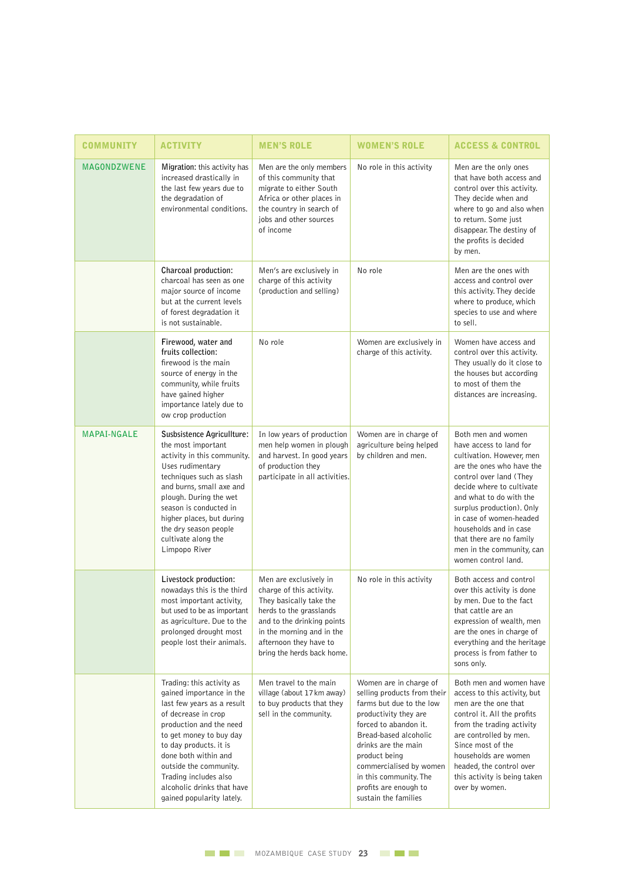| COMMUNITY | ACTIVITY | MEN'S ROLE | WOMEN'S ROLE | ACCESS & CONTROL |
|---|---|---|---|---|
| MAGONDZWENE | **Migration:** this activity has increased drastically in the last few years due to the degradation of environmental conditions. | Men are the only members of this community that migrate to either South Africa or other places in the country in search of jobs and other sources of income | No role in this activity | Men are the only ones that have both access and control over this activity. They decide when and where to go and also when to return. Some just disappear. The destiny of the profits is decided by men. |
| | **Charcoal production:** charcoal has seen as one major source of income but at the current levels of forest degradation it is not sustainable. | Men's are exclusively in charge of this activity (production and selling) | No role | Men are the ones with access and control over this activity. They decide where to produce, which species to use and where to sell. |
| | **Firewood, water and fruits collection:** firewood is the main source of energy in the community, while fruits have gained higher importance lately due to ow crop production | No role | Women are exclusively in charge of this activity. | Women have access and control over this activity. They usually do it close to the houses but according to most of them the distances are increasing. |
| MAPAI-NGALE | **Susbsistence Agriculture:** the most important activity in this community. Uses rudimentary techniques such as slash and burns, small axe and plough. During the wet season is conducted in higher places, but during the dry season people cultivate along the Limpopo River | In low years of production men help women in plough and harvest. In good years of production they participate in all activities. | Women are in charge of agriculture being helped by children and men. | Both men and women have access to land for cultivation. However, men are the ones who have the control over land (They decide where to cultivate and what to do with the surplus production). Only in case of women-headed households and in case that there are no family men in the community, can women control land. |
| | **Livestock production:** nowadays this is the third most important activity, but used to be as important as agriculture. Due to the prolonged drought most people lost their animals. | Men are exclusively in charge of this activity. They basically take the herds to the grasslands and to the drinking points in the morning and in the afternoon they have to bring the herds back home. | No role in this activity | Both access and control over this activity is done by men. Due to the fact that cattle are an expression of wealth, men are the ones in charge of everything and the heritage process is from father to sons only. |
| | Trading: this activity as gained importance in the last few years as a result of decrease in crop production and the need to get money to buy day to day products. it is done both within and outside the community. Trading includes also alcoholic drinks that have gained popularity lately. | Men travel to the main village (about 17 km away) to buy products that they sell in the community. | Women are in charge of selling products from their farms but due to the low productivity they are forced to abandon it. Bread-based alcoholic drinks are the main product being commercialised by women in this community. The profits are enough to sustain the families | Both men and women have access to this activity, but men are the one that control it. All the profits from the trading activity are controlled by men. Since most of the households are women headed, the control over this activity is being taken over by women. |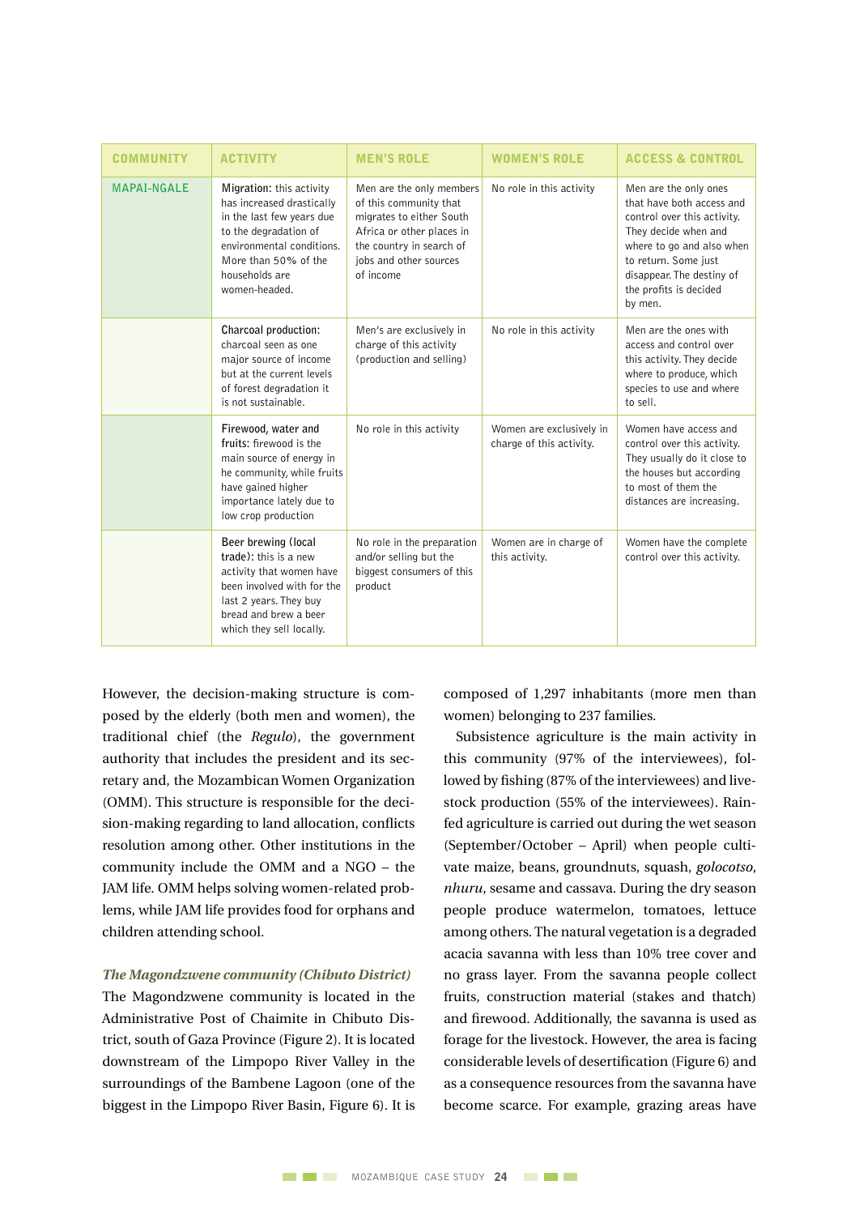| COMMUNITY | ACTIVITY | MEN'S ROLE | WOMEN'S ROLE | ACCESS & CONTROL |
| --- | --- | --- | --- | --- |
| MAPAI-NGALE | **Migration:** this activity has increased drastically in the last few years due to the degradation of environmental conditions. More than 50% of the households are women-headed. | Men are the only members of this community that migrates to either South Africa or other places in the country in search of jobs and other sources of income | No role in this activity | Men are the only ones that have both access and control over this activity. They decide when and where to go and also when to return. Some just disappear. The destiny of the profits is decided by men. |
| | **Charcoal production:** charcoal seen as one major source of income but at the current levels of forest degradation it is not sustainable. | Men's are exclusively in charge of this activity (production and selling) | No role in this activity | Men are the ones with access and control over this activity. They decide where to produce, which species to use and where to sell. |
| | **Firewood, water and fruits:** firewood is the main source of energy in he community, while fruits have gained higher importance lately due to low crop production | No role in this activity | Women are exclusively in charge of this activity. | Women have access and control over this activity. They usually do it close to the houses but according to most of them the distances are increasing. |
| | **Beer brewing (local trade):** this is a new activity that women have been involved with for the last 2 years. They buy bread and brew a beer which they sell locally. | No role in the preparation and/or selling but the biggest consumers of this product | Women are in charge of this activity. | Women have the complete control over this activity. |

However, the decision-making structure is composed by the elderly (both men and women), the traditional chief (the *Regulo*), the government authority that includes the president and its secretary and, the Mozambican Women Organization (OMM). This structure is responsible for the decision-making regarding to land allocation, conflicts resolution among other. Other institutions in the community include the OMM and a NGO – the JAM life. OMM helps solving women-related problems, while JAM life provides food for orphans and children attending school.

***The Magondzwene community (Chibuto District)***

The Magondzwene community is located in the Administrative Post of Chaimite in Chibuto District, south of Gaza Province (Figure 2). It is located downstream of the Limpopo River Valley in the surroundings of the Bambene Lagoon (one of the biggest in the Limpopo River Basin, Figure 6). It is composed of 1,297 inhabitants (more men than women) belonging to 237 families.

Subsistence agriculture is the main activity in this community (97% of the interviewees), followed by fishing (87% of the interviewees) and livestock production (55% of the interviewees). Rainfed agriculture is carried out during the wet season (September/October – April) when people cultivate maize, beans, groundnuts, squash, *golocotso*, *nhuru*, sesame and cassava. During the dry season people produce watermelon, tomatoes, lettuce among others. The natural vegetation is a degraded acacia savanna with less than 10% tree cover and no grass layer. From the savanna people collect fruits, construction material (stakes and thatch) and firewood. Additionally, the savanna is used as forage for the livestock. However, the area is facing considerable levels of desertification (Figure 6) and as a consequence resources from the savanna have become scarce. For example, grazing areas have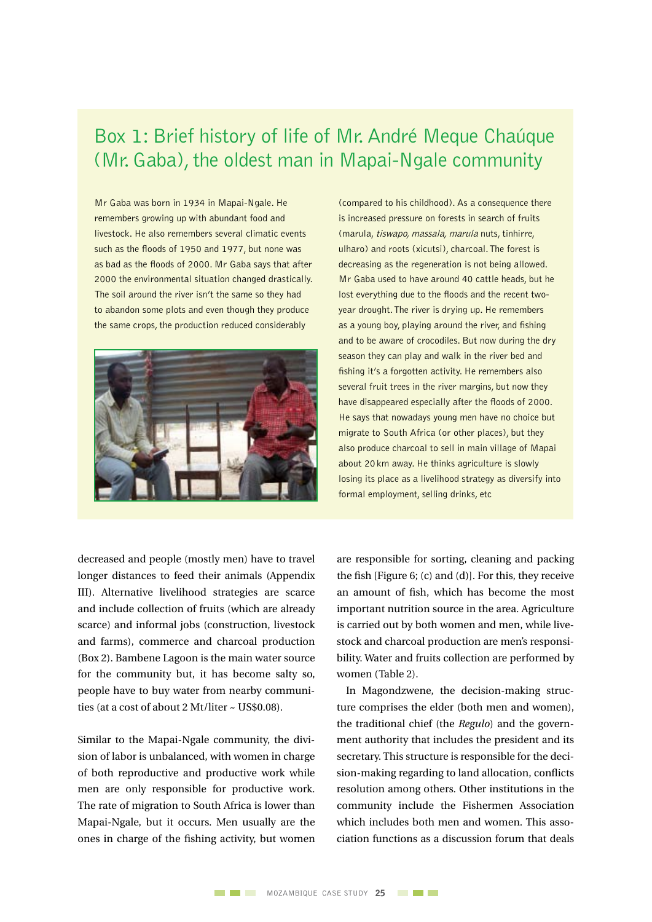## Box 1: Brief history of life of Mr. André Meque Chaúque (Mr. Gaba), the oldest man in Mapai-Ngale community

Mr Gaba was born in 1934 in Mapai-Ngale. He remembers growing up with abundant food and livestock. He also remembers several climatic events such as the floods of 1950 and 1977, but none was as bad as the floods of 2000. Mr Gaba says that after 2000 the environmental situation changed drastically. The soil around the river isn't the same so they had to abandon some plots and even though they produce the same crops, the production reduced considerably (compared to his childhood). As a consequence there is increased pressure on forests in search of fruits (marula, *tiswapo, massala, marula* nuts, tinhirre, ulharo) and roots (xicutsi), charcoal. The forest is decreasing as the regeneration is not being allowed. Mr Gaba used to have around 40 cattle heads, but he lost everything due to the floods and the recent two-year drought. The river is drying up. He remembers as a young boy, playing around the river, and fishing and to be aware of crocodiles. But now during the dry season they can play and walk in the river bed and fishing it's a forgotten activity. He remembers also several fruit trees in the river margins, but now they have disappeared especially after the floods of 2000. He says that nowadays young men have no choice but migrate to South Africa (or other places), but they also produce charcoal to sell in main village of Mapai about 20 km away. He thinks agriculture is slowly losing its place as a livelihood strategy as diversify into formal employment, selling drinks, etc

decreased and people (mostly men) have to travel longer distances to feed their animals (Appendix III). Alternative livelihood strategies are scarce and include collection of fruits (which are already scarce) and informal jobs (construction, livestock and farms), commerce and charcoal production (Box 2). Bambene Lagoon is the main water source for the community but, it has become salty so, people have to buy water from nearby communities (at a cost of about 2 Mt/liter ~ US$0.08).

Similar to the Mapai-Ngale community, the division of labor is unbalanced, with women in charge of both reproductive and productive work while men are only responsible for productive work. The rate of migration to South Africa is lower than Mapai-Ngale, but it occurs. Men usually are the ones in charge of the fishing activity, but women are responsible for sorting, cleaning and packing the fish [Figure 6; (c) and (d)]. For this, they receive an amount of fish, which has become the most important nutrition source in the area. Agriculture is carried out by both women and men, while livestock and charcoal production are men's responsibility. Water and fruits collection are performed by women (Table 2).

In Magondzwene, the decision-making structure comprises the elder (both men and women), the traditional chief (the *Regulo*) and the government authority that includes the president and its secretary. This structure is responsible for the decision-making regarding to land allocation, conflicts resolution among others. Other institutions in the community include the Fishermen Association which includes both men and women. This association functions as a discussion forum that deals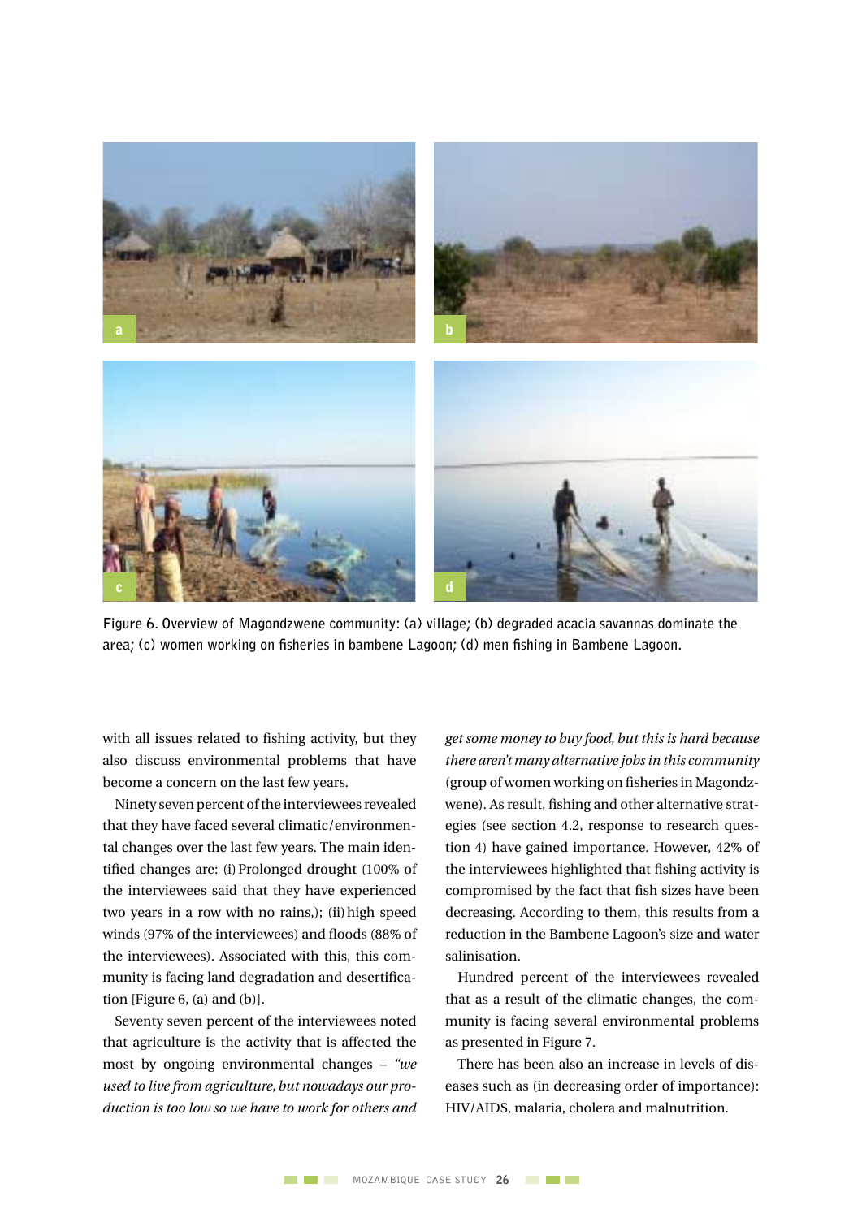Figure 6. Overview of Magondzwene community: (a) village; (b) degraded acacia savannas dominate the area; (c) women working on fisheries in bambene Lagoon; (d) men fishing in Bambene Lagoon.

with all issues related to fishing activity, but they also discuss environmental problems that have become a concern on the last few years.

Ninety seven percent of the interviewees revealed that they have faced several climatic/environmental changes over the last few years. The main identified changes are: (i) Prolonged drought (100% of the interviewees said that they have experienced two years in a row with no rains,); (ii) high speed winds (97% of the interviewees) and floods (88% of the interviewees). Associated with this, this community is facing land degradation and desertification [Figure 6, (a) and (b)].

Seventy seven percent of the interviewees noted that agriculture is the activity that is affected the most by ongoing environmental changes – *"we used to live from agriculture, but nowadays our production is too low so we have to work for others and get some money to buy food, but this is hard because there aren't many alternative jobs in this community* (group of women working on fisheries in Magondzwene). As result, fishing and other alternative strategies (see section 4.2, response to research question 4) have gained importance. However, 42% of the interviewees highlighted that fishing activity is compromised by the fact that fish sizes have been decreasing. According to them, this results from a reduction in the Bambene Lagoon's size and water salinisation.

Hundred percent of the interviewees revealed that as a result of the climatic changes, the community is facing several environmental problems as presented in Figure 7.

There has been also an increase in levels of diseases such as (in decreasing order of importance): HIV/AIDS, malaria, cholera and malnutrition.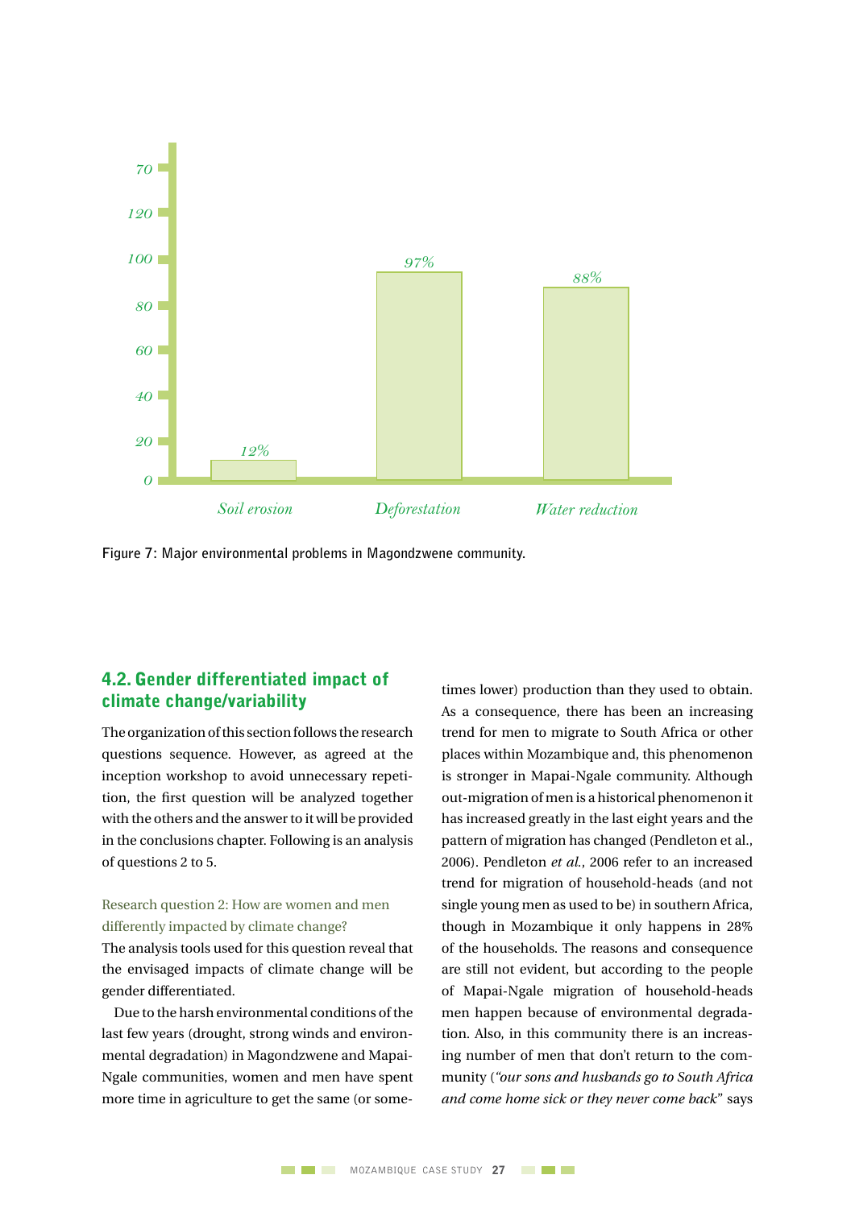| | Soil erosion | Deforestation | Water reduction |
|---|---|---|---|
| % | 12% | 97% | 88% |

Figure 7: Major environmental problems in Magondzwene community.

## 4.2. Gender differentiated impact of climate change/variability

The organization of this section follows the research questions sequence. However, as agreed at the inception workshop to avoid unnecessary repetition, the first question will be analyzed together with the others and the answer to it will be provided in the conclusions chapter. Following is an analysis of questions 2 to 5.

Research question 2: How are women and men differently impacted by climate change?

The analysis tools used for this question reveal that the envisaged impacts of climate change will be gender differentiated.

Due to the harsh environmental conditions of the last few years (drought, strong winds and environmental degradation) in Magondzwene and Mapai-Ngale communities, women and men have spent more time in agriculture to get the same (or sometimes lower) production than they used to obtain. As a consequence, there has been an increasing trend for men to migrate to South Africa or other places within Mozambique and, this phenomenon is stronger in Mapai-Ngale community. Although out-migration of men is a historical phenomenon it has increased greatly in the last eight years and the pattern of migration has changed (Pendleton et al., 2006). Pendleton *et al.*, 2006 refer to an increased trend for migration of household-heads (and not single young men as used to be) in southern Africa, though in Mozambique it only happens in 28% of the households. The reasons and consequence are still not evident, but according to the people of Mapai-Ngale migration of household-heads men happen because of environmental degradation. Also, in this community there is an increasing number of men that don't return to the community (*"our sons and husbands go to South Africa and come home sick or they never come back"* says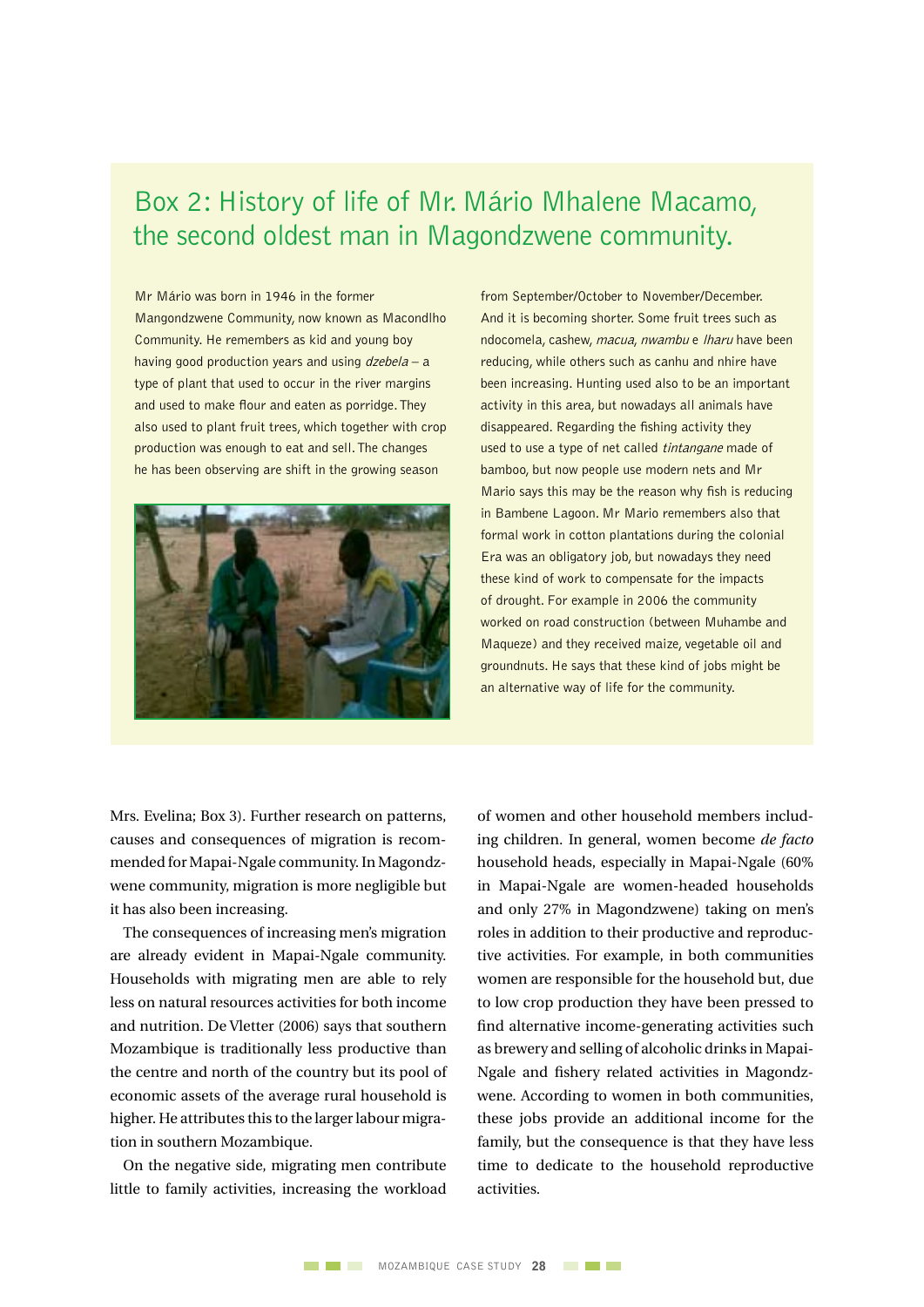## Box 2: History of life of Mr. Mário Mhalene Macamo, the second oldest man in Magondzwene community.

Mr Mário was born in 1946 in the former Mangondzwene Community, now known as Macondlho Community. He remembers as kid and young boy having good production years and using *dzebela* – a type of plant that used to occur in the river margins and used to make flour and eaten as porridge. They also used to plant fruit trees, which together with crop production was enough to eat and sell. The changes he has been observing are shift in the growing season from September/October to November/December. And it is becoming shorter. Some fruit trees such as ndocomela, cashew, *macua, nwambu* e *lharu* have been reducing, while others such as canhu and nhire have been increasing. Hunting used also to be an important activity in this area, but nowadays all animals have disappeared. Regarding the fishing activity they used to use a type of net called *tintangane* made of bamboo, but now people use modern nets and Mr Mario says this may be the reason why fish is reducing in Bambene Lagoon. Mr Mario remembers also that formal work in cotton plantations during the colonial Era was an obligatory job, but nowadays they need these kind of work to compensate for the impacts of drought. For example in 2006 the community worked on road construction (between Muhambe and Maqueze) and they received maize, vegetable oil and groundnuts. He says that these kind of jobs might be an alternative way of life for the community.

Mrs. Evelina; Box 3). Further research on patterns, causes and consequences of migration is recommended for Mapai-Ngale community. In Magondzwene community, migration is more negligible but it has also been increasing.

The consequences of increasing men's migration are already evident in Mapai-Ngale community. Households with migrating men are able to rely less on natural resources activities for both income and nutrition. De Vletter (2006) says that southern Mozambique is traditionally less productive than the centre and north of the country but its pool of economic assets of the average rural household is higher. He attributes this to the larger labour migration in southern Mozambique.

On the negative side, migrating men contribute little to family activities, increasing the workload of women and other household members including children. In general, women become *de facto* household heads, especially in Mapai-Ngale (60% in Mapai-Ngale are women-headed households and only 27% in Magondzwene) taking on men's roles in addition to their productive and reproductive activities. For example, in both communities women are responsible for the household but, due to low crop production they have been pressed to find alternative income-generating activities such as brewery and selling of alcoholic drinks in Mapai-Ngale and fishery related activities in Magondzwene. According to women in both communities, these jobs provide an additional income for the family, but the consequence is that they have less time to dedicate to the household reproductive activities.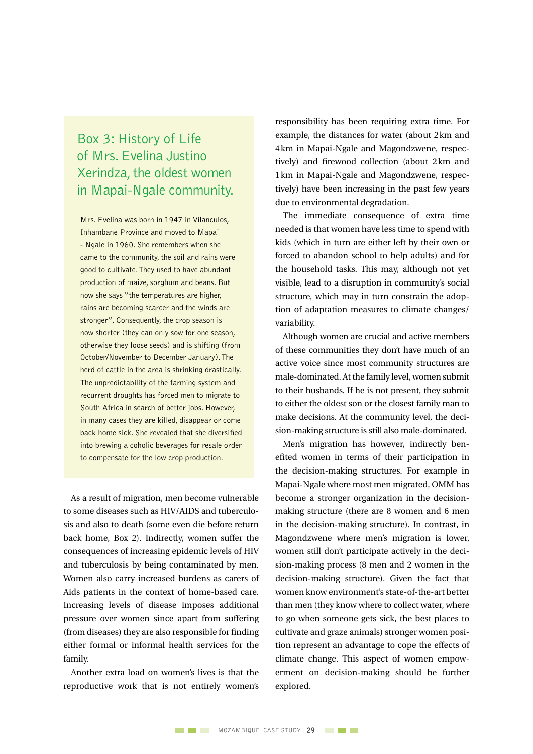## Box 3: History of Life of Mrs. Evelina Justino Xerindza, the oldest women in Mapai-Ngale community.

Mrs. Evelina was born in 1947 in Vilanculos, Inhambane Province and moved to Mapai - Ngale in 1960. She remembers when she came to the community, the soil and rains were good to cultivate. They used to have abundant production of maize, sorghum and beans. But now she says "the temperatures are higher, rains are becoming scarcer and the winds are stronger". Consequently, the crop season is now shorter (they can only sow for one season, otherwise they loose seeds) and is shifting (from October/November to December January). The herd of cattle in the area is shrinking drastically. The unpredictability of the farming system and recurrent droughts has forced men to migrate to South Africa in search of better jobs. However, in many cases they are killed, disappear or come back home sick. She revealed that she diversified into brewing alcoholic beverages for resale order to compensate for the low crop production.

As a result of migration, men become vulnerable to some diseases such as HIV/AIDS and tuberculosis and also to death (some even die before return back home, Box 2). Indirectly, women suffer the consequences of increasing epidemic levels of HIV and tuberculosis by being contaminated by men. Women also carry increased burdens as carers of Aids patients in the context of home-based care. Increasing levels of disease imposes additional pressure over women since apart from suffering (from diseases) they are also responsible for finding either formal or informal health services for the family.

Another extra load on women's lives is that the reproductive work that is not entirely women's responsibility has been requiring extra time. For example, the distances for water (about 2 km and 4 km in Mapai-Ngale and Magondzwene, respectively) and firewood collection (about 2 km and 1 km in Mapai-Ngale and Magondzwene, respectively) have been increasing in the past few years due to environmental degradation.

The immediate consequence of extra time needed is that women have less time to spend with kids (which in turn are either left by their own or forced to abandon school to help adults) and for the household tasks. This may, although not yet visible, lead to a disruption in community's social structure, which may in turn constrain the adoption of adaptation measures to climate changes/variability.

Although women are crucial and active members of these communities they don't have much of an active voice since most community structures are male-dominated. At the family level, women submit to their husbands. If he is not present, they submit to either the oldest son or the closest family man to make decisions. At the community level, the decision-making structure is still also male-dominated.

Men's migration has however, indirectly benefited women in terms of their participation in the decision-making structures. For example in Mapai-Ngale where most men migrated, OMM has become a stronger organization in the decision-making structure (there are 8 women and 6 men in the decision-making structure). In contrast, in Magondzwene where men's migration is lower, women still don't participate actively in the decision-making process (8 men and 2 women in the decision-making structure). Given the fact that women know environment's state-of-the-art better than men (they know where to collect water, where to go when someone gets sick, the best places to cultivate and graze animals) stronger women position represent an advantage to cope the effects of climate change. This aspect of women empowerment on decision-making should be further explored.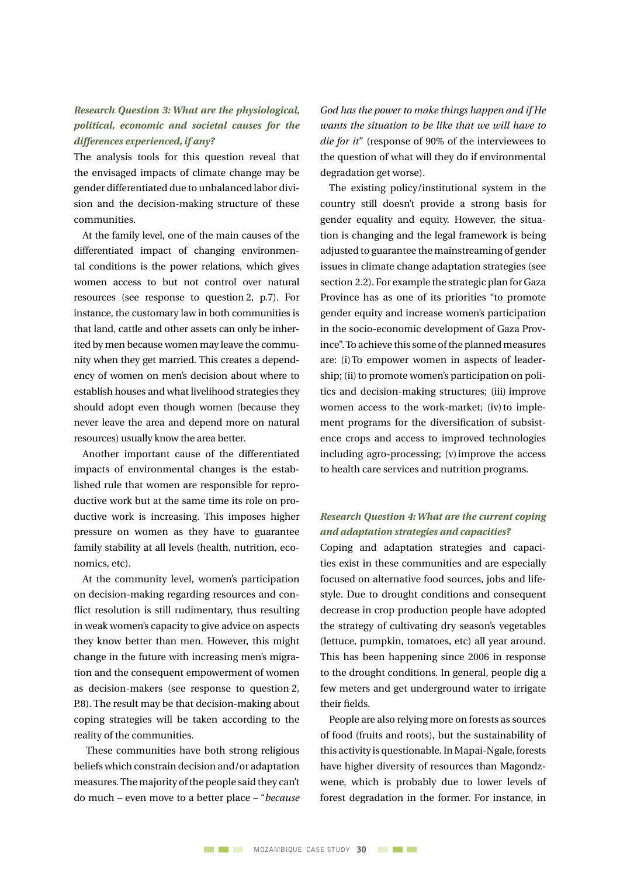### *Research Question 3: What are the physiological, political, economic and societal causes for the differences experienced, if any?*

The analysis tools for this question reveal that the envisaged impacts of climate change may be gender differentiated due to unbalanced labor division and the decision-making structure of these communities.

At the family level, one of the main causes of the differentiated impact of changing environmental conditions is the power relations, which gives women access to but not control over natural resources (see response to question 2, p.7). For instance, the customary law in both communities is that land, cattle and other assets can only be inherited by men because women may leave the community when they get married. This creates a dependency of women on men's decision about where to establish houses and what livelihood strategies they should adopt even though women (because they never leave the area and depend more on natural resources) usually know the area better.

Another important cause of the differentiated impacts of environmental changes is the established rule that women are responsible for reproductive work but at the same time its role on productive work is increasing. This imposes higher pressure on women as they have to guarantee family stability at all levels (health, nutrition, economics, etc).

At the community level, women's participation on decision-making regarding resources and conflict resolution is still rudimentary, thus resulting in weak women's capacity to give advice on aspects they know better than men. However, this might change in the future with increasing men's migration and the consequent empowerment of women as decision-makers (see response to question 2, P.8). The result may be that decision-making about coping strategies will be taken according to the reality of the communities.

These communities have both strong religious beliefs which constrain decision and/or adaptation measures. The majority of the people said they can't do much – even move to a better place – "*because God has the power to make things happen and if He wants the situation to be like that we will have to die for it*" (response of 90% of the interviewees to the question of what will they do if environmental degradation get worse).

The existing policy/institutional system in the country still doesn't provide a strong basis for gender equality and equity. However, the situation is changing and the legal framework is being adjusted to guarantee the mainstreaming of gender issues in climate change adaptation strategies (see section 2.2). For example the strategic plan for Gaza Province has as one of its priorities "to promote gender equity and increase women's participation in the socio-economic development of Gaza Province". To achieve this some of the planned measures are: (i) To empower women in aspects of leadership; (ii) to promote women's participation on politics and decision-making structures; (iii) improve women access to the work-market; (iv) to implement programs for the diversification of subsistence crops and access to improved technologies including agro-processing; (v) improve the access to health care services and nutrition programs.

### *Research Question 4: What are the current coping and adaptation strategies and capacities?*

Coping and adaptation strategies and capacities exist in these communities and are especially focused on alternative food sources, jobs and lifestyle. Due to drought conditions and consequent decrease in crop production people have adopted the strategy of cultivating dry season's vegetables (lettuce, pumpkin, tomatoes, etc) all year around. This has been happening since 2006 in response to the drought conditions. In general, people dig a few meters and get underground water to irrigate their fields.

People are also relying more on forests as sources of food (fruits and roots), but the sustainability of this activity is questionable. In Mapai-Ngale, forests have higher diversity of resources than Magondzwene, which is probably due to lower levels of forest degradation in the former. For instance, in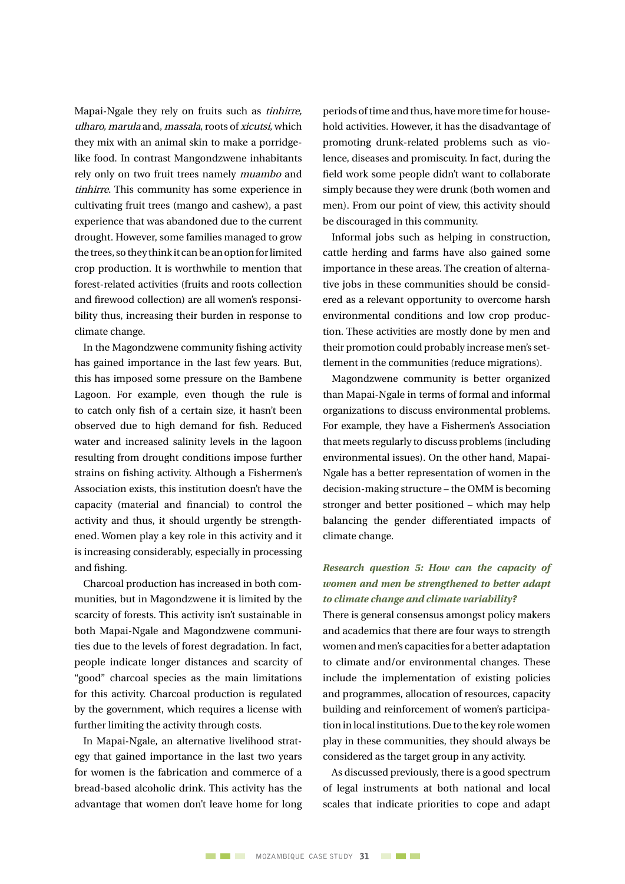Mapai-Ngale they rely on fruits such as *tinhirre, ulharo, marula* and, *massala*, roots of *xicutsi*, which they mix with an animal skin to make a porridge-like food. In contrast Mangondzwene inhabitants rely only on two fruit trees namely *muambo* and *tinhirre*. This community has some experience in cultivating fruit trees (mango and cashew), a past experience that was abandoned due to the current drought. However, some families managed to grow the trees, so they think it can be an option for limited crop production. It is worthwhile to mention that forest-related activities (fruits and roots collection and firewood collection) are all women's responsibility thus, increasing their burden in response to climate change.

In the Magondzwene community fishing activity has gained importance in the last few years. But, this has imposed some pressure on the Bambene Lagoon. For example, even though the rule is to catch only fish of a certain size, it hasn't been observed due to high demand for fish. Reduced water and increased salinity levels in the lagoon resulting from drought conditions impose further strains on fishing activity. Although a Fishermen's Association exists, this institution doesn't have the capacity (material and financial) to control the activity and thus, it should urgently be strengthened. Women play a key role in this activity and it is increasing considerably, especially in processing and fishing.

Charcoal production has increased in both communities, but in Magondzwene it is limited by the scarcity of forests. This activity isn't sustainable in both Mapai-Ngale and Magondzwene communities due to the levels of forest degradation. In fact, people indicate longer distances and scarcity of "good" charcoal species as the main limitations for this activity. Charcoal production is regulated by the government, which requires a license with further limiting the activity through costs.

In Mapai-Ngale, an alternative livelihood strategy that gained importance in the last two years for women is the fabrication and commerce of a bread-based alcoholic drink. This activity has the advantage that women don't leave home for long periods of time and thus, have more time for household activities. However, it has the disadvantage of promoting drunk-related problems such as violence, diseases and promiscuity. In fact, during the field work some people didn't want to collaborate simply because they were drunk (both women and men). From our point of view, this activity should be discouraged in this community.

Informal jobs such as helping in construction, cattle herding and farms have also gained some importance in these areas. The creation of alternative jobs in these communities should be considered as a relevant opportunity to overcome harsh environmental conditions and low crop production. These activities are mostly done by men and their promotion could probably increase men's settlement in the communities (reduce migrations).

Magondzwene community is better organized than Mapai-Ngale in terms of formal and informal organizations to discuss environmental problems. For example, they have a Fishermen's Association that meets regularly to discuss problems (including environmental issues). On the other hand, Mapai-Ngale has a better representation of women in the decision-making structure – the OMM is becoming stronger and better positioned – which may help balancing the gender differentiated impacts of climate change.

### *Research question 5: How can the capacity of women and men be strengthened to better adapt to climate change and climate variability?*

There is general consensus amongst policy makers and academics that there are four ways to strength women and men's capacities for a better adaptation to climate and/or environmental changes. These include the implementation of existing policies and programmes, allocation of resources, capacity building and reinforcement of women's participation in local institutions. Due to the key role women play in these communities, they should always be considered as the target group in any activity.

As discussed previously, there is a good spectrum of legal instruments at both national and local scales that indicate priorities to cope and adapt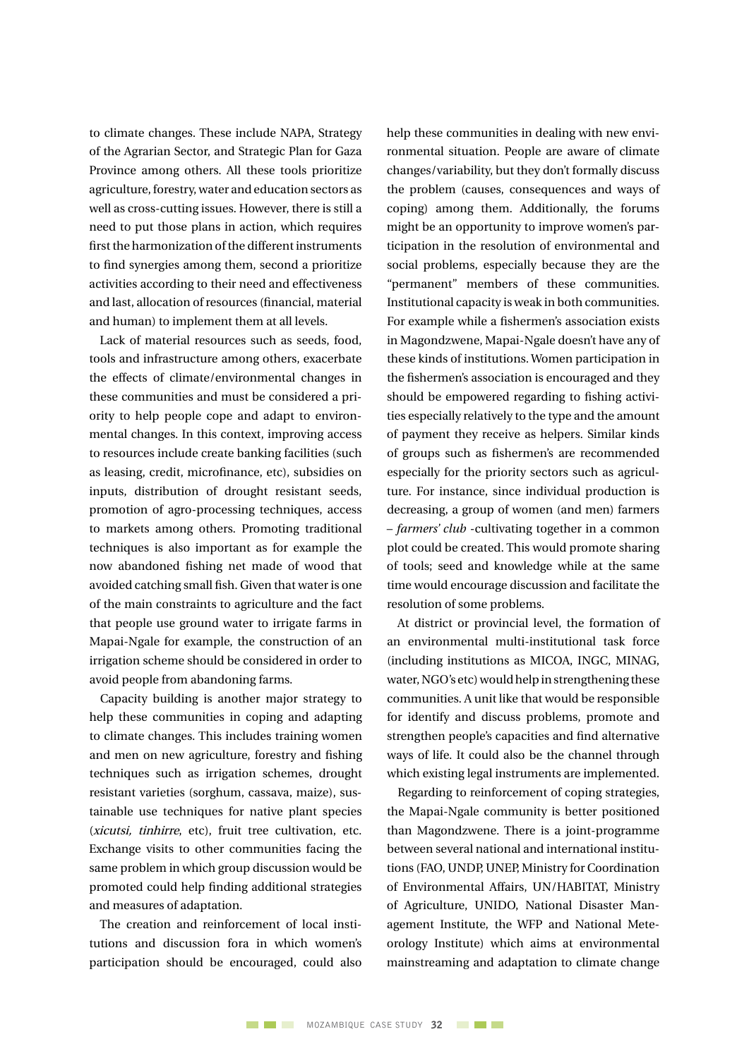to climate changes. These include NAPA, Strategy of the Agrarian Sector, and Strategic Plan for Gaza Province among others. All these tools prioritize agriculture, forestry, water and education sectors as well as cross-cutting issues. However, there is still a need to put those plans in action, which requires first the harmonization of the different instruments to find synergies among them, second a prioritize activities according to their need and effectiveness and last, allocation of resources (financial, material and human) to implement them at all levels.

Lack of material resources such as seeds, food, tools and infrastructure among others, exacerbate the effects of climate/environmental changes in these communities and must be considered a priority to help people cope and adapt to environmental changes. In this context, improving access to resources include create banking facilities (such as leasing, credit, microfinance, etc), subsidies on inputs, distribution of drought resistant seeds, promotion of agro-processing techniques, access to markets among others. Promoting traditional techniques is also important as for example the now abandoned fishing net made of wood that avoided catching small fish. Given that water is one of the main constraints to agriculture and the fact that people use ground water to irrigate farms in Mapai-Ngale for example, the construction of an irrigation scheme should be considered in order to avoid people from abandoning farms.

Capacity building is another major strategy to help these communities in coping and adapting to climate changes. This includes training women and men on new agriculture, forestry and fishing techniques such as irrigation schemes, drought resistant varieties (sorghum, cassava, maize), sustainable use techniques for native plant species (*xicutsi, tinhirre*, etc), fruit tree cultivation, etc. Exchange visits to other communities facing the same problem in which group discussion would be promoted could help finding additional strategies and measures of adaptation.

The creation and reinforcement of local institutions and discussion fora in which women's participation should be encouraged, could also help these communities in dealing with new environmental situation. People are aware of climate changes/variability, but they don't formally discuss the problem (causes, consequences and ways of coping) among them. Additionally, the forums might be an opportunity to improve women's participation in the resolution of environmental and social problems, especially because they are the "permanent" members of these communities. Institutional capacity is weak in both communities. For example while a fishermen's association exists in Magondzwene, Mapai-Ngale doesn't have any of these kinds of institutions. Women participation in the fishermen's association is encouraged and they should be empowered regarding to fishing activities especially relatively to the type and the amount of payment they receive as helpers. Similar kinds of groups such as fishermen's are recommended especially for the priority sectors such as agriculture. For instance, since individual production is decreasing, a group of women (and men) farmers – *farmers' club* -cultivating together in a common plot could be created. This would promote sharing of tools; seed and knowledge while at the same time would encourage discussion and facilitate the resolution of some problems.

At district or provincial level, the formation of an environmental multi-institutional task force (including institutions as MICOA, INGC, MINAG, water, NGO's etc) would help in strengthening these communities. A unit like that would be responsible for identify and discuss problems, promote and strengthen people's capacities and find alternative ways of life. It could also be the channel through which existing legal instruments are implemented.

Regarding to reinforcement of coping strategies, the Mapai-Ngale community is better positioned than Magondzwene. There is a joint-programme between several national and international institutions (FAO, UNDP, UNEP, Ministry for Coordination of Environmental Affairs, UN/HABITAT, Ministry of Agriculture, UNIDO, National Disaster Management Institute, the WFP and National Meteorology Institute) which aims at environmental mainstreaming and adaptation to climate change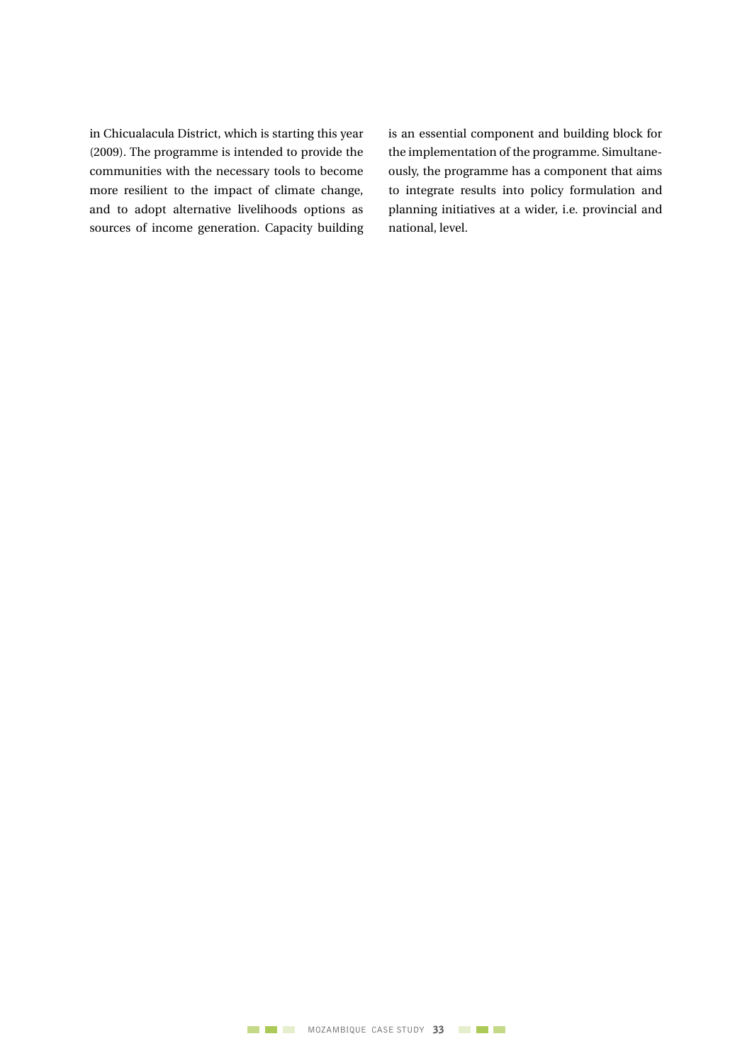in Chicualacula District, which is starting this year (2009). The programme is intended to provide the communities with the necessary tools to become more resilient to the impact of climate change, and to adopt alternative livelihoods options as sources of income generation. Capacity building is an essential component and building block for the implementation of the programme. Simultaneously, the programme has a component that aims to integrate results into policy formulation and planning initiatives at a wider, i.e. provincial and national, level.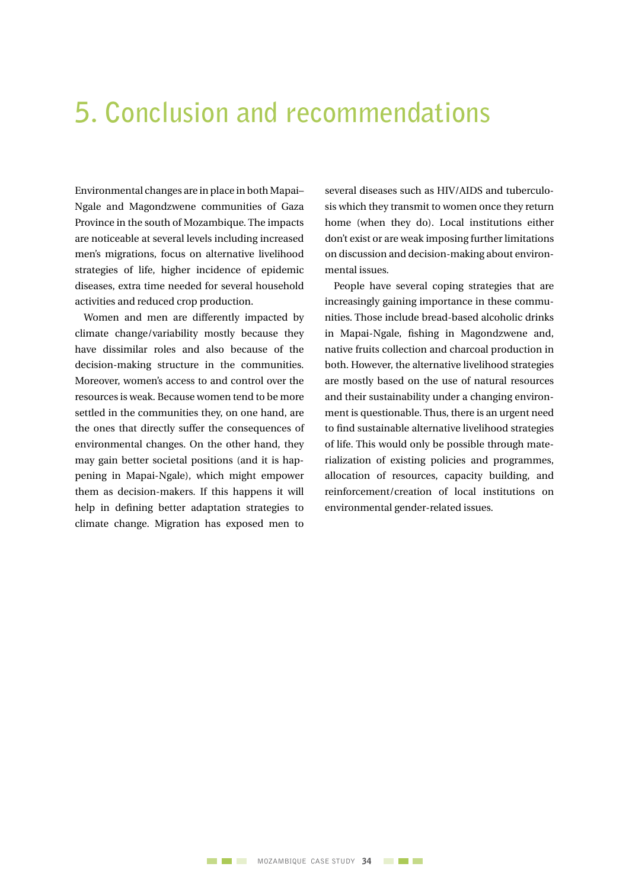# 5. Conclusion and recommendations

Environmental changes are in place in both Mapai–Ngale and Magondzwene communities of Gaza Province in the south of Mozambique. The impacts are noticeable at several levels including increased men's migrations, focus on alternative livelihood strategies of life, higher incidence of epidemic diseases, extra time needed for several household activities and reduced crop production.

Women and men are differently impacted by climate change/variability mostly because they have dissimilar roles and also because of the decision-making structure in the communities. Moreover, women's access to and control over the resources is weak. Because women tend to be more settled in the communities they, on one hand, are the ones that directly suffer the consequences of environmental changes. On the other hand, they may gain better societal positions (and it is happening in Mapai-Ngale), which might empower them as decision-makers. If this happens it will help in defining better adaptation strategies to climate change. Migration has exposed men to several diseases such as HIV/AIDS and tuberculosis which they transmit to women once they return home (when they do). Local institutions either don't exist or are weak imposing further limitations on discussion and decision-making about environmental issues.

People have several coping strategies that are increasingly gaining importance in these communities. Those include bread-based alcoholic drinks in Mapai-Ngale, fishing in Magondzwene and, native fruits collection and charcoal production in both. However, the alternative livelihood strategies are mostly based on the use of natural resources and their sustainability under a changing environment is questionable. Thus, there is an urgent need to find sustainable alternative livelihood strategies of life. This would only be possible through materialization of existing policies and programmes, allocation of resources, capacity building, and reinforcement/creation of local institutions on environmental gender-related issues.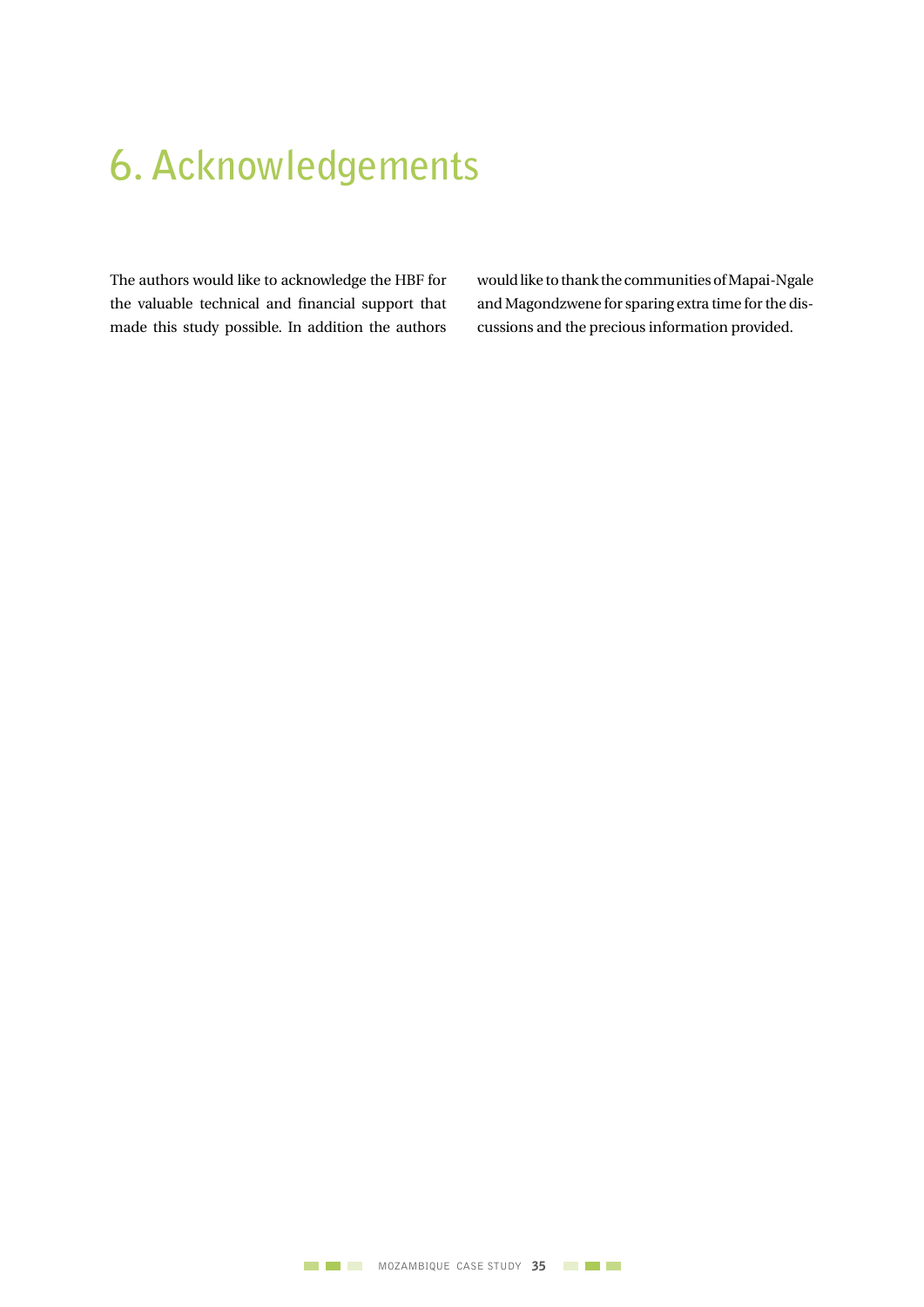# 6. Acknowledgements

The authors would like to acknowledge the HBF for the valuable technical and financial support that made this study possible. In addition the authors would like to thank the communities of Mapai-Ngale and Magondzwene for sparing extra time for the discussions and the precious information provided.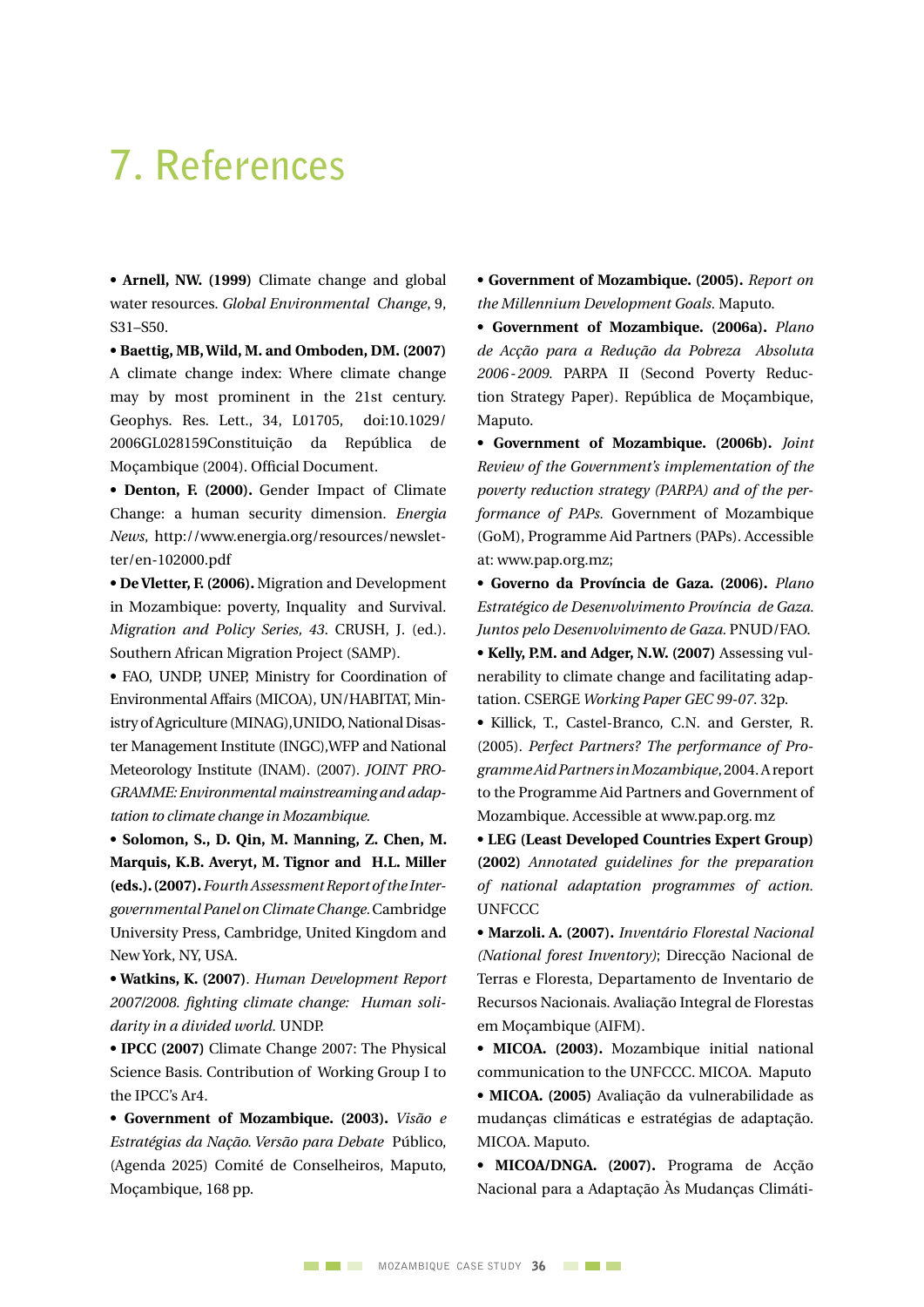# 7. References

• **Arnell, NW. (1999)** Climate change and global water resources. *Global Environmental Change*, 9, S31–S50.

• **Baettig, MB, Wild, M. and Omboden, DM. (2007)** A climate change index: Where climate change may by most prominent in the 21st century. Geophys. Res. Lett., 34, L01705, doi:10.1029/ 2006GL028159Constituição da República de Moçambique (2004). Official Document.

• **Denton, F. (2000).** Gender Impact of Climate Change: a human security dimension. *Energia News*, http://www.energia.org/resources/newsletter/en-102000.pdf

• **De Vletter, F. (2006).** Migration and Development in Mozambique: poverty, Inquality and Survival. *Migration and Policy Series, 43*. CRUSH, J. (ed.). Southern African Migration Project (SAMP).

• FAO, UNDP, UNEP, Ministry for Coordination of Environmental Affairs (MICOA), UN/HABITAT, Ministry of Agriculture (MINAG),UNIDO, National Disaster Management Institute (INGC),WFP and National Meteorology Institute (INAM). (2007). *JOINT PROGRAMME: Environmental mainstreaming and adaptation to climate change in Mozambique.*

• **Solomon, S., D. Qin, M. Manning, Z. Chen, M. Marquis, K.B. Averyt, M. Tignor and H.L. Miller (eds.). (2007).** *Fourth Assessment Report of the Intergovernmental Panel on Climate Change.* Cambridge University Press, Cambridge, United Kingdom and New York, NY, USA.

• **Watkins, K. (2007)**. *Human Development Report 2007/2008. fighting climate change: Human solidarity in a divided world.* UNDP.

• **IPCC (2007)** Climate Change 2007: The Physical Science Basis. Contribution of Working Group I to the IPCC's Ar4.

• **Government of Mozambique. (2003).** *Visão e Estratégias da Nação. Versão para Debate* Público, (Agenda 2025) Comité de Conselheiros, Maputo, Moçambique, 168 pp.

• **Government of Mozambique. (2005).** *Report on the Millennium Development Goals.* Maputo.

• **Government of Mozambique. (2006a).** *Plano de Acção para a Redução da Pobreza Absoluta 2006 - 2009.* PARPA II (Second Poverty Reduction Strategy Paper). República de Moçambique, Maputo.

• **Government of Mozambique. (2006b).** *Joint Review of the Government's implementation of the poverty reduction strategy (PARPA) and of the performance of PAPs.* Government of Mozambique (GoM), Programme Aid Partners (PAPs). Accessible at: www.pap.org.mz;

• **Governo da Província de Gaza. (2006).** *Plano Estratégico de Desenvolvimento Província de Gaza. Juntos pelo Desenvolvimento de Gaza.* PNUD/FAO.

• **Kelly, P.M. and Adger, N.W. (2007)** Assessing vulnerability to climate change and facilitating adaptation. CSERGE *Working Paper GEC 99-07*. 32p.

• Killick, T., Castel-Branco, C.N. and Gerster, R. (2005). *Perfect Partners? The performance of Programme Aid Partners in Mozambique*, 2004. A report to the Programme Aid Partners and Government of Mozambique. Accessible at www.pap.org. mz

• **LEG (Least Developed Countries Expert Group) (2002)** *Annotated guidelines for the preparation of national adaptation programmes of action.* UNFCCC

• **Marzoli. A. (2007).** *Inventário Florestal Nacional (National forest Inventory)*; Direcção Nacional de Terras e Floresta, Departamento de Inventario de Recursos Nacionais. Avaliação Integral de Florestas em Moçambique (AIFM).

• **MICOA. (2003).** Mozambique initial national communication to the UNFCCC. MICOA. Maputo

• **MICOA. (2005)** Avaliação da vulnerabilidade as mudanças climáticas e estratégias de adaptação. MICOA. Maputo.

• **MICOA/DNGA. (2007).** Programa de Acção Nacional para a Adaptação Às Mudanças Climáti-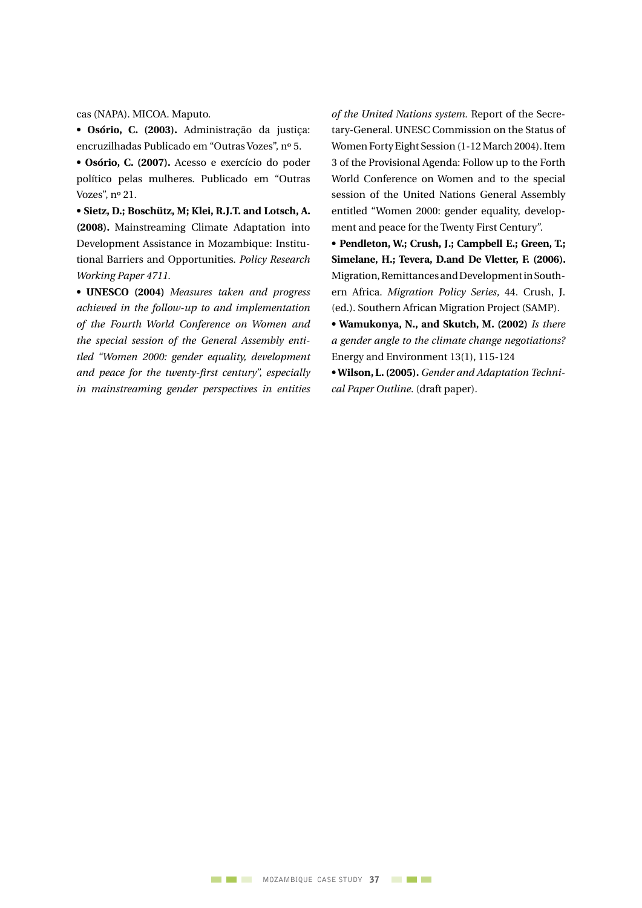cas (NAPA). MICOA. Maputo.

• **Osório, C. (2003).** Administração da justiça: encruzilhadas Publicado em “Outras Vozes”, nº 5.

• **Osório, C. (2007).** Acesso e exercício do poder político pelas mulheres. Publicado em “Outras Vozes”, nº 21.

• **Sietz, D.; Boschütz, M; Klei, R.J.T. and Lotsch, A. (2008).** Mainstreaming Climate Adaptation into Development Assistance in Mozambique: Institutional Barriers and Opportunities. *Policy Research Working Paper 4711.*

• **UNESCO (2004)** *Measures taken and progress achieved in the follow-up to and implementation of the Fourth World Conference on Women and the special session of the General Assembly entitled “Women 2000: gender equality, development and peace for the twenty-first century”, especially in mainstreaming gender perspectives in entities of the United Nations system.* Report of the Secretary-General. UNESC Commission on the Status of Women Forty Eight Session (1-12 March 2004). Item 3 of the Provisional Agenda: Follow up to the Forth World Conference on Women and to the special session of the United Nations General Assembly entitled “Women 2000: gender equality, development and peace for the Twenty First Century”.

• **Pendleton, W.; Crush, J.; Campbell E.; Green, T.; Simelane, H.; Tevera, D.and De Vletter, F. (2006).** Migration, Remittances and Development in Southern Africa. *Migration Policy Series*, 44. Crush, J. (ed.). Southern African Migration Project (SAMP).

• **Wamukonya, N., and Skutch, M. (2002)** *Is there a gender angle to the climate change negotiations?* Energy and Environment 13(1), 115-124

• **Wilson, L. (2005).** *Gender and Adaptation Technical Paper Outline.* (draft paper).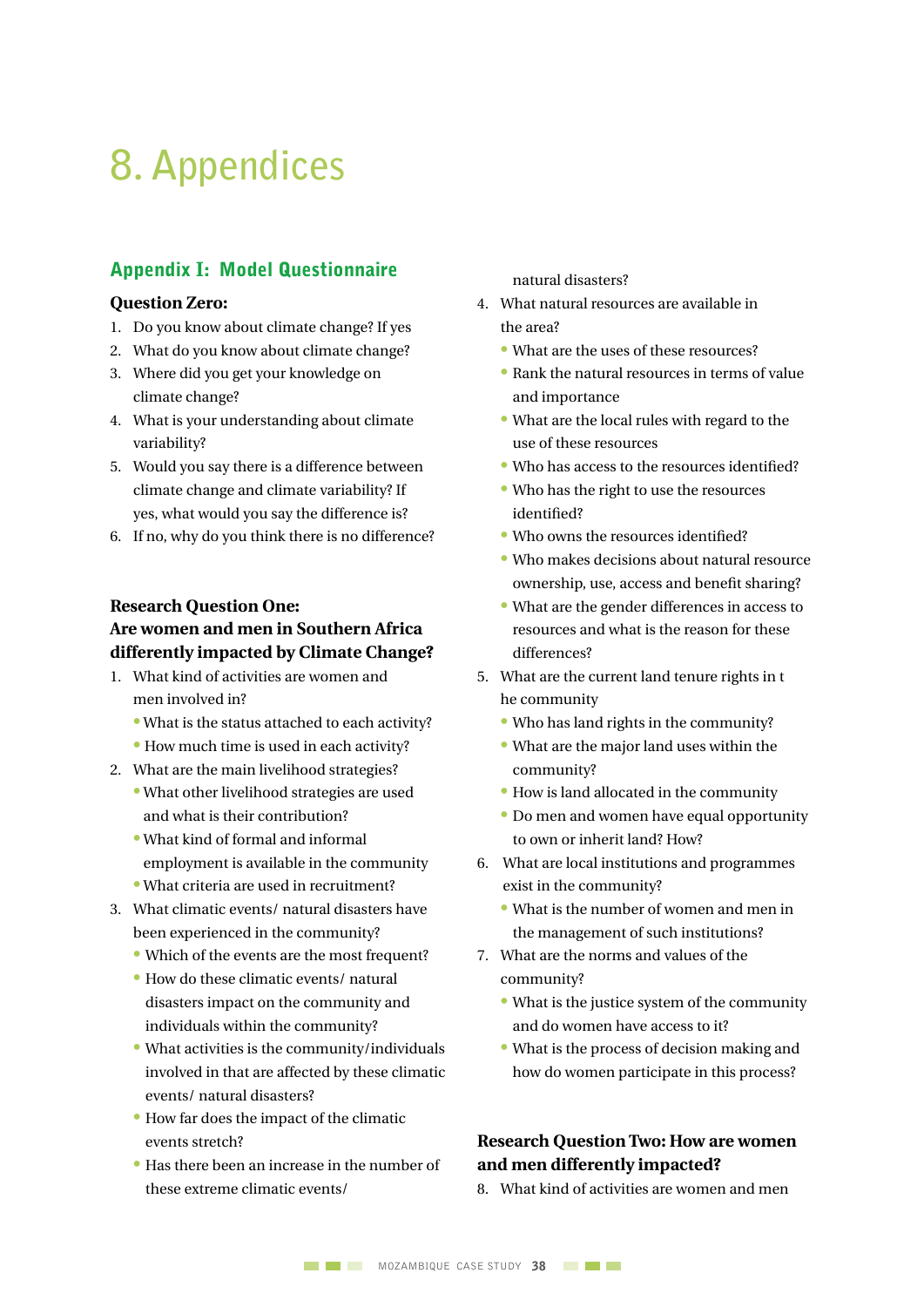# 8. Appendices

## Appendix I: Model Questionnaire

### Question Zero:

1. Do you know about climate change? If yes
2. What do you know about climate change?
3. Where did you get your knowledge on climate change?
4. What is your understanding about climate variability?
5. Would you say there is a difference between climate change and climate variability? If yes, what would you say the difference is?
6. If no, why do you think there is no difference?

### Research Question One: Are women and men in Southern Africa differently impacted by Climate Change?

1. What kind of activities are women and men involved in?
   - What is the status attached to each activity?
   - How much time is used in each activity?
2. What are the main livelihood strategies?
   - What other livelihood strategies are used and what is their contribution?
   - What kind of formal and informal employment is available in the community
   - What criteria are used in recruitment?
3. What climatic events/ natural disasters have been experienced in the community?
   - Which of the events are the most frequent?
   - How do these climatic events/ natural disasters impact on the community and individuals within the community?
   - What activities is the community/individuals involved in that are affected by these climatic events/ natural disasters?
   - How far does the impact of the climatic events stretch?
   - Has there been an increase in the number of these extreme climatic events/ natural disasters?
4. What natural resources are available in the area?
   - What are the uses of these resources?
   - Rank the natural resources in terms of value and importance
   - What are the local rules with regard to the use of these resources
   - Who has access to the resources identified?
   - Who has the right to use the resources identified?
   - Who owns the resources identified?
   - Who makes decisions about natural resource ownership, use, access and benefit sharing?
   - What are the gender differences in access to resources and what is the reason for these differences?
5. What are the current land tenure rights in t he community
   - Who has land rights in the community?
   - What are the major land uses within the community?
   - How is land allocated in the community
   - Do men and women have equal opportunity to own or inherit land? How?
6. What are local institutions and programmes exist in the community?
   - What is the number of women and men in the management of such institutions?
7. What are the norms and values of the community?
   - What is the justice system of the community and do women have access to it?
   - What is the process of decision making and how do women participate in this process?

### Research Question Two: How are women and men differently impacted?

8. What kind of activities are women and men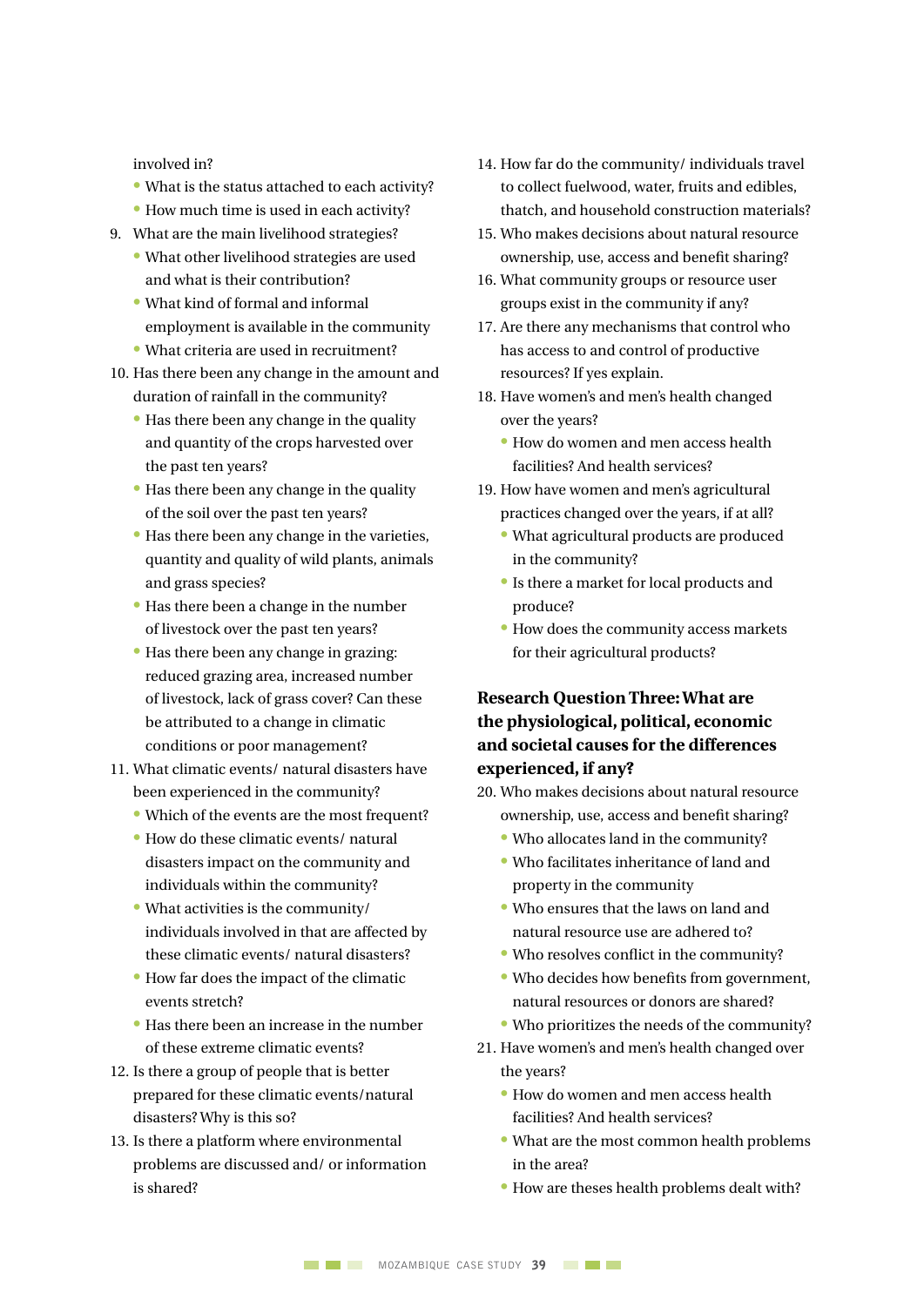involved in?

- What is the status attached to each activity?
- How much time is used in each activity?

9. What are the main livelihood strategies?
   - What other livelihood strategies are used and what is their contribution?
   - What kind of formal and informal employment is available in the community
   - What criteria are used in recruitment?
10. Has there been any change in the amount and duration of rainfall in the community?
    - Has there been any change in the quality and quantity of the crops harvested over the past ten years?
    - Has there been any change in the quality of the soil over the past ten years?
    - Has there been any change in the varieties, quantity and quality of wild plants, animals and grass species?
    - Has there been a change in the number of livestock over the past ten years?
    - Has there been any change in grazing: reduced grazing area, increased number of livestock, lack of grass cover? Can these be attributed to a change in climatic conditions or poor management?
11. What climatic events/ natural disasters have been experienced in the community?
    - Which of the events are the most frequent?
    - How do these climatic events/ natural disasters impact on the community and individuals within the community?
    - What activities is the community/ individuals involved in that are affected by these climatic events/ natural disasters?
    - How far does the impact of the climatic events stretch?
    - Has there been an increase in the number of these extreme climatic events?
12. Is there a group of people that is better prepared for these climatic events/natural disasters? Why is this so?
13. Is there a platform where environmental problems are discussed and/ or information is shared?
14. How far do the community/ individuals travel to collect fuelwood, water, fruits and edibles, thatch, and household construction materials?
15. Who makes decisions about natural resource ownership, use, access and benefit sharing?
16. What community groups or resource user groups exist in the community if any?
17. Are there any mechanisms that control who has access to and control of productive resources? If yes explain.
18. Have women's and men's health changed over the years?
    - How do women and men access health facilities? And health services?
19. How have women and men's agricultural practices changed over the years, if at all?
    - What agricultural products are produced in the community?
    - Is there a market for local products and produce?
    - How does the community access markets for their agricultural products?

### Research Question Three: What are the physiological, political, economic and societal causes for the differences experienced, if any?

20. Who makes decisions about natural resource ownership, use, access and benefit sharing?
    - Who allocates land in the community?
    - Who facilitates inheritance of land and property in the community
    - Who ensures that the laws on land and natural resource use are adhered to?
    - Who resolves conflict in the community?
    - Who decides how benefits from government, natural resources or donors are shared?
    - Who prioritizes the needs of the community?
21. Have women's and men's health changed over the years?
    - How do women and men access health facilities? And health services?
    - What are the most common health problems in the area?
    - How are theses health problems dealt with?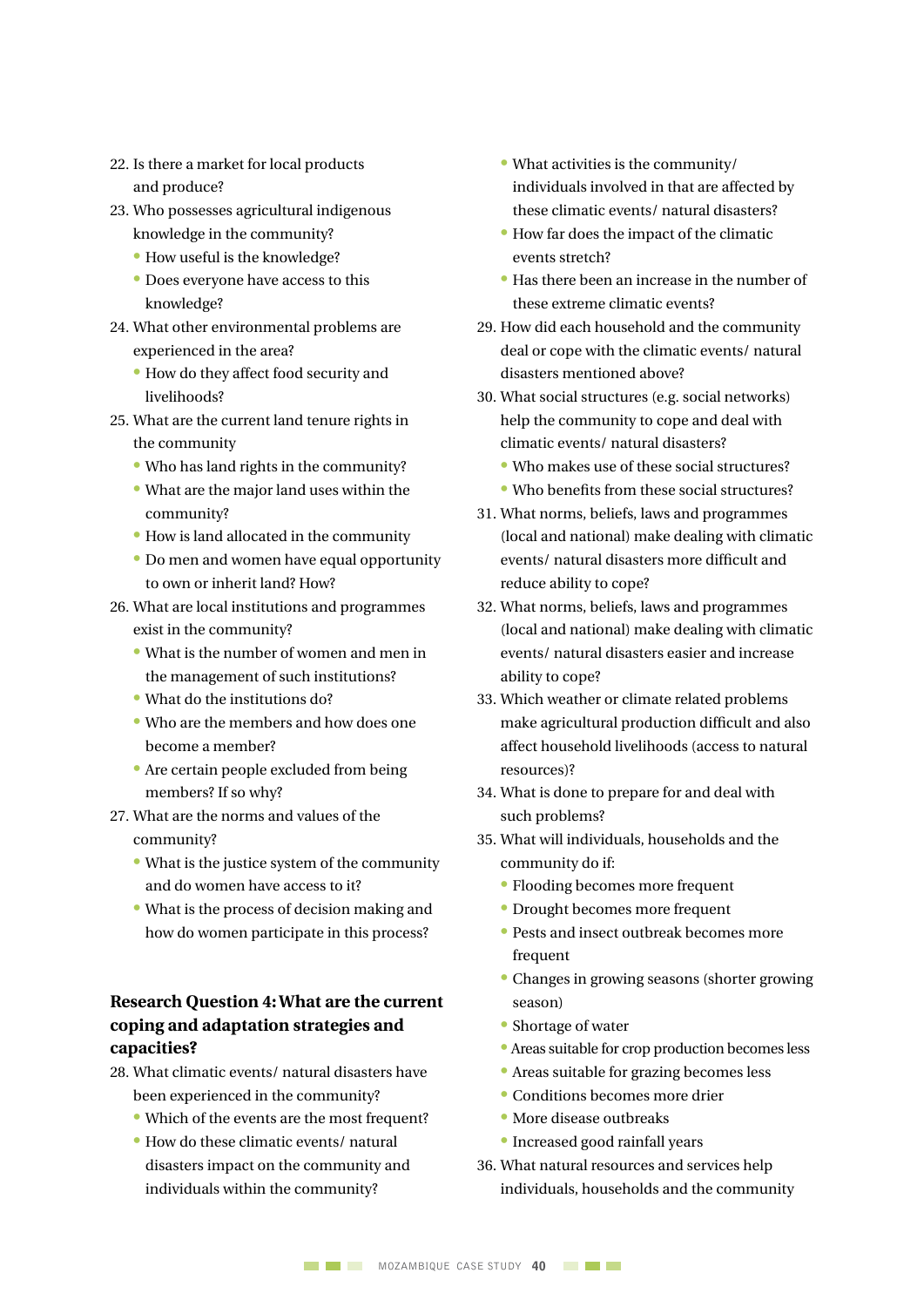22. Is there a market for local products and produce?
23. Who possesses agricultural indigenous knowledge in the community?
    - How useful is the knowledge?
    - Does everyone have access to this knowledge?
24. What other environmental problems are experienced in the area?
    - How do they affect food security and livelihoods?
25. What are the current land tenure rights in the community
    - Who has land rights in the community?
    - What are the major land uses within the community?
    - How is land allocated in the community
    - Do men and women have equal opportunity to own or inherit land? How?
26. What are local institutions and programmes exist in the community?
    - What is the number of women and men in the management of such institutions?
    - What do the institutions do?
    - Who are the members and how does one become a member?
    - Are certain people excluded from being members? If so why?
27. What are the norms and values of the community?
    - What is the justice system of the community and do women have access to it?
    - What is the process of decision making and how do women participate in this process?

### Research Question 4: What are the current coping and adaptation strategies and capacities?

28. What climatic events/ natural disasters have been experienced in the community?
    - Which of the events are the most frequent?
    - How do these climatic events/ natural disasters impact on the community and individuals within the community?
    - What activities is the community/ individuals involved in that are affected by these climatic events/ natural disasters?
    - How far does the impact of the climatic events stretch?
    - Has there been an increase in the number of these extreme climatic events?
29. How did each household and the community deal or cope with the climatic events/ natural disasters mentioned above?
30. What social structures (e.g. social networks) help the community to cope and deal with climatic events/ natural disasters?
    - Who makes use of these social structures?
    - Who benefits from these social structures?
31. What norms, beliefs, laws and programmes (local and national) make dealing with climatic events/ natural disasters more difficult and reduce ability to cope?
32. What norms, beliefs, laws and programmes (local and national) make dealing with climatic events/ natural disasters easier and increase ability to cope?
33. Which weather or climate related problems make agricultural production difficult and also affect household livelihoods (access to natural resources)?
34. What is done to prepare for and deal with such problems?
35. What will individuals, households and the community do if:
    - Flooding becomes more frequent
    - Drought becomes more frequent
    - Pests and insect outbreak becomes more frequent
    - Changes in growing seasons (shorter growing season)
    - Shortage of water
    - Areas suitable for crop production becomes less
    - Areas suitable for grazing becomes less
    - Conditions becomes more drier
    - More disease outbreaks
    - Increased good rainfall years
36. What natural resources and services help individuals, households and the community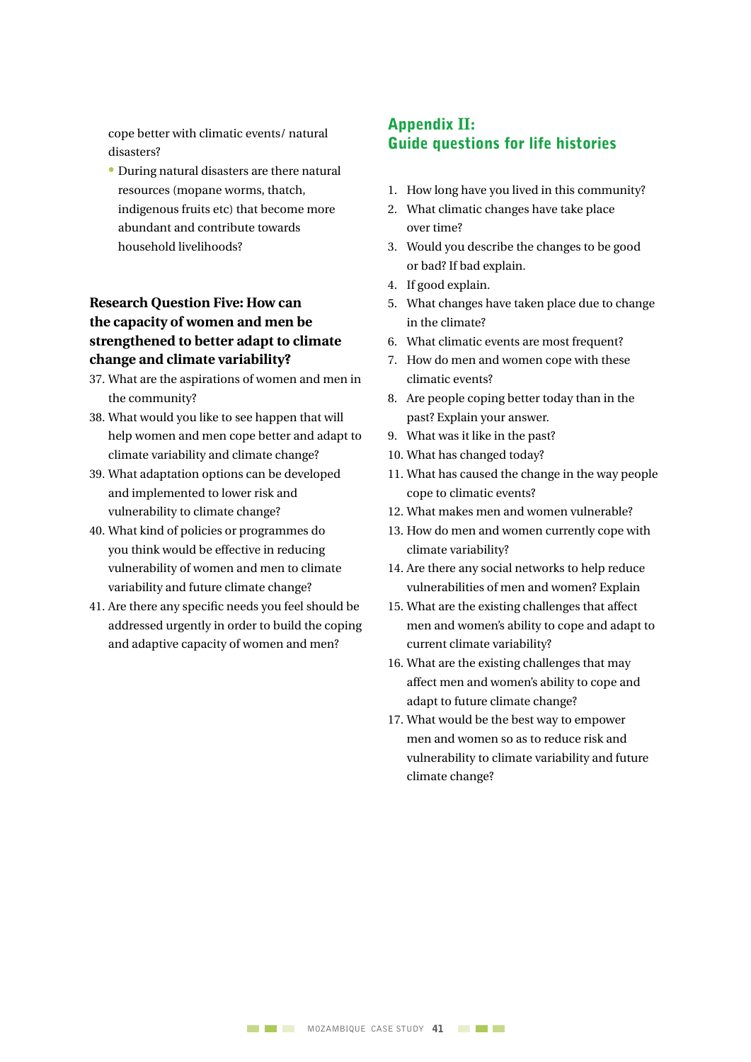cope better with climatic events/ natural disasters?

- During natural disasters are there natural resources (mopane worms, thatch, indigenous fruits etc) that become more abundant and contribute towards household livelihoods?

**Research Question Five: How can the capacity of women and men be strengthened to better adapt to climate change and climate variability?**

37. What are the aspirations of women and men in the community?
38. What would you like to see happen that will help women and men cope better and adapt to climate variability and climate change?
39. What adaptation options can be developed and implemented to lower risk and vulnerability to climate change?
40. What kind of policies or programmes do you think would be effective in reducing vulnerability of women and men to climate variability and future climate change?
41. Are there any specific needs you feel should be addressed urgently in order to build the coping and adaptive capacity of women and men?

## Appendix II: Guide questions for life histories

1. How long have you lived in this community?
2. What climatic changes have take place over time?
3. Would you describe the changes to be good or bad? If bad explain.
4. If good explain.
5. What changes have taken place due to change in the climate?
6. What climatic events are most frequent?
7. How do men and women cope with these climatic events?
8. Are people coping better today than in the past? Explain your answer.
9. What was it like in the past?
10. What has changed today?
11. What has caused the change in the way people cope to climatic events?
12. What makes men and women vulnerable?
13. How do men and women currently cope with climate variability?
14. Are there any social networks to help reduce vulnerabilities of men and women? Explain
15. What are the existing challenges that affect men and women's ability to cope and adapt to current climate variability?
16. What are the existing challenges that may affect men and women's ability to cope and adapt to future climate change?
17. What would be the best way to empower men and women so as to reduce risk and vulnerability to climate variability and future climate change?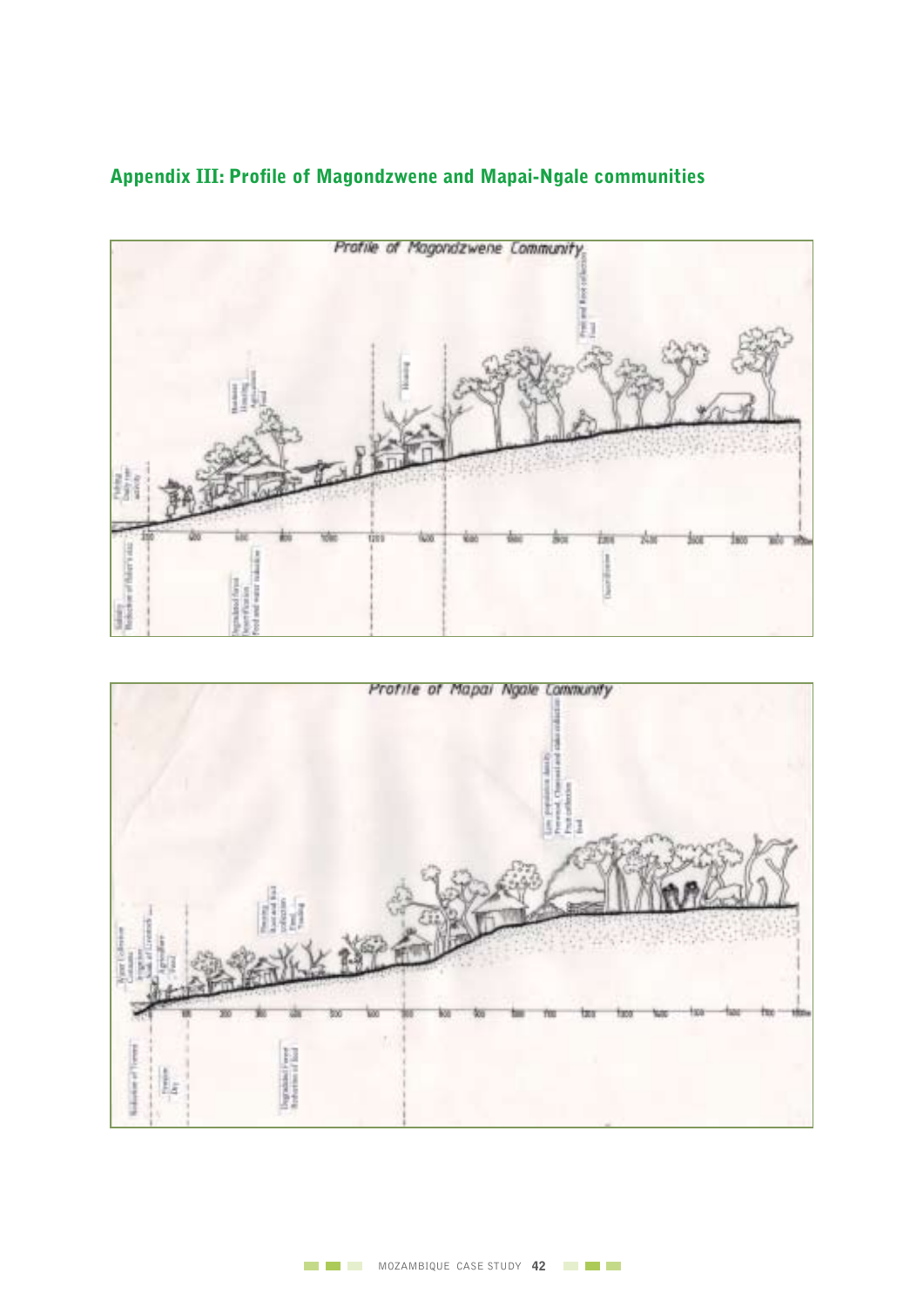## Appendix III: Profile of Magondzwene and Mapai-Ngale communities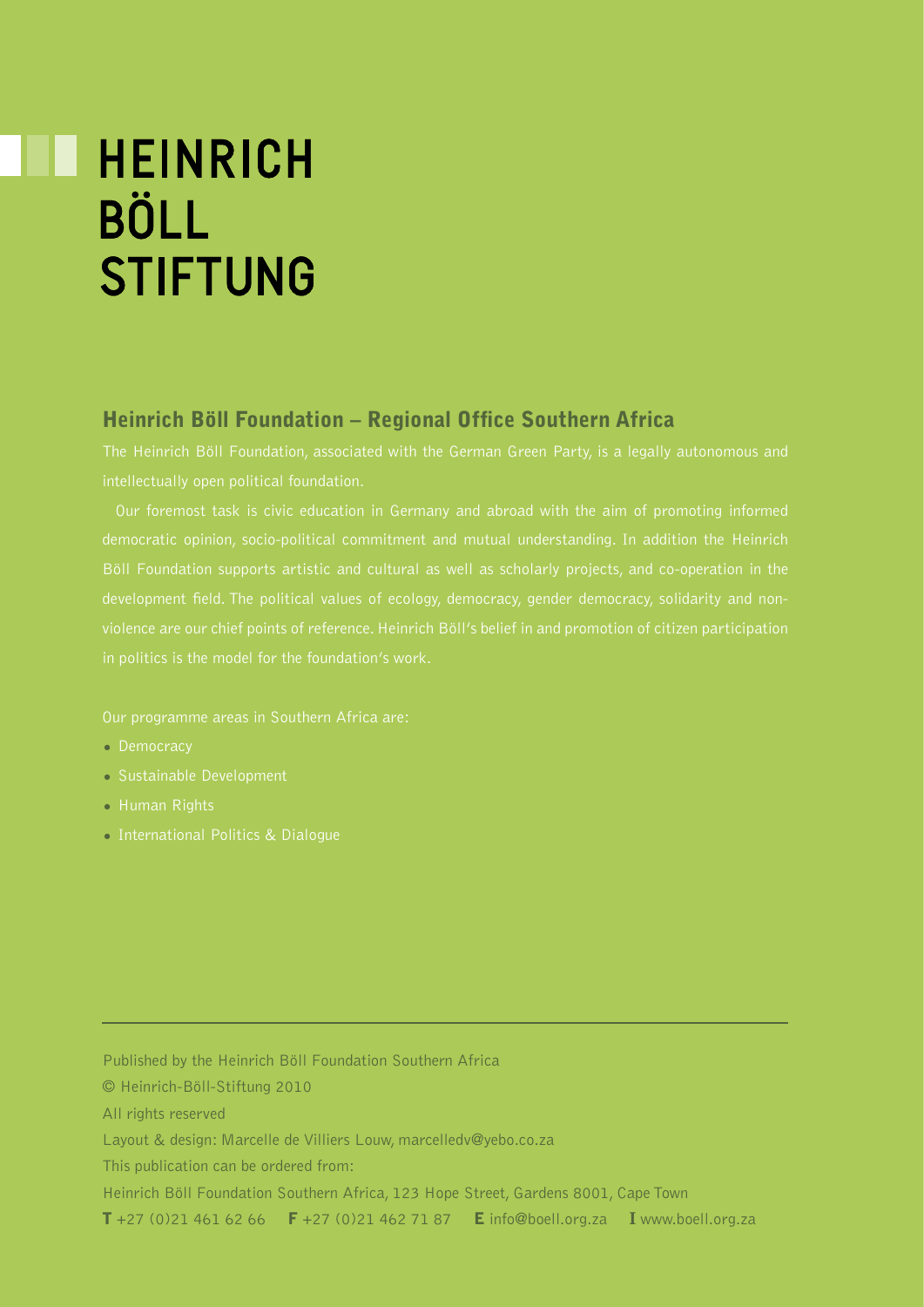# HEINRICH BÖLL STIFTUNG

## Heinrich Böll Foundation – Regional Office Southern Africa

The Heinrich Böll Foundation, associated with the German Green Party, is a legally autonomous and intellectually open political foundation.

Our foremost task is civic education in Germany and abroad with the aim of promoting informed democratic opinion, socio-political commitment and mutual understanding. In addition the Heinrich Böll Foundation supports artistic and cultural as well as scholarly projects, and co-operation in the development field. The political values of ecology, democracy, gender democracy, solidarity and non-violence are our chief points of reference. Heinrich Böll's belief in and promotion of citizen participation in politics is the model for the foundation's work.

Our programme areas in Southern Africa are:

- Democracy
- Sustainable Development
- Human Rights
- International Politics & Dialogue

---

Published by the Heinrich Böll Foundation Southern Africa

© Heinrich-Böll-Stiftung 2010

All rights reserved

Layout & design: Marcelle de Villiers Louw, marcelledv@yebo.co.za

This publication can be ordered from:

Heinrich Böll Foundation Southern Africa, 123 Hope Street, Gardens 8001, Cape Town

**T** +27 (0)21 461 62 66 **F** +27 (0)21 462 71 87 **E** info@boell.org.za **I** www.boell.org.za